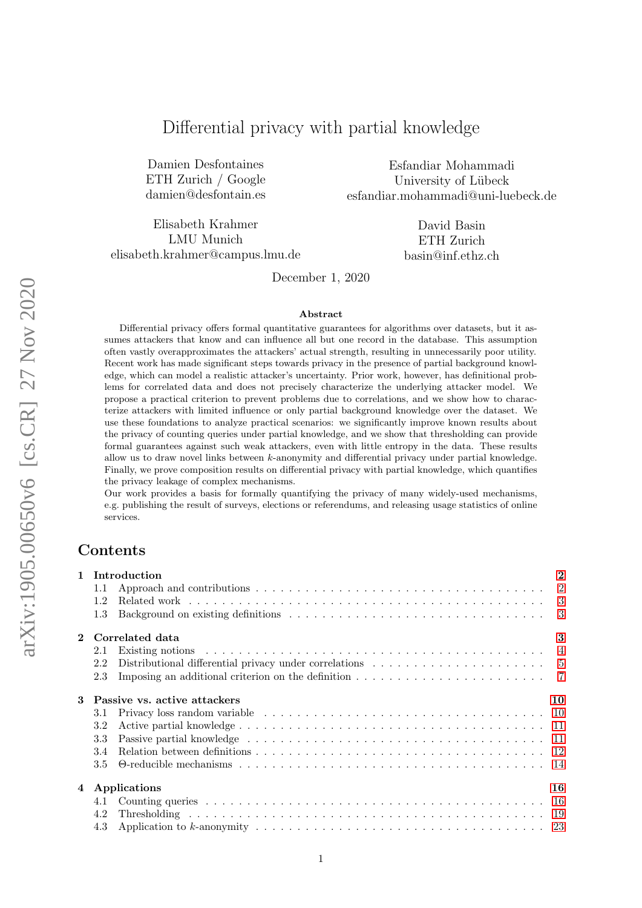# Differential privacy with partial knowledge

Damien Desfontaines
ETH Zurich / Google
damien@desfontain.es

Esfandiar Mohammadi
University of Lübeck
esfandiar.mohammadi@uni-luebeck.de

Elisabeth Krahmer
LMU Munich
elisabeth.krahmer@campus.lmu.de

David Basin
ETH Zurich
basin@inf.ethz.ch

December 1, 2020

**Abstract**

Differential privacy offers formal quantitative guarantees for algorithms over datasets, but it assumes attackers that know and can influence all but one record in the database. This assumption often vastly overapproximates the attackers' actual strength, resulting in unnecessarily poor utility. Recent work has made significant steps towards privacy in the presence of partial background knowledge, which can model a realistic attacker's uncertainty. Prior work, however, has definitional problems for correlated data and does not precisely characterize the underlying attacker model. We propose a practical criterion to prevent problems due to correlations, and we show how to characterize attackers with limited influence or only partial background knowledge over the dataset. We use these foundations to analyze practical scenarios: we significantly improve known results about the privacy of counting queries under partial knowledge, and we show that thresholding can provide formal guarantees against such weak attackers, even with little entropy in the data. These results allow us to draw novel links between $k$-anonymity and differential privacy under partial knowledge. Finally, we prove composition results on differential privacy with partial knowledge, which quantifies the privacy leakage of complex mechanisms.

Our work provides a basis for formally quantifying the privacy of many widely-used mechanisms, e.g. publishing the result of surveys, elections or referendums, and releasing usage statistics of online services.

## Contents

- **1 Introduction** — 2
  - 1.1 Approach and contributions — 2
  - 1.2 Related work — 3
  - 1.3 Background on existing definitions — 3
- **2 Correlated data** — 3
  - 2.1 Existing notions — 4
  - 2.2 Distributional differential privacy under correlations — 5
  - 2.3 Imposing an additional criterion on the definition — 7
- **3 Passive vs. active attackers** — 10
  - 3.1 Privacy loss random variable — 10
  - 3.2 Active partial knowledge — 11
  - 3.3 Passive partial knowledge — 11
  - 3.4 Relation between definitions — 12
  - 3.5 $\Theta$-reducible mechanisms — 14
- **4 Applications** — 16
  - 4.1 Counting queries — 16
  - 4.2 Thresholding — 19
  - 4.3 Application to $k$-anonymity — 23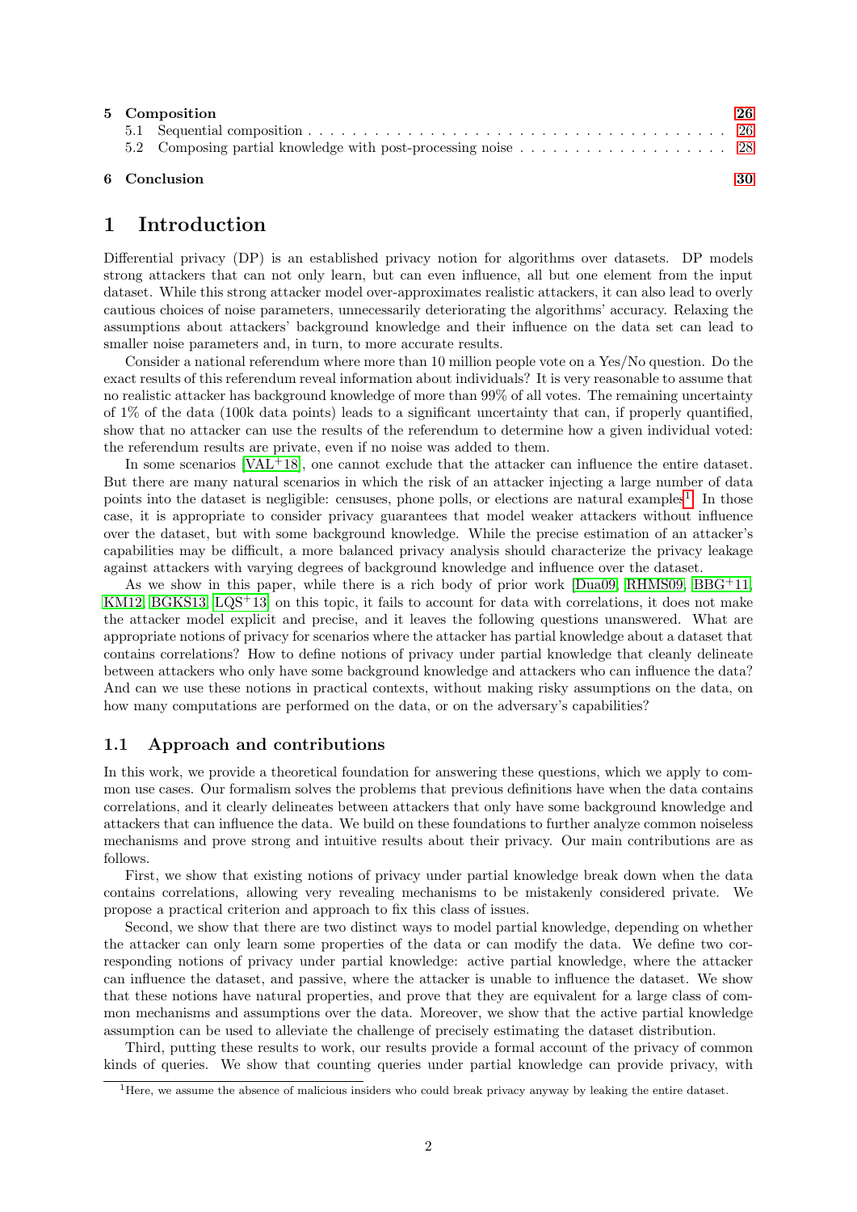| | | |
|---|---|---|
| **5** | **Composition** | **26** |
| | 5.1 Sequential composition | 26 |
| | 5.2 Composing partial knowledge with post-processing noise | 28 |
| **6** | **Conclusion** | **30** |

# 1 Introduction

Differential privacy (DP) is an established privacy notion for algorithms over datasets. DP models strong attackers that can not only learn, but can even influence, all but one element from the input dataset. While this strong attacker model over-approximates realistic attackers, it can also lead to overly cautious choices of noise parameters, unnecessarily deteriorating the algorithms' accuracy. Relaxing the assumptions about attackers' background knowledge and their influence on the data set can lead to smaller noise parameters and, in turn, to more accurate results.

Consider a national referendum where more than 10 million people vote on a Yes/No question. Do the exact results of this referendum reveal information about individuals? It is very reasonable to assume that no realistic attacker has background knowledge of more than 99% of all votes. The remaining uncertainty of 1% of the data (100k data points) leads to a significant uncertainty that can, if properly quantified, show that no attacker can use the results of the referendum to determine how a given individual voted: the referendum results are private, even if no noise was added to them.

In some scenarios [VAL+18], one cannot exclude that the attacker can influence the entire dataset. But there are many natural scenarios in which the risk of an attacker injecting a large number of data points into the dataset is negligible: censuses, phone polls, or elections are natural examples[1]. In those case, it is appropriate to consider privacy guarantees that model weaker attackers without influence over the dataset, but with some background knowledge. While the precise estimation of an attacker's capabilities may be difficult, a more balanced privacy analysis should characterize the privacy leakage against attackers with varying degrees of background knowledge and influence over the dataset.

As we show in this paper, while there is a rich body of prior work [Dua09, RHMS09, BBG+11, KM12, BGKS13, LQS+13] on this topic, it fails to account for data with correlations, it does not make the attacker model explicit and precise, and it leaves the following questions unanswered. What are appropriate notions of privacy for scenarios where the attacker has partial knowledge about a dataset that contains correlations? How to define notions of privacy under partial knowledge that cleanly delineate between attackers who only have some background knowledge and attackers who can influence the data? And can we use these notions in practical contexts, without making risky assumptions on the data, on how many computations are performed on the data, or on the adversary's capabilities?

## 1.1 Approach and contributions

In this work, we provide a theoretical foundation for answering these questions, which we apply to common use cases. Our formalism solves the problems that previous definitions have when the data contains correlations, and it clearly delineates between attackers that only have some background knowledge and attackers that can influence the data. We build on these foundations to further analyze common noiseless mechanisms and prove strong and intuitive results about their privacy. Our main contributions are as follows.

First, we show that existing notions of privacy under partial knowledge break down when the data contains correlations, allowing very revealing mechanisms to be mistakenly considered private. We propose a practical criterion and approach to fix this class of issues.

Second, we show that there are two distinct ways to model partial knowledge, depending on whether the attacker can only learn some properties of the data or can modify the data. We define two corresponding notions of privacy under partial knowledge: active partial knowledge, where the attacker can influence the dataset, and passive, where the attacker is unable to influence the dataset. We show that these notions have natural properties, and prove that they are equivalent for a large class of common mechanisms and assumptions over the data. Moreover, we show that the active partial knowledge assumption can be used to alleviate the challenge of precisely estimating the dataset distribution.

Third, putting these results to work, our results provide a formal account of the privacy of common kinds of queries. We show that counting queries under partial knowledge can provide privacy, with

[1] Here, we assume the absence of malicious insiders who could break privacy anyway by leaking the entire dataset.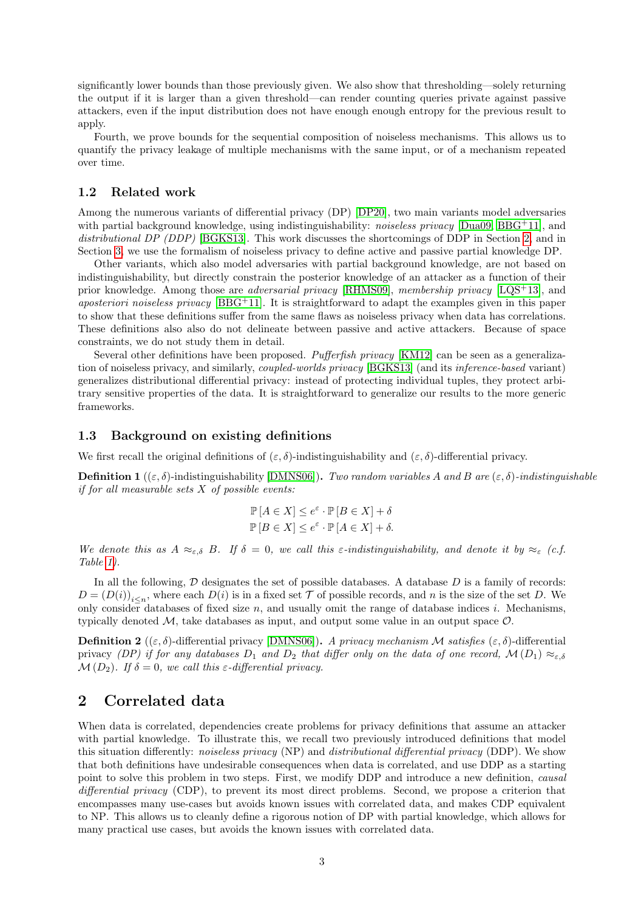significantly lower bounds than those previously given. We also show that thresholding—solely returning the output if it is larger than a given threshold—can render counting queries private against passive attackers, even if the input distribution does not have enough enough entropy for the previous result to apply.

Fourth, we prove bounds for the sequential composition of noiseless mechanisms. This allows us to quantify the privacy leakage of multiple mechanisms with the same input, or of a mechanism repeated over time.

### 1.2 Related work

Among the numerous variants of differential privacy (DP) [DP20], two main variants model adversaries with partial background knowledge, using indistinguishability: *noiseless privacy* [Dua09, BBG+11], and *distributional DP (DDP)* [BGKS13]. This work discusses the shortcomings of DDP in Section 2, and in Section 3, we use the formalism of noiseless privacy to define active and passive partial knowledge DP.

Other variants, which also model adversaries with partial background knowledge, are not based on indistinguishability, but directly constrain the posterior knowledge of an attacker as a function of their prior knowledge. Among those are *adversarial privacy* [RHMS09], *membership privacy* [LQS+13], and *aposteriori noiseless privacy* [BBG+11]. It is straightforward to adapt the examples given in this paper to show that these definitions suffer from the same flaws as noiseless privacy when data has correlations. These definitions also also do not delineate between passive and active attackers. Because of space constraints, we do not study them in detail.

Several other definitions have been proposed. *Pufferfish privacy* [KM12] can be seen as a generalization of noiseless privacy, and similarly, *coupled-worlds privacy* [BGKS13] (and its *inference-based* variant) generalizes distributional differential privacy: instead of protecting individual tuples, they protect arbitrary sensitive properties of the data. It is straightforward to generalize our results to the more generic frameworks.

### 1.3 Background on existing definitions

We first recall the original definitions of $(\varepsilon, \delta)$-indistinguishability and $(\varepsilon, \delta)$-differential privacy.

**Definition 1** ($(\varepsilon, \delta)$-indistinguishability [DMNS06])**.** *Two random variables $A$ and $B$ are $(\varepsilon, \delta)$-indistinguishable if for all measurable sets $X$ of possible events:*

$$\mathbb{P}[A \in X] \leq e^{\varepsilon} \cdot \mathbb{P}[B \in X] + \delta$$
$$\mathbb{P}[B \in X] \leq e^{\varepsilon} \cdot \mathbb{P}[A \in X] + \delta.$$

*We denote this as $A \approx_{\varepsilon,\delta} B$. If $\delta = 0$, we call this $\varepsilon$-indistinguishability, and denote it by $\approx_{\varepsilon}$ (c.f. Table 1).*

In all the following, $\mathcal{D}$ designates the set of possible databases. A database $D$ is a family of records: $D = (D(i))_{i \leq n}$, where each $D(i)$ is in a fixed set $\mathcal{T}$ of possible records, and $n$ is the size of the set $D$. We only consider databases of fixed size $n$, and usually omit the range of database indices $i$. Mechanisms, typically denoted $\mathcal{M}$, take databases as input, and output some value in an output space $\mathcal{O}$.

**Definition 2** ($(\varepsilon, \delta)$-differential privacy [DMNS06])**.** *A privacy mechanism $\mathcal{M}$ satisfies $(\varepsilon, \delta)$-*differential privacy *(DP) if for any databases $D_1$ and $D_2$ that differ only on the data of one record, $\mathcal{M}(D_1) \approx_{\varepsilon,\delta} \mathcal{M}(D_2)$. If $\delta = 0$, we call this $\varepsilon$-differential privacy.*

## 2 Correlated data

When data is correlated, dependencies create problems for privacy definitions that assume an attacker with partial knowledge. To illustrate this, we recall two previously introduced definitions that model this situation differently: *noiseless privacy* (NP) and *distributional differential privacy* (DDP). We show that both definitions have undesirable consequences when data is correlated, and use DDP as a starting point to solve this problem in two steps. First, we modify DDP and introduce a new definition, *causal differential privacy* (CDP), to prevent its most direct problems. Second, we propose a criterion that encompasses many use-cases but avoids known issues with correlated data, and makes CDP equivalent to NP. This allows us to cleanly define a rigorous notion of DP with partial knowledge, which allows for many practical use cases, but avoids the known issues with correlated data.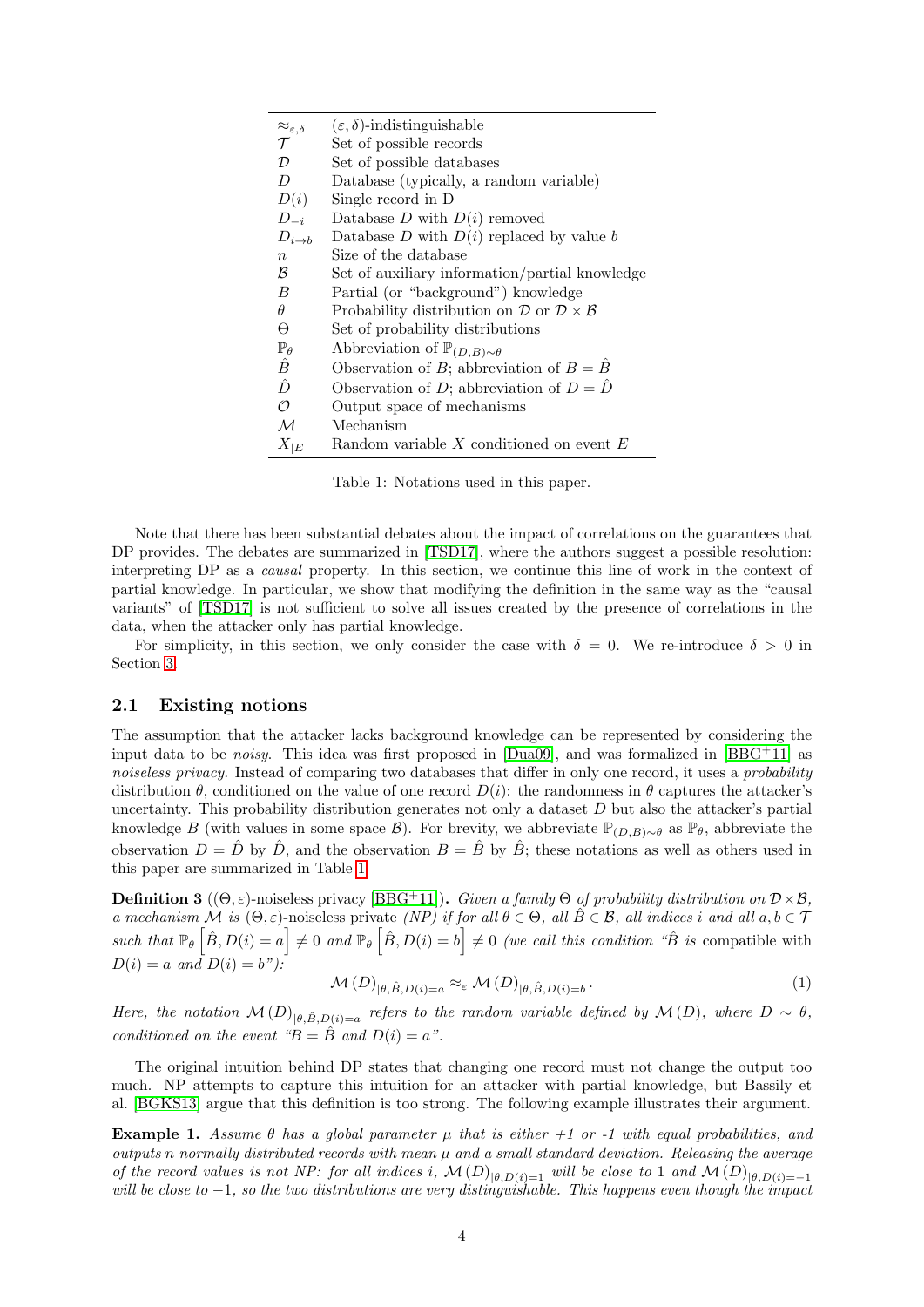| | |
|---|---|
| $\approx_{\varepsilon,\delta}$ | $(\varepsilon,\delta)$-indistinguishable |
| $\mathcal{T}$ | Set of possible records |
| $\mathcal{D}$ | Set of possible databases |
| $D$ | Database (typically, a random variable) |
| $D(i)$ | Single record in D |
| $D_{-i}$ | Database $D$ with $D(i)$ removed |
| $D_{i\to b}$ | Database $D$ with $D(i)$ replaced by value $b$ |
| $n$ | Size of the database |
| $\mathcal{B}$ | Set of auxiliary information/partial knowledge |
| $B$ | Partial (or "background") knowledge |
| $\theta$ | Probability distribution on $\mathcal{D}$ or $\mathcal{D}\times\mathcal{B}$ |
| $\Theta$ | Set of probability distributions |
| $\mathbb{P}_\theta$ | Abbreviation of $\mathbb{P}_{(D,B)\sim\theta}$ |
| $\hat{B}$ | Observation of $B$; abbreviation of $B=\hat{B}$ |
| $\hat{D}$ | Observation of $D$; abbreviation of $D=\hat{D}$ |
| $\mathcal{O}$ | Output space of mechanisms |
| $\mathcal{M}$ | Mechanism |
| $X_{\mid E}$ | Random variable $X$ conditioned on event $E$ |

Table 1: Notations used in this paper.

Note that there has been substantial debates about the impact of correlations on the guarantees that DP provides. The debates are summarized in [TSD17], where the authors suggest a possible resolution: interpreting DP as a *causal* property. In this section, we continue this line of work in the context of partial knowledge. In particular, we show that modifying the definition in the same way as the "causal variants" of [TSD17] is not sufficient to solve all issues created by the presence of correlations in the data, when the attacker only has partial knowledge.

For simplicity, in this section, we only consider the case with $\delta = 0$. We re-introduce $\delta > 0$ in Section 3.

## 2.1 Existing notions

The assumption that the attacker lacks background knowledge can be represented by considering the input data to be *noisy*. This idea was first proposed in [Dua09], and was formalized in [BBG+11] as *noiseless privacy*. Instead of comparing two databases that differ in only one record, it uses a *probability* distribution $\theta$, conditioned on the value of one record $D(i)$: the randomness in $\theta$ captures the attacker's uncertainty. This probability distribution generates not only a dataset $D$ but also the attacker's partial knowledge $B$ (with values in some space $\mathcal{B}$). For brevity, we abbreviate $\mathbb{P}_{(D,B)\sim\theta}$ as $\mathbb{P}_\theta$, abbreviate the observation $D = \hat{D}$ by $\hat{D}$, and the observation $B = \hat{B}$ by $\hat{B}$; these notations as well as others used in this paper are summarized in Table 1.

**Definition 3** ($(\Theta,\varepsilon)$-noiseless privacy [BBG+11])**.** *Given a family $\Theta$ of probability distribution on $\mathcal{D}\times\mathcal{B}$, a mechanism $\mathcal{M}$ is $(\Theta,\varepsilon)$-noiseless private (NP) if for all $\theta\in\Theta$, all $\hat{B}\in\mathcal{B}$, all indices $i$ and all $a,b\in\mathcal{T}$ such that $\mathbb{P}_\theta\left[\hat{B}, D(i)=a\right]\neq 0$ and $\mathbb{P}_\theta\left[\hat{B}, D(i)=b\right]\neq 0$ (we call this condition "$\hat{B}$ is compatible with $D(i)=a$ and $D(i)=b$"):*

$$\mathcal{M}(D)_{\mid\theta,\hat{B},D(i)=a} \approx_\varepsilon \mathcal{M}(D)_{\mid\theta,\hat{B},D(i)=b}. \tag{1}$$

*Here, the notation $\mathcal{M}(D)_{\mid\theta,\hat{B},D(i)=a}$ refers to the random variable defined by $\mathcal{M}(D)$, where $D\sim\theta$, conditioned on the event "$B=\hat{B}$ and $D(i)=a$".*

The original intuition behind DP states that changing one record must not change the output too much. NP attempts to capture this intuition for an attacker with partial knowledge, but Bassily et al. [BGKS13] argue that this definition is too strong. The following example illustrates their argument.

**Example 1.** *Assume $\theta$ has a global parameter $\mu$ that is either +1 or -1 with equal probabilities, and outputs $n$ normally distributed records with mean $\mu$ and a small standard deviation. Releasing the average of the record values is not NP: for all indices $i$, $\mathcal{M}(D)_{\mid\theta,D(i)=1}$ will be close to 1 and $\mathcal{M}(D)_{\mid\theta,D(i)=-1}$ will be close to $-1$, so the two distributions are very distinguishable. This happens even though the impact*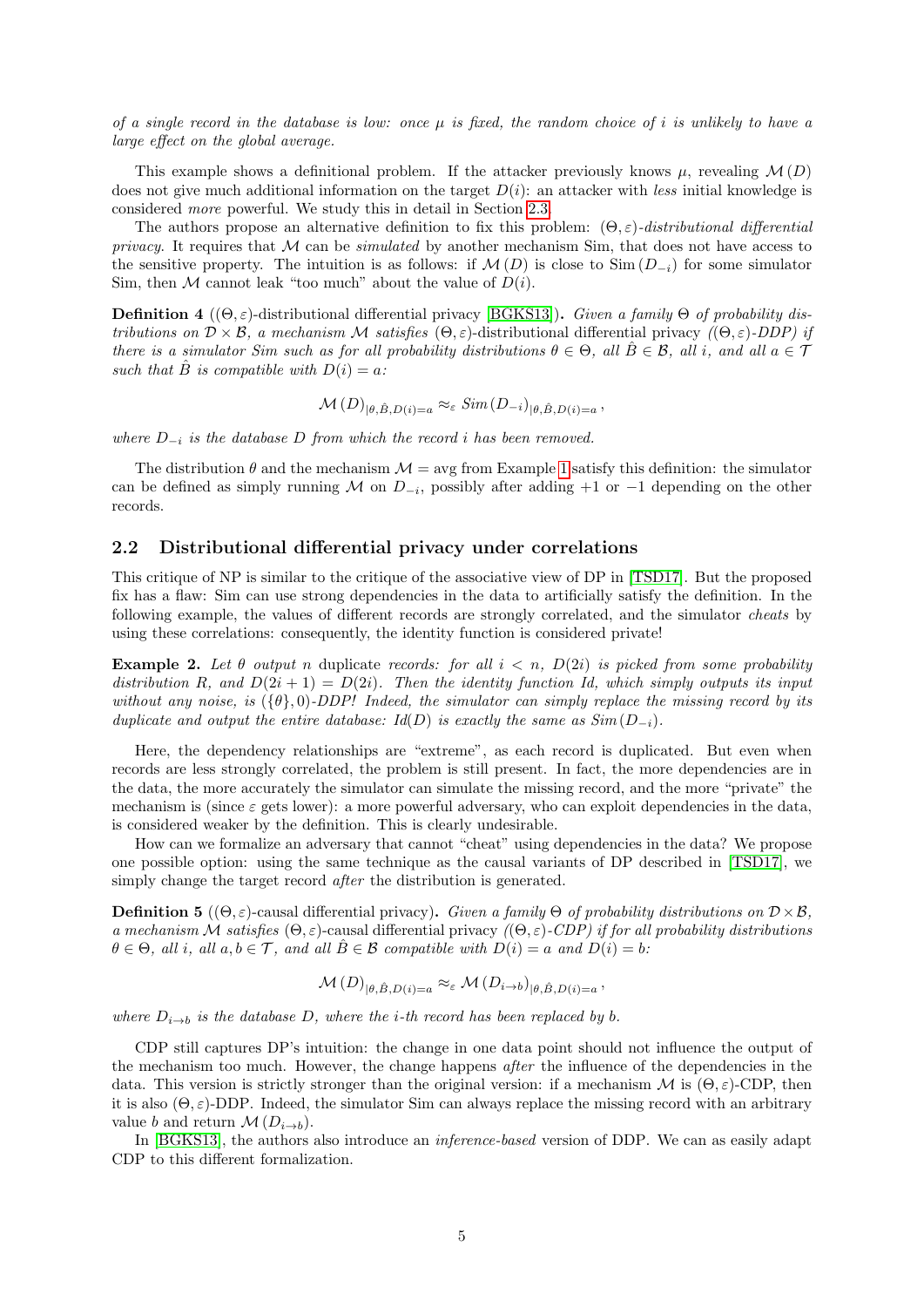*of a single record in the database is low: once $\mu$ is fixed, the random choice of $i$ is unlikely to have a large effect on the global average.*

This example shows a definitional problem. If the attacker previously knows $\mu$, revealing $\mathcal{M}(D)$ does not give much additional information on the target $D(i)$: an attacker with *less* initial knowledge is considered *more* powerful. We study this in detail in Section 2.3.

The authors propose an alternative definition to fix this problem: $(\Theta, \varepsilon)$-*distributional differential privacy*. It requires that $\mathcal{M}$ can be *simulated* by another mechanism Sim, that does not have access to the sensitive property. The intuition is as follows: if $\mathcal{M}(D)$ is close to $\text{Sim}(D_{-i})$ for some simulator Sim, then $\mathcal{M}$ cannot leak "too much" about the value of $D(i)$.

**Definition 4** (($\Theta, \varepsilon$)-distributional differential privacy [BGKS13])**.** *Given a family $\Theta$ of probability distributions on $\mathcal{D} \times \mathcal{B}$, a mechanism $\mathcal{M}$ satisfies $(\Theta, \varepsilon)$-distributional differential privacy ($(\Theta, \varepsilon)$-DDP) if there is a simulator Sim such as for all probability distributions $\theta \in \Theta$, all $\hat{B} \in \mathcal{B}$, all $i$, and all $a \in \mathcal{T}$ such that $\hat{B}$ is compatible with $D(i) = a$:*

$$\mathcal{M}(D)_{|\theta,\hat{B},D(i)=a} \approx_\varepsilon \textit{Sim}(D_{-i})_{|\theta,\hat{B},D(i)=a},$$

*where $D_{-i}$ is the database $D$ from which the record $i$ has been removed.*

The distribution $\theta$ and the mechanism $\mathcal{M} = \text{avg}$ from Example 1 satisfy this definition: the simulator can be defined as simply running $\mathcal{M}$ on $D_{-i}$, possibly after adding $+1$ or $-1$ depending on the other records.

## 2.2 Distributional differential privacy under correlations

This critique of NP is similar to the critique of the associative view of DP in [TSD17]. But the proposed fix has a flaw: Sim can use strong dependencies in the data to artificially satisfy the definition. In the following example, the values of different records are strongly correlated, and the simulator *cheats* by using these correlations: consequently, the identity function is considered private!

**Example 2.** *Let $\theta$ output $n$* duplicate *records: for all $i < n$, $D(2i)$ is picked from some probability distribution $R$, and $D(2i+1) = D(2i)$. Then the identity function Id, which simply outputs its input without any noise, is $(\{\theta\}, 0)$-DDP! Indeed, the simulator can simply replace the missing record by its duplicate and output the entire database: $Id(D)$ is exactly the same as $Sim(D_{-i})$.*

Here, the dependency relationships are "extreme", as each record is duplicated. But even when records are less strongly correlated, the problem is still present. In fact, the more dependencies are in the data, the more accurately the simulator can simulate the missing record, and the more "private" the mechanism is (since $\varepsilon$ gets lower): a more powerful adversary, who can exploit dependencies in the data, is considered weaker by the definition. This is clearly undesirable.

How can we formalize an adversary that cannot "cheat" using dependencies in the data? We propose one possible option: using the same technique as the causal variants of DP described in [TSD17], we simply change the target record *after* the distribution is generated.

**Definition 5** (($\Theta, \varepsilon$)-causal differential privacy)**.** *Given a family $\Theta$ of probability distributions on $\mathcal{D} \times \mathcal{B}$, a mechanism $\mathcal{M}$ satisfies $(\Theta, \varepsilon)$-causal differential privacy ($(\Theta, \varepsilon)$-CDP) if for all probability distributions $\theta \in \Theta$, all $i$, all $a, b \in \mathcal{T}$, and all $\hat{B} \in \mathcal{B}$ compatible with $D(i) = a$ and $D(i) = b$:*

$$\mathcal{M}(D)_{|\theta,\hat{B},D(i)=a} \approx_\varepsilon \mathcal{M}(D_{i \to b})_{|\theta,\hat{B},D(i)=a},$$

*where $D_{i \to b}$ is the database $D$, where the $i$-th record has been replaced by $b$.*

CDP still captures DP's intuition: the change in one data point should not influence the output of the mechanism too much. However, the change happens *after* the influence of the dependencies in the data. This version is strictly stronger than the original version: if a mechanism $\mathcal{M}$ is $(\Theta, \varepsilon)$-CDP, then it is also $(\Theta, \varepsilon)$-DDP. Indeed, the simulator Sim can always replace the missing record with an arbitrary value $b$ and return $\mathcal{M}(D_{i \to b})$.

In [BGKS13], the authors also introduce an *inference-based* version of DDP. We can as easily adapt CDP to this different formalization.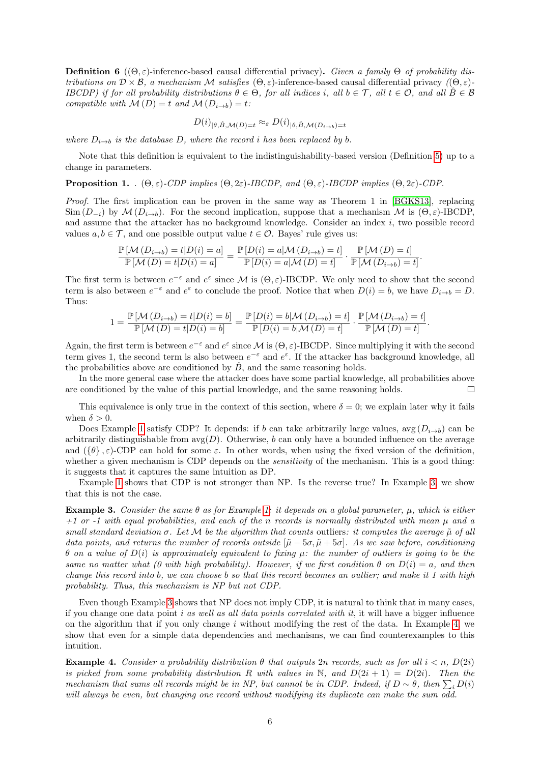**Definition 6** (**$(\Theta,\varepsilon)$-inference-based causal differential privacy**)**.** *Given a family $\Theta$ of probability distributions on $\mathcal{D} \times \mathcal{B}$, a mechanism $\mathcal{M}$ satisfies $(\Theta,\varepsilon)$-inference-based causal differential privacy ($(\Theta,\varepsilon)$-IBCDP) if for all probability distributions $\theta \in \Theta$, for all indices $i$, all $b \in \mathcal{T}$, all $t \in \mathcal{O}$, and all $\hat{B} \in \mathcal{B}$ compatible with $\mathcal{M}(D) = t$ and $\mathcal{M}(D_{i\to b}) = t$:*

$$D(i)_{|\theta,\hat{B},\mathcal{M}(D)=t} \approx_\varepsilon D(i)_{|\theta,\hat{B},\mathcal{M}(D_{i\to b})=t}$$

*where $D_{i\to b}$ is the database $D$, where the record $i$ has been replaced by $b$.*

Note that this definition is equivalent to the indistinguishability-based version (Definition 5) up to a change in parameters.

**Proposition 1.** . *$(\Theta,\varepsilon)$-CDP implies $(\Theta,2\varepsilon)$-IBCDP, and $(\Theta,\varepsilon)$-IBCDP implies $(\Theta,2\varepsilon)$-CDP.*

*Proof.* The first implication can be proven in the same way as Theorem 1 in [BGKS13], replacing $\text{Sim}(D_{-i})$ by $\mathcal{M}(D_{i\to b})$. For the second implication, suppose that a mechanism $\mathcal{M}$ is $(\Theta,\varepsilon)$-IBCDP, and assume that the attacker has no background knowledge. Consider an index $i$, two possible record values $a,b \in \mathcal{T}$, and one possible output value $t \in \mathcal{O}$. Bayes' rule gives us:

$$\frac{\mathbb{P}[\mathcal{M}(D_{i\to b}) = t | D(i) = a]}{\mathbb{P}[\mathcal{M}(D) = t | D(i) = a]} = \frac{\mathbb{P}[D(i) = a | \mathcal{M}(D_{i\to b}) = t]}{\mathbb{P}[D(i) = a | \mathcal{M}(D) = t]} \cdot \frac{\mathbb{P}[\mathcal{M}(D) = t]}{\mathbb{P}[\mathcal{M}(D_{i\to b}) = t]}.$$

The first term is between $e^{-\varepsilon}$ and $e^{\varepsilon}$ since $\mathcal{M}$ is $(\Theta,\varepsilon)$-IBCDP. We only need to show that the second term is also between $e^{-\varepsilon}$ and $e^{\varepsilon}$ to conclude the proof. Notice that when $D(i) = b$, we have $D_{i\to b} = D$. Thus:

$$1 = \frac{\mathbb{P}[\mathcal{M}(D_{i\to b}) = t | D(i) = b]}{\mathbb{P}[\mathcal{M}(D) = t | D(i) = b]} = \frac{\mathbb{P}[D(i) = b | \mathcal{M}(D_{i\to b}) = t]}{\mathbb{P}[D(i) = b | \mathcal{M}(D) = t]} \cdot \frac{\mathbb{P}[\mathcal{M}(D_{i\to b}) = t]}{\mathbb{P}[\mathcal{M}(D) = t]}.$$

Again, the first term is between $e^{-\varepsilon}$ and $e^{\varepsilon}$ since $\mathcal{M}$ is $(\Theta,\varepsilon)$-IBCDP. Since multiplying it with the second term gives 1, the second term is also between $e^{-\varepsilon}$ and $e^{\varepsilon}$. If the attacker has background knowledge, all the probabilities above are conditioned by $\hat{B}$, and the same reasoning holds.

In the more general case where the attacker does have some partial knowledge, all probabilities above are conditioned by the value of this partial knowledge, and the same reasoning holds. □

This equivalence is only true in the context of this section, where $\delta = 0$; we explain later why it fails when $\delta > 0$.

Does Example 1 satisfy CDP? It depends: if $b$ can take arbitrarily large values, $\text{avg}(D_{i\to b})$ can be arbitrarily distinguishable from $\text{avg}(D)$. Otherwise, $b$ can only have a bounded influence on the average and $(\{\theta\},\varepsilon)$-CDP can hold for some $\varepsilon$. In other words, when using the fixed version of the definition, whether a given mechanism is CDP depends on the *sensitivity* of the mechanism. This is a good thing: it suggests that it captures the same intuition as DP.

Example 1 shows that CDP is not stronger than NP. Is the reverse true? In Example 3, we show that this is not the case.

**Example 3.** *Consider the same $\theta$ as for Example 1: it depends on a global parameter, $\mu$, which is either +1 or -1 with equal probabilities, and each of the $n$ records is normally distributed with mean $\mu$ and a small standard deviation $\sigma$. Let $\mathcal{M}$ be the algorithm that counts outliers: it computes the average $\tilde{\mu}$ of all data points, and returns the number of records outside $[\tilde{\mu}-5\sigma,\tilde{\mu}+5\sigma]$. As we saw before, conditioning $\theta$ on a value of $D(i)$ is approximately equivalent to fixing $\mu$: the number of outliers is going to be the same no matter what (0 with high probability). However, if we first condition $\theta$ on $D(i) = a$, and then change this record into $b$, we can choose $b$ so that this record becomes an outlier; and make it 1 with high probability. Thus, this mechanism is NP but not CDP.*

Even though Example 3 shows that NP does not imply CDP, it is natural to think that in many cases, if you change one data point $i$ *as well as* all data points correlated with it, it will have a bigger influence on the algorithm that if you only change $i$ without modifying the rest of the data. In Example 4, we show that even for a simple data dependencies and mechanisms, we can find counterexamples to this intuition.

**Example 4.** *Consider a probability distribution $\theta$ that outputs $2n$ records, such as for all $i < n$, $D(2i)$ is picked from some probability distribution $R$ with values in $\mathbb{N}$, and $D(2i+1) = D(2i)$. Then the mechanism that sums all records might be in NP, but cannot be in CDP. Indeed, if $D \sim \theta$, then $\sum_i D(i)$ will always be even, but changing one record without modifying its duplicate can make the sum odd.*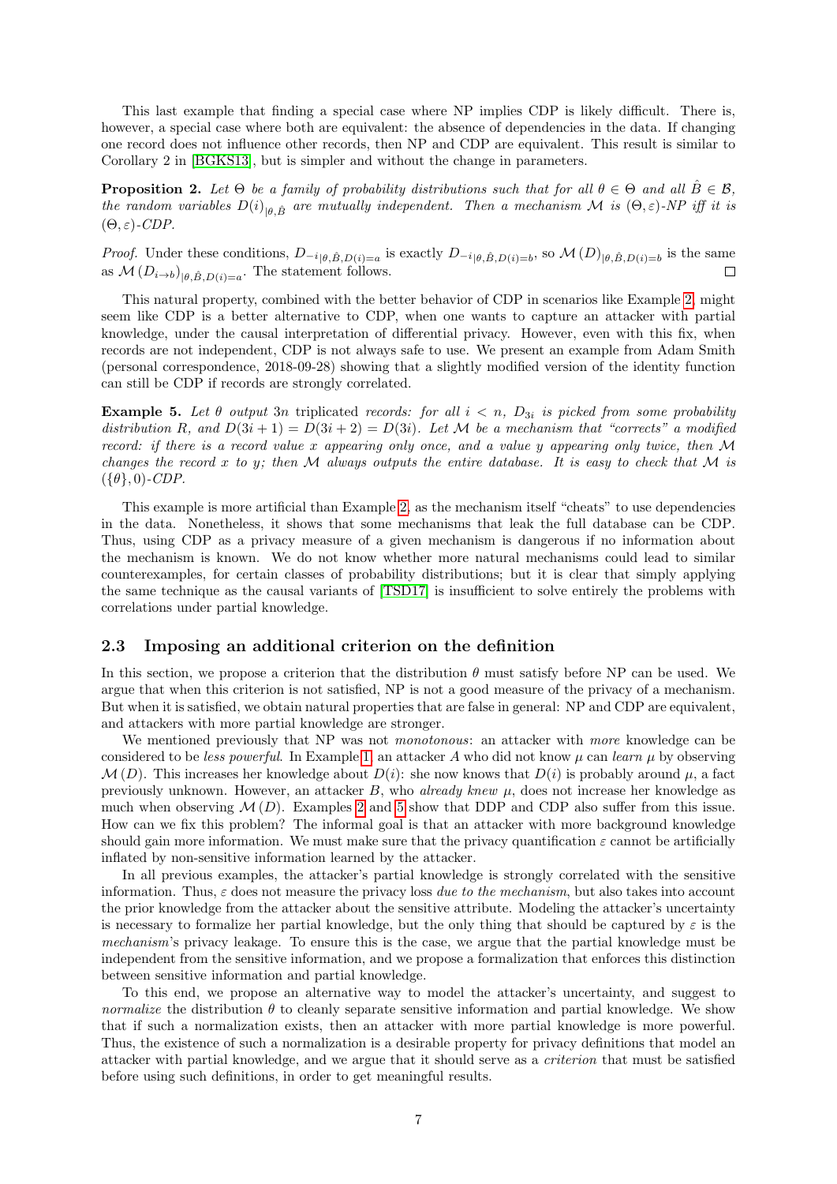This last example that finding a special case where NP implies CDP is likely difficult. There is, however, a special case where both are equivalent: the absence of dependencies in the data. If changing one record does not influence other records, then NP and CDP are equivalent. This result is similar to Corollary 2 in [BGKS13], but is simpler and without the change in parameters.

**Proposition 2.** *Let $\Theta$ be a family of probability distributions such that for all $\theta \in \Theta$ and all $\hat{B} \in \mathcal{B}$, the random variables $D(i)_{|\theta,\hat{B}}$ are mutually independent. Then a mechanism $\mathcal{M}$ is $(\Theta, \varepsilon)$-NP iff it is $(\Theta, \varepsilon)$-CDP.*

*Proof.* Under these conditions, $D_{-i|\theta,\hat{B},D(i)=a}$ is exactly $D_{-i|\theta,\hat{B},D(i)=b}$, so $\mathcal{M}(D)_{|\theta,\hat{B},D(i)=b}$ is the same as $\mathcal{M}(D_{i\to b})_{|\theta,\hat{B},D(i)=a}$. The statement follows. □

This natural property, combined with the better behavior of CDP in scenarios like Example 2, might seem like CDP is a better alternative to CDP, when one wants to capture an attacker with partial knowledge, under the causal interpretation of differential privacy. However, even with this fix, when records are not independent, CDP is not always safe to use. We present an example from Adam Smith (personal correspondence, 2018-09-28) showing that a slightly modified version of the identity function can still be CDP if records are strongly correlated.

**Example 5.** *Let $\theta$ output $3n$ triplicated records: for all $i < n$, $D_{3i}$ is picked from some probability distribution $R$, and $D(3i+1) = D(3i+2) = D(3i)$. Let $\mathcal{M}$ be a mechanism that "corrects" a modified record: if there is a record value $x$ appearing only once, and a value $y$ appearing only twice, then $\mathcal{M}$ changes the record $x$ to $y$; then $\mathcal{M}$ always outputs the entire database. It is easy to check that $\mathcal{M}$ is $(\{\theta\}, 0)$-CDP.*

This example is more artificial than Example 2, as the mechanism itself "cheats" to use dependencies in the data. Nonetheless, it shows that some mechanisms that leak the full database can be CDP. Thus, using CDP as a privacy measure of a given mechanism is dangerous if no information about the mechanism is known. We do not know whether more natural mechanisms could lead to similar counterexamples, for certain classes of probability distributions; but it is clear that simply applying the same technique as the causal variants of [TSD17] is insufficient to solve entirely the problems with correlations under partial knowledge.

### 2.3 Imposing an additional criterion on the definition

In this section, we propose a criterion that the distribution $\theta$ must satisfy before NP can be used. We argue that when this criterion is not satisfied, NP is not a good measure of the privacy of a mechanism. But when it is satisfied, we obtain natural properties that are false in general: NP and CDP are equivalent, and attackers with more partial knowledge are stronger.

We mentioned previously that NP was not *monotonous*: an attacker with *more* knowledge can be considered to be *less powerful*. In Example 1, an attacker $A$ who did not know $\mu$ can *learn* $\mu$ by observing $\mathcal{M}(D)$. This increases her knowledge about $D(i)$: she now knows that $D(i)$ is probably around $\mu$, a fact previously unknown. However, an attacker $B$, who *already knew* $\mu$, does not increase her knowledge as much when observing $\mathcal{M}(D)$. Examples 2 and 5 show that DDP and CDP also suffer from this issue. How can we fix this problem? The informal goal is that an attacker with more background knowledge should gain more information. We must make sure that the privacy quantification $\varepsilon$ cannot be artificially inflated by non-sensitive information learned by the attacker.

In all previous examples, the attacker's partial knowledge is strongly correlated with the sensitive information. Thus, $\varepsilon$ does not measure the privacy loss *due to the mechanism*, but also takes into account the prior knowledge from the attacker about the sensitive attribute. Modeling the attacker's uncertainty is necessary to formalize her partial knowledge, but the only thing that should be captured by $\varepsilon$ is the *mechanism*'s privacy leakage. To ensure this is the case, we argue that the partial knowledge must be independent from the sensitive information, and we propose a formalization that enforces this distinction between sensitive information and partial knowledge.

To this end, we propose an alternative way to model the attacker's uncertainty, and suggest to *normalize* the distribution $\theta$ to cleanly separate sensitive information and partial knowledge. We show that if such a normalization exists, then an attacker with more partial knowledge is more powerful. Thus, the existence of such a normalization is a desirable property for privacy definitions that model an attacker with partial knowledge, and we argue that it should serve as a *criterion* that must be satisfied before using such definitions, in order to get meaningful results.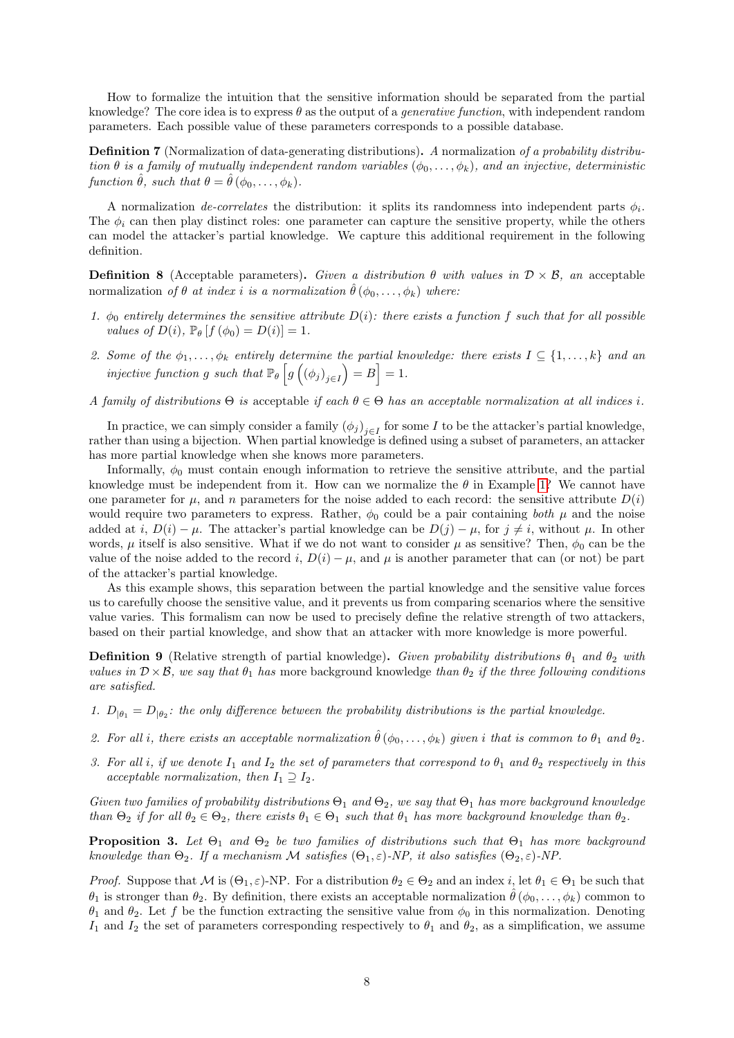How to formalize the intuition that the sensitive information should be separated from the partial knowledge? The core idea is to express $\theta$ as the output of a *generative function*, with independent random parameters. Each possible value of these parameters corresponds to a possible database.

**Definition 7** (Normalization of data-generating distributions)**.** *A* normalization *of a probability distribution $\theta$ is a family of mutually independent random variables $(\phi_0, \ldots, \phi_k)$, and an injective, deterministic function $\hat{\theta}$, such that $\theta = \hat{\theta}(\phi_0, \ldots, \phi_k)$.*

A normalization *de-correlates* the distribution: it splits its randomness into independent parts $\phi_i$. The $\phi_i$ can then play distinct roles: one parameter can capture the sensitive property, while the others can model the attacker's partial knowledge. We capture this additional requirement in the following definition.

**Definition 8** (Acceptable parameters)**.** *Given a distribution $\theta$ with values in $\mathcal{D} \times \mathcal{B}$, an* acceptable normalization *of $\theta$ at index $i$ is a normalization $\hat{\theta}(\phi_0, \ldots, \phi_k)$ where:*

1. *$\phi_0$ entirely determines the sensitive attribute $D(i)$: there exists a function $f$ such that for all possible values of $D(i)$, $\mathbb{P}_\theta [f(\phi_0) = D(i)] = 1$.*
2. *Some of the $\phi_1, \ldots, \phi_k$ entirely determine the partial knowledge: there exists $I \subseteq \{1, \ldots, k\}$ and an injective function $g$ such that $\mathbb{P}_\theta \left[ g\left( (\phi_j)_{j \in I} \right) = B \right] = 1$.*

*A family of distributions $\Theta$ is* acceptable *if each $\theta \in \Theta$ has an acceptable normalization at all indices $i$.*

In practice, we can simply consider a family $(\phi_j)_{j \in I}$ for some $I$ to be the attacker's partial knowledge, rather than using a bijection. When partial knowledge is defined using a subset of parameters, an attacker has more partial knowledge when she knows more parameters.

Informally, $\phi_0$ must contain enough information to retrieve the sensitive attribute, and the partial knowledge must be independent from it. How can we normalize the $\theta$ in Example 1? We cannot have one parameter for $\mu$, and $n$ parameters for the noise added to each record: the sensitive attribute $D(i)$ would require two parameters to express. Rather, $\phi_0$ could be a pair containing *both* $\mu$ and the noise added at $i$, $D(i) - \mu$. The attacker's partial knowledge can be $D(j) - \mu$, for $j \neq i$, without $\mu$. In other words, $\mu$ itself is also sensitive. What if we do not want to consider $\mu$ as sensitive? Then, $\phi_0$ can be the value of the noise added to the record $i$, $D(i) - \mu$, and $\mu$ is another parameter that can (or not) be part of the attacker's partial knowledge.

As this example shows, this separation between the partial knowledge and the sensitive value forces us to carefully choose the sensitive value, and it prevents us from comparing scenarios where the sensitive value varies. This formalism can now be used to precisely define the relative strength of two attackers, based on their partial knowledge, and show that an attacker with more knowledge is more powerful.

**Definition 9** (Relative strength of partial knowledge)**.** *Given probability distributions $\theta_1$ and $\theta_2$ with values in $\mathcal{D} \times \mathcal{B}$, we say that $\theta_1$ has* more background knowledge *than $\theta_2$ if the three following conditions are satisfied.*

1. *$D_{|\theta_1} = D_{|\theta_2}$: the only difference between the probability distributions is the partial knowledge.*
2. *For all $i$, there exists an acceptable normalization $\hat{\theta}(\phi_0, \ldots, \phi_k)$ given $i$ that is common to $\theta_1$ and $\theta_2$.*
3. *For all $i$, if we denote $I_1$ and $I_2$ the set of parameters that correspond to $\theta_1$ and $\theta_2$ respectively in this acceptable normalization, then $I_1 \supseteq I_2$.*

*Given two families of probability distributions $\Theta_1$ and $\Theta_2$, we say that $\Theta_1$ has more background knowledge than $\Theta_2$ if for all $\theta_2 \in \Theta_2$, there exists $\theta_1 \in \Theta_1$ such that $\theta_1$ has more background knowledge than $\theta_2$.*

**Proposition 3.** *Let $\Theta_1$ and $\Theta_2$ be two families of distributions such that $\Theta_1$ has more background knowledge than $\Theta_2$. If a mechanism $\mathcal{M}$ satisfies $(\Theta_1, \varepsilon)$-NP, it also satisfies $(\Theta_2, \varepsilon)$-NP.*

*Proof.* Suppose that $\mathcal{M}$ is $(\Theta_1, \varepsilon)$-NP. For a distribution $\theta_2 \in \Theta_2$ and an index $i$, let $\theta_1 \in \Theta_1$ be such that $\theta_1$ is stronger than $\theta_2$. By definition, there exists an acceptable normalization $\hat{\theta}(\phi_0, \ldots, \phi_k)$ common to $\theta_1$ and $\theta_2$. Let $f$ be the function extracting the sensitive value from $\phi_0$ in this normalization. Denoting $I_1$ and $I_2$ the set of parameters corresponding respectively to $\theta_1$ and $\theta_2$, as a simplification, we assume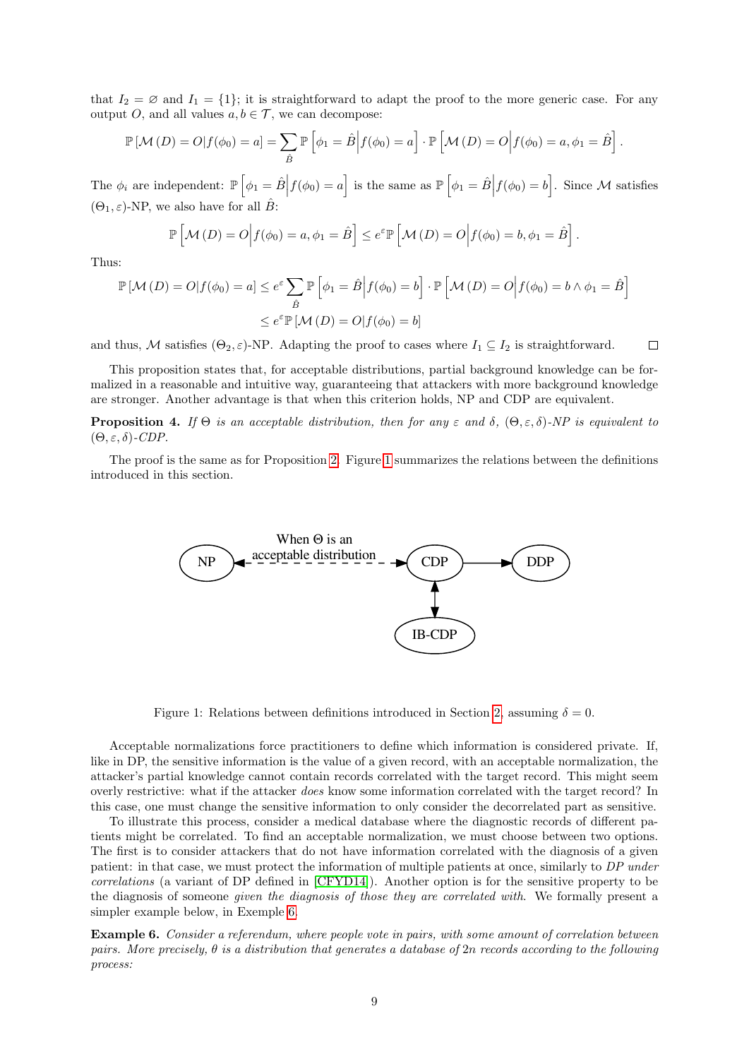that $I_2 = \varnothing$ and $I_1 = \{1\}$; it is straightforward to adapt the proof to the more generic case. For any output $O$, and all values $a, b \in \mathcal{T}$, we can decompose:

$$\mathbb{P}\left[\mathcal{M}\left(D\right) = O | f(\phi_0) = a\right] = \sum_{\hat{B}} \mathbb{P}\left[\phi_1 = \hat{B} \middle| f(\phi_0) = a\right] \cdot \mathbb{P}\left[\mathcal{M}\left(D\right) = O \middle| f(\phi_0) = a, \phi_1 = \hat{B}\right].$$

The $\phi_i$ are independent: $\mathbb{P}\left[\phi_1 = \hat{B} \middle| f(\phi_0) = a\right]$ is the same as $\mathbb{P}\left[\phi_1 = \hat{B} \middle| f(\phi_0) = b\right]$. Since $\mathcal{M}$ satisfies $(\Theta_1, \varepsilon)$-NP, we also have for all $\hat{B}$:

$$\mathbb{P}\left[\mathcal{M}\left(D\right) = O \middle| f(\phi_0) = a, \phi_1 = \hat{B}\right] \leq e^{\varepsilon} \mathbb{P}\left[\mathcal{M}\left(D\right) = O \middle| f(\phi_0) = b, \phi_1 = \hat{B}\right].$$

Thus:

$$\begin{aligned}
\mathbb{P}\left[\mathcal{M}\left(D\right) = O | f(\phi_0) = a\right] &\leq e^{\varepsilon} \sum_{\hat{B}} \mathbb{P}\left[\phi_1 = \hat{B} \middle| f(\phi_0) = b\right] \cdot \mathbb{P}\left[\mathcal{M}\left(D\right) = O \middle| f(\phi_0) = b \wedge \phi_1 = \hat{B}\right] \\
&\leq e^{\varepsilon} \mathbb{P}\left[\mathcal{M}\left(D\right) = O | f(\phi_0) = b\right]
\end{aligned}$$

and thus, $\mathcal{M}$ satisfies $(\Theta_2, \varepsilon)$-NP. Adapting the proof to cases where $I_1 \subseteq I_2$ is straightforward. □

This proposition states that, for acceptable distributions, partial background knowledge can be formalized in a reasonable and intuitive way, guaranteeing that attackers with more background knowledge are stronger. Another advantage is that when this criterion holds, NP and CDP are equivalent.

**Proposition 4.** *If $\Theta$ is an acceptable distribution, then for any $\varepsilon$ and $\delta$, $(\Theta, \varepsilon, \delta)$-NP is equivalent to $(\Theta, \varepsilon, \delta)$-CDP.*

The proof is the same as for Proposition 2. Figure 1 summarizes the relations between the definitions introduced in this section.

Figure 1: Relations between definitions introduced in Section 2, assuming $\delta = 0$.

Acceptable normalizations force practitioners to define which information is considered private. If, like in DP, the sensitive information is the value of a given record, with an acceptable normalization, the attacker's partial knowledge cannot contain records correlated with the target record. This might seem overly restrictive: what if the attacker *does* know some information correlated with the target record? In this case, one must change the sensitive information to only consider the decorrelated part as sensitive.

To illustrate this process, consider a medical database where the diagnostic records of different patients might be correlated. To find an acceptable normalization, we must choose between two options. The first is to consider attackers that do not have information correlated with the diagnosis of a given patient: in that case, we must protect the information of multiple patients at once, similarly to *DP under correlations* (a variant of DP defined in [CFYD14]). Another option is for the sensitive property to be the diagnosis of someone *given the diagnosis of those they are correlated with.* We formally present a simpler example below, in Exemple 6.

**Example 6.** *Consider a referendum, where people vote in pairs, with some amount of correlation between pairs. More precisely, $\theta$ is a distribution that generates a database of $2n$ records according to the following process:*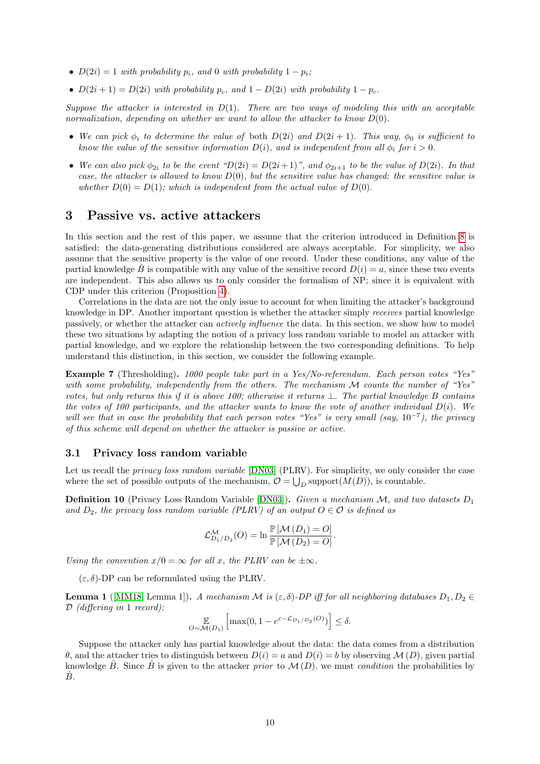- *$D(2i) = 1$ with probability $p_i$, and 0 with probability $1 - p_i$;*
- *$D(2i+1) = D(2i)$ with probability $p_c$, and $1 - D(2i)$ with probability $1 - p_c$.*

*Suppose the attacker is interested in $D(1)$. There are two ways of modeling this with an acceptable normalization, depending on whether we want to allow the attacker to know $D(0)$.*

- *We can pick $\phi_i$ to determine the value of* both *$D(2i)$ and $D(2i+1)$. This way, $\phi_0$ is sufficient to know the value of the sensitive information $D(i)$, and is independent from all $\phi_i$ for $i > 0$.*
- *We can also pick $\phi_{2i}$ to be the event "$D(2i) = D(2i+1)$", and $\phi_{2i+1}$ to be the value of $D(2i)$. In that case, the attacker is allowed to know $D(0)$, but the sensitive value has changed: the sensitive value is whether $D(0) = D(1)$; which is independent from the actual value of $D(0)$.*

## 3 Passive vs. active attackers

In this section and the rest of this paper, we assume that the criterion introduced in Definition 8 is satisfied: the data-generating distributions considered are always acceptable. For simplicity, we also assume that the sensitive property is the value of one record. Under these conditions, any value of the partial knowledge $\hat{B}$ is compatible with any value of the sensitive record $D(i) = a$, since these two events are independent. This also allows us to only consider the formalism of NP; since it is equivalent with CDP under this criterion (Proposition 4).

Correlations in the data are not the only issue to account for when limiting the attacker's background knowledge in DP. Another important question is whether the attacker simply *receives* partial knowledge passively, or whether the attacker can *actively influence* the data. In this section, we show how to model these two situations by adapting the notion of a privacy loss random variable to model an attacker with partial knowledge, and we explore the relationship between the two corresponding definitions. To help understand this distinction, in this section, we consider the following example.

**Example 7** (Thresholding)**.** *1000 people take part in a Yes/No-referendum. Each person votes "Yes" with some probability, independently from the others. The mechanism $\mathcal{M}$ counts the number of "Yes" votes, but only returns this if it is above 100; otherwise it returns $\perp$. The partial knowledge $B$ contains the votes of 100 participants, and the attacker wants to know the vote of another individual $D(i)$. We will see that in case the probability that each person votes "Yes" is very small (say, $10^{-7}$), the privacy of this scheme will depend on whether the attacker is passive or active.*

### 3.1 Privacy loss random variable

Let us recall the *privacy loss random variable* [DN03] (PLRV). For simplicity, we only consider the case where the set of possible outputs of the mechanism, $\mathcal{O} = \bigcup_D \text{support}(M(D))$, is countable.

**Definition 10** (Privacy Loss Random Variable [DN03])**.** *Given a mechanism $\mathcal{M}$, and two datasets $D_1$ and $D_2$, the privacy loss random variable (PLRV) of an output $O \in \mathcal{O}$ is defined as*

$$\mathcal{L}^{\mathcal{M}}_{D_1/D_2}(O) = \ln \frac{\mathbb{P}\left[\mathcal{M}\left(D_1\right) = O\right]}{\mathbb{P}\left[\mathcal{M}\left(D_2\right) = O\right]}.$$

*Using the convention $x/0 = \infty$ for all $x$, the PLRV can be $\pm\infty$.*

$(\varepsilon, \delta)$-DP can be reformulated using the PLRV.

**Lemma 1** ([MM18] Lemma 1])**.** *A mechanism $\mathcal{M}$ is $(\varepsilon, \delta)$-DP iff for all neighboring databases $D_1, D_2 \in \mathcal{D}$ (differing in 1 record):*

$$\mathop{\mathbb{E}}_{O \sim \mathcal{M}(D_1)} \left[\max(0, 1 - e^{\varepsilon - \mathcal{L}_{D_1/D_2}(O)})\right] \leq \delta.$$

Suppose the attacker only has partial knowledge about the data: the data comes from a distribution $\theta$, and the attacker tries to distinguish between $D(i) = a$ and $D(i) = b$ by observing $\mathcal{M}(D)$, given partial knowledge $\hat{B}$. Since $\hat{B}$ is given to the attacker *prior* to $\mathcal{M}(D)$, we must *condition* the probabilities by $\hat{B}$.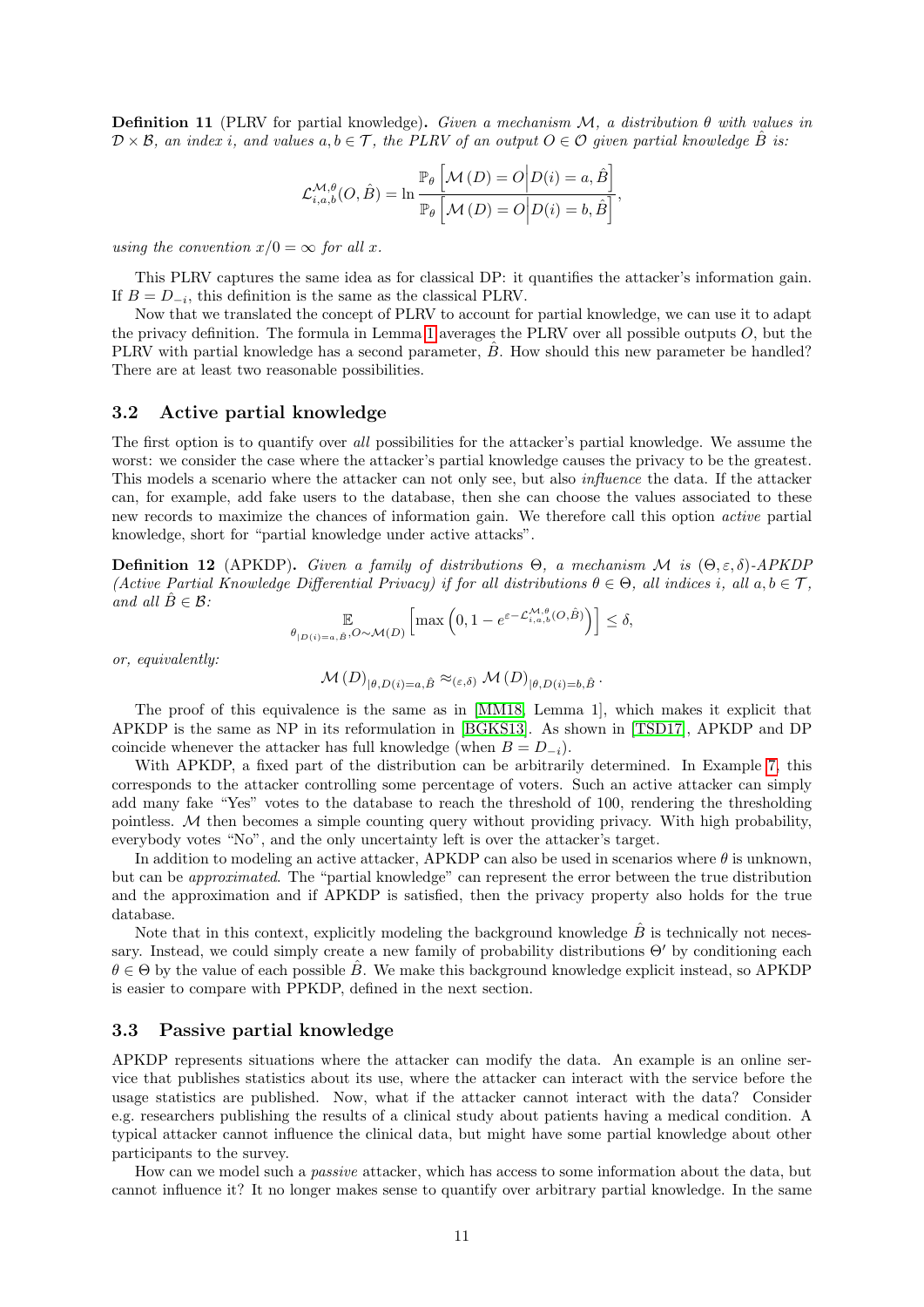**Definition 11** (PLRV for partial knowledge)**.** *Given a mechanism $\mathcal{M}$, a distribution $\theta$ with values in $\mathcal{D} \times \mathcal{B}$, an index $i$, and values $a, b \in \mathcal{T}$, the PLRV of an output $O \in \mathcal{O}$ given partial knowledge $\hat{B}$ is:*

$$\mathcal{L}^{\mathcal{M},\theta}_{i,a,b}(O, \hat{B}) = \ln \frac{\mathbb{P}_\theta \left[ \mathcal{M}(D) = O \middle| D(i) = a, \hat{B} \right]}{\mathbb{P}_\theta \left[ \mathcal{M}(D) = O \middle| D(i) = b, \hat{B} \right]},$$

*using the convention $x/0 = \infty$ for all $x$.*

This PLRV captures the same idea as for classical DP: it quantifies the attacker's information gain. If $B = D_{-i}$, this definition is the same as the classical PLRV.

Now that we translated the concept of PLRV to account for partial knowledge, we can use it to adapt the privacy definition. The formula in Lemma 1 averages the PLRV over all possible outputs $O$, but the PLRV with partial knowledge has a second parameter, $\hat{B}$. How should this new parameter be handled? There are at least two reasonable possibilities.

## 3.2 Active partial knowledge

The first option is to quantify over *all* possibilities for the attacker's partial knowledge. We assume the worst: we consider the case where the attacker's partial knowledge causes the privacy to be the greatest. This models a scenario where the attacker can not only see, but also *influence* the data. If the attacker can, for example, add fake users to the database, then she can choose the values associated to these new records to maximize the chances of information gain. We therefore call this option *active* partial knowledge, short for "partial knowledge under active attacks".

**Definition 12** (APKDP)**.** *Given a family of distributions $\Theta$, a mechanism $\mathcal{M}$ is $(\Theta, \varepsilon, \delta)$-APKDP (Active Partial Knowledge Differential Privacy) if for all distributions $\theta \in \Theta$, all indices $i$, all $a, b \in \mathcal{T}$, and all $\hat{B} \in \mathcal{B}$:*

$$\mathop{\mathbb{E}}_{\theta_{|D(i)=a,\hat{B}}, O \sim \mathcal{M}(D)} \left[ \max \left( 0, 1 - e^{\varepsilon - \mathcal{L}^{\mathcal{M},\theta}_{i,a,b}(O,\hat{B})} \right) \right] \leq \delta,$$

*or, equivalently:*

$$\mathcal{M}(D)_{|\theta, D(i)=a, \hat{B}} \approx_{(\varepsilon,\delta)} \mathcal{M}(D)_{|\theta, D(i)=b, \hat{B}}.$$

The proof of this equivalence is the same as in [MM18, Lemma 1], which makes it explicit that APKDP is the same as NP in its reformulation in [BGKS13]. As shown in [TSD17], APKDP and DP coincide whenever the attacker has full knowledge (when $B = D_{-i}$).

With APKDP, a fixed part of the distribution can be arbitrarily determined. In Example 7, this corresponds to the attacker controlling some percentage of voters. Such an active attacker can simply add many fake "Yes" votes to the database to reach the threshold of 100, rendering the thresholding pointless. $\mathcal{M}$ then becomes a simple counting query without providing privacy. With high probability, everybody votes "No", and the only uncertainty left is over the attacker's target.

In addition to modeling an active attacker, APKDP can also be used in scenarios where $\theta$ is unknown, but can be *approximated*. The "partial knowledge" can represent the error between the true distribution and the approximation and if APKDP is satisfied, then the privacy property also holds for the true database.

Note that in this context, explicitly modeling the background knowledge $\hat{B}$ is technically not necessary. Instead, we could simply create a new family of probability distributions $\Theta'$ by conditioning each $\theta \in \Theta$ by the value of each possible $\hat{B}$. We make this background knowledge explicit instead, so APKDP is easier to compare with PPKDP, defined in the next section.

## 3.3 Passive partial knowledge

APKDP represents situations where the attacker can modify the data. An example is an online service that publishes statistics about its use, where the attacker can interact with the service before the usage statistics are published. Now, what if the attacker cannot interact with the data? Consider e.g. researchers publishing the results of a clinical study about patients having a medical condition. A typical attacker cannot influence the clinical data, but might have some partial knowledge about other participants to the survey.

How can we model such a *passive* attacker, which has access to some information about the data, but cannot influence it? It no longer makes sense to quantify over arbitrary partial knowledge. In the same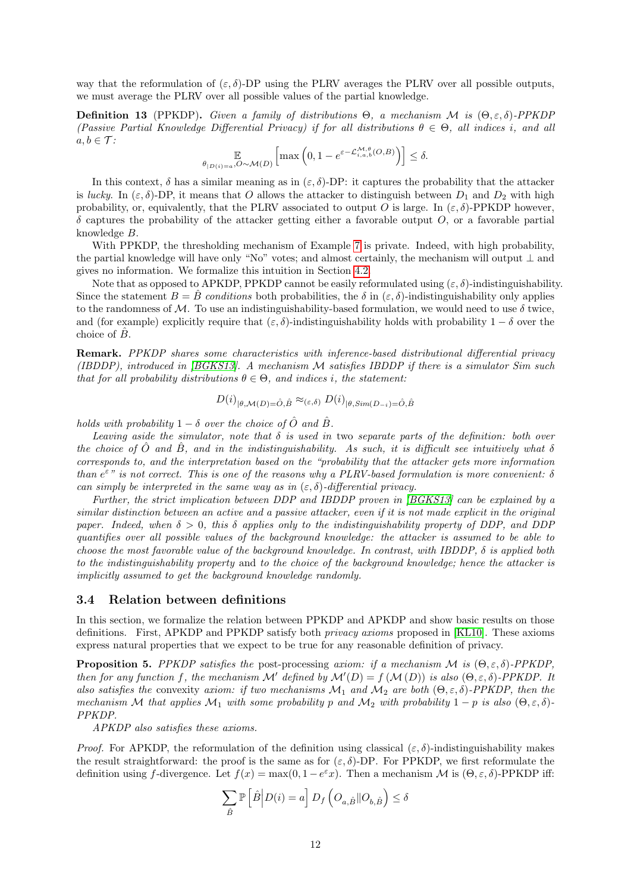way that the reformulation of $(\varepsilon, \delta)$-DP using the PLRV averages the PLRV over all possible outputs, we must average the PLRV over all possible values of the partial knowledge.

**Definition 13** (PPKDP). *Given a family of distributions $\Theta$, a mechanism $\mathcal{M}$ is $(\Theta, \varepsilon, \delta)$-PPKDP (Passive Partial Knowledge Differential Privacy) if for all distributions $\theta \in \Theta$, all indices $i$, and all $a, b \in \mathcal{T}$:*

$$\mathop{\mathbb{E}}_{\theta_{|D(i)=a}, O \sim \mathcal{M}(D)} \left[ \max\left(0, 1 - e^{\varepsilon - \mathcal{L}^{\mathcal{M},\theta}_{i,a,b}(O,B)}\right) \right] \leq \delta.$$

In this context, $\delta$ has a similar meaning as in $(\varepsilon, \delta)$-DP: it captures the probability that the attacker is *lucky*. In $(\varepsilon, \delta)$-DP, it means that $O$ allows the attacker to distinguish between $D_1$ and $D_2$ with high probability, or, equivalently, that the PLRV associated to output $O$ is large. In $(\varepsilon, \delta)$-PPKDP however, $\delta$ captures the probability of the attacker getting either a favorable output $O$, or a favorable partial knowledge $B$.

With PPKDP, the thresholding mechanism of Example 7 is private. Indeed, with high probability, the partial knowledge will have only "No" votes; and almost certainly, the mechanism will output $\perp$ and gives no information. We formalize this intuition in Section 4.2.

Note that as opposed to APKDP, PPKDP cannot be easily reformulated using $(\varepsilon, \delta)$-indistinguishability. Since the statement $B = \hat{B}$ *conditions* both probabilities, the $\delta$ in $(\varepsilon, \delta)$-indistinguishability only applies to the randomness of $\mathcal{M}$. To use an indistinguishability-based formulation, we would need to use $\delta$ twice, and (for example) explicitly require that $(\varepsilon, \delta)$-indistinguishability holds with probability $1 - \delta$ over the choice of $\hat{B}$.

**Remark.** *PPKDP shares some characteristics with inference-based distributional differential privacy (IBDDP), introduced in [BGKS13]. A mechanism $\mathcal{M}$ satisfies IBDDP if there is a simulator Sim such that for all probability distributions $\theta \in \Theta$, and indices $i$, the statement:*

$$D(i)_{|\theta, \mathcal{M}(D)=\hat{O}, \hat{B}} \approx_{(\varepsilon,\delta)} D(i)_{|\theta, Sim(D_{-i})=\hat{O}, \hat{B}}$$

*holds with probability $1 - \delta$ over the choice of $\hat{O}$ and $\hat{B}$.*

*Leaving aside the simulator, note that $\delta$ is used in* two *separate parts of the definition: both over the choice of $\hat{O}$ and $\hat{B}$, and in the indistinguishability. As such, it is difficult see intuitively what $\delta$ corresponds to, and the interpretation based on the "probability that the attacker gets more information than $e^{\varepsilon}$" is not correct. This is one of the reasons why a PLRV-based formulation is more convenient: $\delta$ can simply be interpreted in the same way as in $(\varepsilon, \delta)$-differential privacy.*

*Further, the strict implication between DDP and IBDDP proven in [BGKS13] can be explained by a similar distinction between an active and a passive attacker, even if it is not made explicit in the original paper. Indeed, when $\delta > 0$, this $\delta$ applies only to the indistinguishability property of DDP, and DDP quantifies over all possible values of the background knowledge: the attacker is assumed to be able to choose the most favorable value of the background knowledge. In contrast, with IBDDP, $\delta$ is applied both to the indistinguishability property* and *to the choice of the background knowledge; hence the attacker is implicitly assumed to get the background knowledge randomly.*

### 3.4 Relation between definitions

In this section, we formalize the relation between PPKDP and APKDP and show basic results on those definitions. First, APKDP and PPKDP satisfy both *privacy axioms* proposed in [KL10]. These axioms express natural properties that we expect to be true for any reasonable definition of privacy.

**Proposition 5.** *PPKDP satisfies the* post-processing *axiom: if a mechanism $\mathcal{M}$ is $(\Theta, \varepsilon, \delta)$-PPKDP, then for any function $f$, the mechanism $\mathcal{M}'$ defined by $\mathcal{M}'(D) = f(\mathcal{M}(D))$ is also $(\Theta, \varepsilon, \delta)$-PPKDP. It also satisfies the* convexity *axiom: if two mechanisms $\mathcal{M}_1$ and $\mathcal{M}_2$ are both $(\Theta, \varepsilon, \delta)$-PPKDP, then the mechanism $\mathcal{M}$ that applies $\mathcal{M}_1$ with some probability $p$ and $\mathcal{M}_2$ with probability $1 - p$ is also $(\Theta, \varepsilon, \delta)$-PPKDP.*

*APKDP also satisfies these axioms.*

*Proof.* For APKDP, the reformulation of the definition using classical $(\varepsilon, \delta)$-indistinguishability makes the result straightforward: the proof is the same as for $(\varepsilon, \delta)$-DP. For PPKDP, we first reformulate the definition using $f$-divergence. Let $f(x) = \max(0, 1 - e^{\varepsilon} x)$. Then a mechanism $\mathcal{M}$ is $(\Theta, \varepsilon, \delta)$-PPKDP iff:

$$\sum_{\hat{B}} \mathbb{P}\left[\hat{B} \middle| D(i) = a\right] D_f\left(O_{a,\hat{B}} \| O_{b,\hat{B}}\right) \leq \delta$$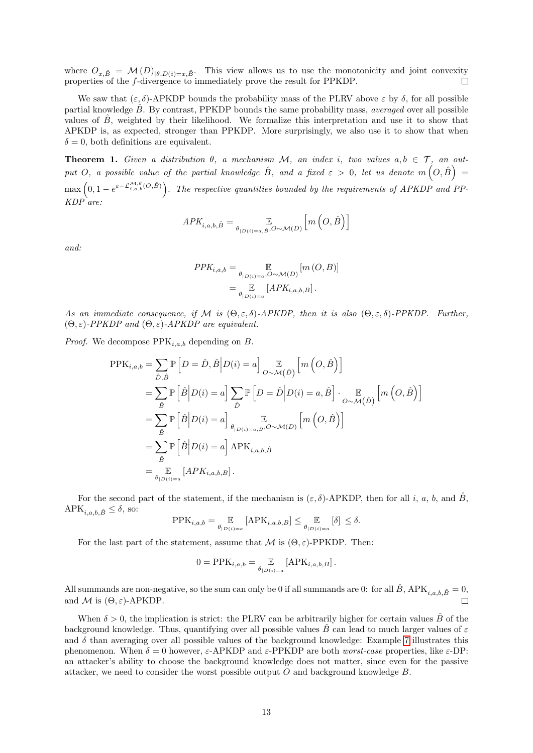where $O_{x,\hat{B}} = \mathcal{M}(D)_{|\theta,D(i)=x,\hat{B}}$. This view allows us to use the monotonicity and joint convexity properties of the $f$-divergence to immediately prove the result for PPKDP. $\square$

We saw that $(\varepsilon, \delta)$-APKDP bounds the probability mass of the PLRV above $\varepsilon$ by $\delta$, for all possible partial knowledge $\hat{B}$. By contrast, PPKDP bounds the same probability mass, *averaged* over all possible values of $\hat{B}$, weighted by their likelihood. We formalize this interpretation and use it to show that APKDP is, as expected, stronger than PPKDP. More surprisingly, we also use it to show that when $\delta = 0$, both definitions are equivalent.

**Theorem 1.** *Given a distribution $\theta$, a mechanism $\mathcal{M}$, an index $i$, two values $a, b \in \mathcal{T}$, an output $O$, a possible value of the partial knowledge $\hat{B}$, and a fixed $\varepsilon > 0$, let us denote $m\left(O,\hat{B}\right) = \max\left(0, 1 - e^{\varepsilon - \mathcal{L}^{\mathcal{M},\theta}_{i,a,b}(O,\hat{B})}\right)$. The respective quantities bounded by the requirements of APKDP and PPKDP are:*

$$APK_{i,a,b,\hat{B}} = \mathop{\mathbb{E}}_{\theta_{|D(i)=a,\hat{B}}, O\sim\mathcal{M}(D)}\left[m\left(O,\hat{B}\right)\right]$$

*and:*

$$\begin{aligned}
PPK_{i,a,b} &= \mathop{\mathbb{E}}_{\theta_{|D(i)=a}, O\sim\mathcal{M}(D)}\left[m\left(O,B\right)\right] \\
&= \mathop{\mathbb{E}}_{\theta_{|D(i)=a}}\left[APK_{i,a,b,B}\right].
\end{aligned}$$

*As an immediate consequence, if $\mathcal{M}$ is $(\Theta, \varepsilon, \delta)$-APKDP, then it is also $(\Theta, \varepsilon, \delta)$-PPKDP. Further, $(\Theta, \varepsilon)$-PPKDP and $(\Theta, \varepsilon)$-APKDP are equivalent.*

*Proof.* We decompose $\text{PPK}_{i,a,b}$ depending on $B$.

$$\begin{aligned}
\text{PPK}_{i,a,b} &= \sum_{\hat{D},\hat{B}} \mathbb{P}\left[D = \hat{D}, \hat{B}\middle| D(i) = a\right] \mathop{\mathbb{E}}_{O\sim\mathcal{M}(\hat{D})}\left[m\left(O,\hat{B}\right)\right] \\
&= \sum_{\hat{B}} \mathbb{P}\left[\hat{B}\middle| D(i) = a\right] \sum_{\hat{D}} \mathbb{P}\left[D = \hat{D}\middle| D(i) = a, \hat{B}\right] \cdot \mathop{\mathbb{E}}_{O\sim\mathcal{M}(\hat{D})}\left[m\left(O,\hat{B}\right)\right] \\
&= \sum_{\hat{B}} \mathbb{P}\left[\hat{B}\middle| D(i) = a\right] \mathop{\mathbb{E}}_{\theta_{|D(i)=a,\hat{B}}, O\sim\mathcal{M}(D)}\left[m\left(O,\hat{B}\right)\right] \\
&= \sum_{\hat{B}} \mathbb{P}\left[\hat{B}\middle| D(i) = a\right] \text{APK}_{i,a,b,\hat{B}} \\
&= \mathop{\mathbb{E}}_{\theta_{|D(i)=a}}\left[APK_{i,a,b,B}\right].
\end{aligned}$$

For the second part of the statement, if the mechanism is $(\varepsilon, \delta)$-APKDP, then for all $i$, $a$, $b$, and $\hat{B}$, $\text{APK}_{i,a,b,\hat{B}} \leq \delta$, so:

$$\text{PPK}_{i,a,b} = \mathop{\mathbb{E}}_{\theta_{|D(i)=a}}\left[\text{APK}_{i,a,b,B}\right] \leq \mathop{\mathbb{E}}_{\theta_{|D(i)=a}}\left[\delta\right] \leq \delta.$$

For the last part of the statement, assume that $\mathcal{M}$ is $(\Theta, \varepsilon)$-PPKDP. Then:

$$0 = \text{PPK}_{i,a,b} = \mathop{\mathbb{E}}_{\theta_{|D(i)=a}}\left[\text{APK}_{i,a,b,B}\right].$$

All summands are non-negative, so the sum can only be 0 if all summands are 0: for all $\hat{B}$, $\text{APK}_{i,a,b,\hat{B}} = 0$, and $\mathcal{M}$ is $(\Theta, \varepsilon)$-APKDP. $\square$

When $\delta > 0$, the implication is strict: the PLRV can be arbitrarily higher for certain values $\hat{B}$ of the background knowledge. Thus, quantifying over all possible values $\hat{B}$ can lead to much larger values of $\varepsilon$ and $\delta$ than averaging over all possible values of the background knowledge: Example 7 illustrates this phenomenon. When $\delta = 0$ however, $\varepsilon$-APKDP and $\varepsilon$-PPKDP are both *worst-case* properties, like $\varepsilon$-DP: an attacker's ability to choose the background knowledge does not matter, since even for the passive attacker, we need to consider the worst possible output $O$ and background knowledge $B$.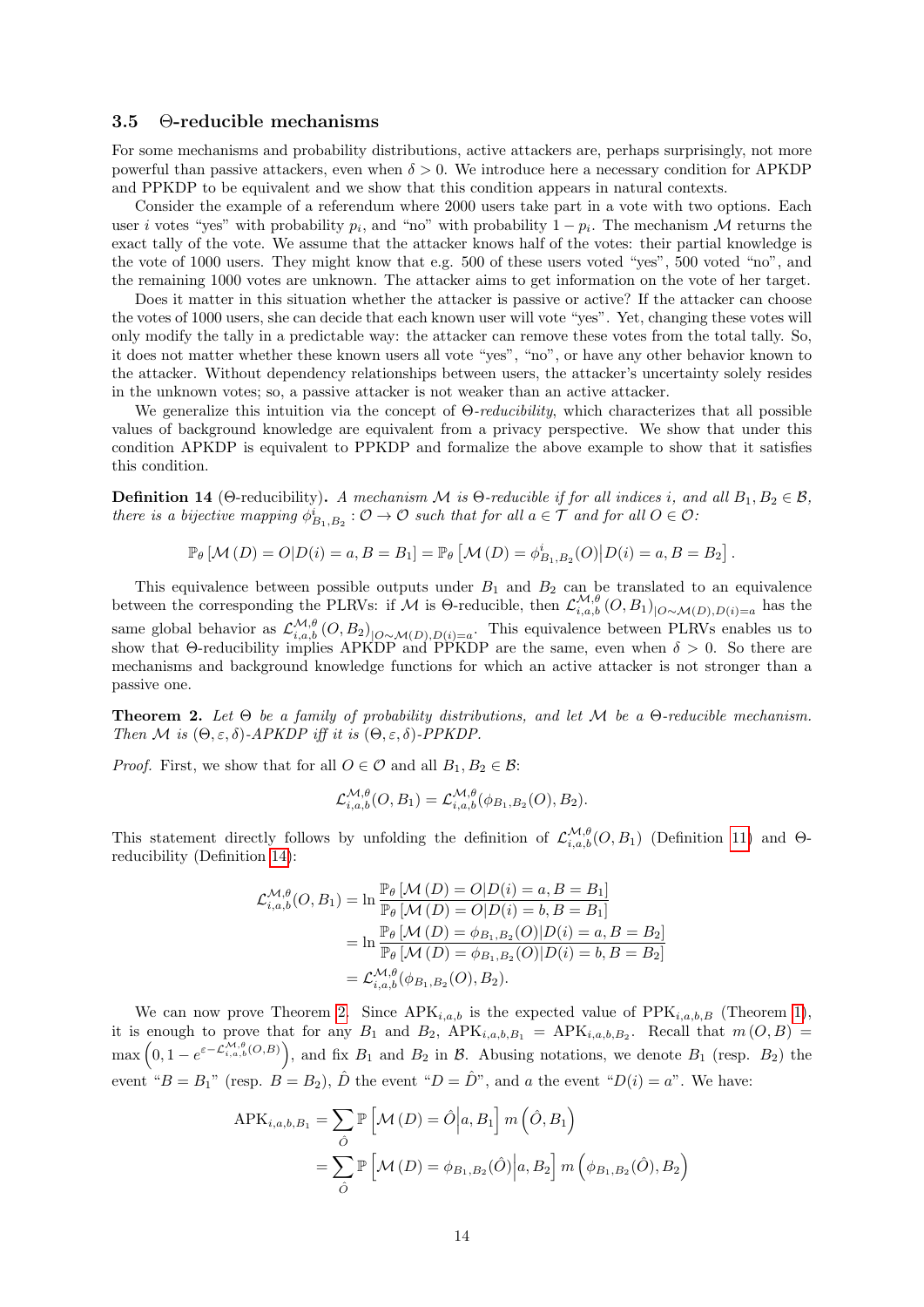### 3.5 Θ-reducible mechanisms

For some mechanisms and probability distributions, active attackers are, perhaps surprisingly, not more powerful than passive attackers, even when $\delta > 0$. We introduce here a necessary condition for APKDP and PPKDP to be equivalent and we show that this condition appears in natural contexts.

Consider the example of a referendum where 2000 users take part in a vote with two options. Each user $i$ votes "yes" with probability $p_i$, and "no" with probability $1 - p_i$. The mechanism $\mathcal{M}$ returns the exact tally of the vote. We assume that the attacker knows half of the votes: their partial knowledge is the vote of 1000 users. They might know that e.g. 500 of these users voted "yes", 500 voted "no", and the remaining 1000 votes are unknown. The attacker aims to get information on the vote of her target.

Does it matter in this situation whether the attacker is passive or active? If the attacker can choose the votes of 1000 users, she can decide that each known user will vote "yes". Yet, changing these votes will only modify the tally in a predictable way: the attacker can remove these votes from the total tally. So, it does not matter whether these known users all vote "yes", "no", or have any other behavior known to the attacker. Without dependency relationships between users, the attacker's uncertainty solely resides in the unknown votes; so, a passive attacker is not weaker than an active attacker.

We generalize this intuition via the concept of *Θ-reducibility*, which characterizes that all possible values of background knowledge are equivalent from a privacy perspective. We show that under this condition APKDP is equivalent to PPKDP and formalize the above example to show that it satisfies this condition.

**Definition 14** (Θ-reducibility)**.** *A mechanism $\mathcal{M}$ is Θ-reducible if for all indices $i$, and all $B_1, B_2 \in \mathcal{B}$, there is a bijective mapping $\phi^i_{B_1,B_2} : \mathcal{O} \to \mathcal{O}$ such that for all $a \in \mathcal{T}$ and for all $O \in \mathcal{O}$:*

$$\mathbb{P}_\theta\left[\mathcal{M}\left(D\right) = O | D(i) = a, B = B_1\right] = \mathbb{P}_\theta\left[\mathcal{M}\left(D\right) = \phi^i_{B_1,B_2}(O) \middle| D(i) = a, B = B_2\right].$$

This equivalence between possible outputs under $B_1$ and $B_2$ can be translated to an equivalence between the corresponding the PLRVs: if $\mathcal{M}$ is Θ-reducible, then $\mathcal{L}^{\mathcal{M},\theta}_{i,a,b}\left(O, B_1\right)_{|O\sim\mathcal{M}(D),D(i)=a}$ has the same global behavior as $\mathcal{L}^{\mathcal{M},\theta}_{i,a,b}\left(O, B_2\right)_{|O\sim\mathcal{M}(D),D(i)=a}$. This equivalence between PLRVs enables us to show that Θ-reducibility implies APKDP and PPKDP are the same, even when $\delta > 0$. So there are mechanisms and background knowledge functions for which an active attacker is not stronger than a passive one.

**Theorem 2.** *Let $\Theta$ be a family of probability distributions, and let $\mathcal{M}$ be a Θ-reducible mechanism. Then $\mathcal{M}$ is $(\Theta, \varepsilon, \delta)$-APKDP iff it is $(\Theta, \varepsilon, \delta)$-PPKDP.*

*Proof.* First, we show that for all $O \in \mathcal{O}$ and all $B_1, B_2 \in \mathcal{B}$:

$$\mathcal{L}^{\mathcal{M},\theta}_{i,a,b}(O, B_1) = \mathcal{L}^{\mathcal{M},\theta}_{i,a,b}(\phi_{B_1,B_2}(O), B_2).$$

This statement directly follows by unfolding the definition of $\mathcal{L}^{\mathcal{M},\theta}_{i,a,b}(O, B_1)$ (Definition 11) and Θ-reducibility (Definition 14):

$$\begin{aligned}
\mathcal{L}^{\mathcal{M},\theta}_{i,a,b}(O, B_1) &= \ln \frac{\mathbb{P}_\theta\left[\mathcal{M}\left(D\right) = O | D(i) = a, B = B_1\right]}{\mathbb{P}_\theta\left[\mathcal{M}\left(D\right) = O | D(i) = b, B = B_1\right]} \\
&= \ln \frac{\mathbb{P}_\theta\left[\mathcal{M}\left(D\right) = \phi_{B_1,B_2}(O) | D(i) = a, B = B_2\right]}{\mathbb{P}_\theta\left[\mathcal{M}\left(D\right) = \phi_{B_1,B_2}(O) | D(i) = b, B = B_2\right]} \\
&= \mathcal{L}^{\mathcal{M},\theta}_{i,a,b}(\phi_{B_1,B_2}(O), B_2).
\end{aligned}$$

We can now prove Theorem 2. Since $\mathrm{APK}_{i,a,b}$ is the expected value of $\mathrm{PPK}_{i,a,b,B}$ (Theorem 1), it is enough to prove that for any $B_1$ and $B_2$, $\mathrm{APK}_{i,a,b,B_1} = \mathrm{APK}_{i,a,b,B_2}$. Recall that $m\left(O, B\right) = \max\left(0, 1 - e^{\varepsilon - \mathcal{L}^{\mathcal{M},\theta}_{i,a,b}(O,B)}\right)$, and fix $B_1$ and $B_2$ in $\mathcal{B}$. Abusing notations, we denote $B_1$ (resp. $B_2$) the event "$B = B_1$" (resp. $B = B_2$), $\hat{D}$ the event "$D = \hat{D}$", and $a$ the event "$D(i) = a$". We have:

$$\begin{aligned}
\mathrm{APK}_{i,a,b,B_1} &= \sum_{\hat{O}} \mathbb{P}\left[\mathcal{M}\left(D\right) = \hat{O} \middle| a, B_1\right] m\left(\hat{O}, B_1\right) \\
&= \sum_{\hat{O}} \mathbb{P}\left[\mathcal{M}\left(D\right) = \phi_{B_1,B_2}(\hat{O}) \middle| a, B_2\right] m\left(\phi_{B_1,B_2}(\hat{O}), B_2\right)
\end{aligned}$$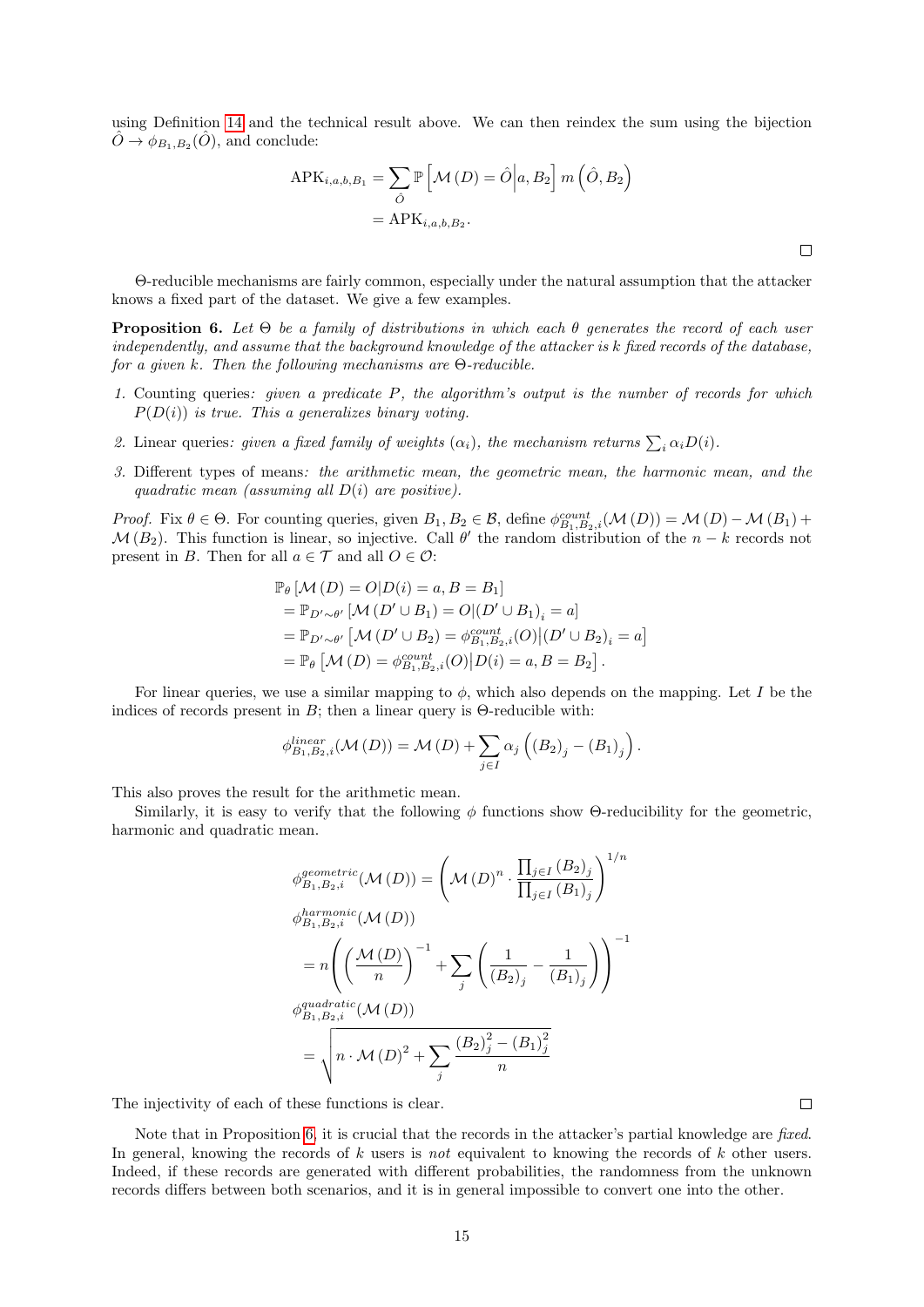using Definition 14 and the technical result above. We can then reindex the sum using the bijection $\hat{O} \to \phi_{B_1,B_2}(\hat{O})$, and conclude:

$$
\begin{aligned}
\text{APK}_{i,a,b,B_1} &= \sum_{\hat{O}} \mathbb{P}\left[\mathcal{M}(D) = \hat{O} \middle| a, B_2\right] m\left(\hat{O}, B_2\right) \\
&= \text{APK}_{i,a,b,B_2}.
\end{aligned}
$$

□

Θ-reducible mechanisms are fairly common, especially under the natural assumption that the attacker knows a fixed part of the dataset. We give a few examples.

**Proposition 6.** *Let Θ be a family of distributions in which each θ generates the record of each user independently, and assume that the background knowledge of the attacker is k fixed records of the database, for a given k. Then the following mechanisms are Θ-reducible.*

1. Counting queries*: given a predicate $P$, the algorithm's output is the number of records for which $P(D(i))$ is true. This a generalizes binary voting.*
2. Linear queries*: given a fixed family of weights $(\alpha_i)$, the mechanism returns $\sum_i \alpha_i D(i)$.*
3. Different types of means*: the arithmetic mean, the geometric mean, the harmonic mean, and the quadratic mean (assuming all $D(i)$ are positive).*

*Proof.* Fix $\theta \in \Theta$. For counting queries, given $B_1, B_2 \in \mathcal{B}$, define $\phi^{count}_{B_1,B_2,i}(\mathcal{M}(D)) = \mathcal{M}(D) - \mathcal{M}(B_1) + \mathcal{M}(B_2)$. This function is linear, so injective. Call $\theta'$ the random distribution of the $n-k$ records not present in $B$. Then for all $a \in \mathcal{T}$ and all $O \in \mathcal{O}$:

$$
\begin{aligned}
&\mathbb{P}_\theta\left[\mathcal{M}(D) = O | D(i) = a, B = B_1\right] \\
&= \mathbb{P}_{D' \sim \theta'}\left[\mathcal{M}(D' \cup B_1) = O | (D' \cup B_1)_i = a\right] \\
&= \mathbb{P}_{D' \sim \theta'}\left[\mathcal{M}(D' \cup B_2) = \phi^{count}_{B_1,B_2,i}(O) \middle| (D' \cup B_2)_i = a\right] \\
&= \mathbb{P}_\theta\left[\mathcal{M}(D) = \phi^{count}_{B_1,B_2,i}(O) \middle| D(i) = a, B = B_2\right].
\end{aligned}
$$

For linear queries, we use a similar mapping to $\phi$, which also depends on the mapping. Let $I$ be the indices of records present in $B$; then a linear query is Θ-reducible with:

$$
\phi^{linear}_{B_1,B_2,i}(\mathcal{M}(D)) = \mathcal{M}(D) + \sum_{j \in I} \alpha_j \left((B_2)_j - (B_1)_j\right).
$$

This also proves the result for the arithmetic mean.

Similarly, it is easy to verify that the following $\phi$ functions show Θ-reducibility for the geometric, harmonic and quadratic mean.

$$
\begin{aligned}
&\phi^{geometric}_{B_1,B_2,i}(\mathcal{M}(D)) = \left(\mathcal{M}(D)^n \cdot \frac{\prod_{j \in I} (B_2)_j}{\prod_{j \in I} (B_1)_j}\right)^{1/n} \\
&\phi^{harmonic}_{B_1,B_2,i}(\mathcal{M}(D)) \\
&= n\left(\left(\frac{\mathcal{M}(D)}{n}\right)^{-1} + \sum_j \left(\frac{1}{(B_2)_j} - \frac{1}{(B_1)_j}\right)\right)^{-1} \\
&\phi^{quadratic}_{B_1,B_2,i}(\mathcal{M}(D)) \\
&= \sqrt{n \cdot \mathcal{M}(D)^2 + \sum_j \frac{(B_2)_j^2 - (B_1)_j^2}{n}}
\end{aligned}
$$

The injectivity of each of these functions is clear. □

Note that in Proposition 6, it is crucial that the records in the attacker's partial knowledge are *fixed*. In general, knowing the records of $k$ users is *not* equivalent to knowing the records of $k$ other users. Indeed, if these records are generated with different probabilities, the randomness from the unknown records differs between both scenarios, and it is in general impossible to convert one into the other.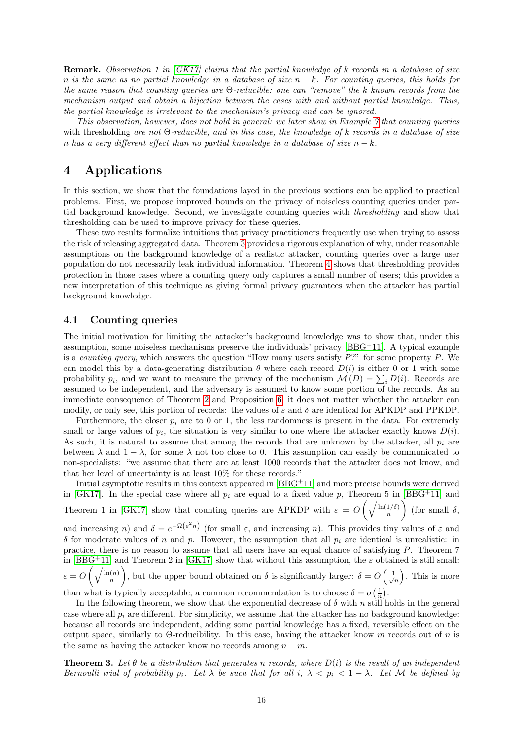**Remark.** *Observation 1 in [GK17] claims that the partial knowledge of k records in a database of size n is the same as no partial knowledge in a database of size n − k. For counting queries, this holds for the same reason that counting queries are Θ-reducible: one can "remove" the k known records from the mechanism output and obtain a bijection between the cases with and without partial knowledge. Thus, the partial knowledge is irrelevant to the mechanism's privacy and can be ignored.*

*This observation, however, does not hold in general: we later show in Example 7 that counting queries* with thresholding *are not Θ-reducible, and in this case, the knowledge of k records in a database of size n has a very different effect than no partial knowledge in a database of size n − k.*

# 4 Applications

In this section, we show that the foundations layed in the previous sections can be applied to practical problems. First, we propose improved bounds on the privacy of noiseless counting queries under partial background knowledge. Second, we investigate counting queries with *thresholding* and show that thresholding can be used to improve privacy for these queries.

These two results formalize intuitions that privacy practitioners frequently use when trying to assess the risk of releasing aggregated data. Theorem 3 provides a rigorous explanation of why, under reasonable assumptions on the background knowledge of a realistic attacker, counting queries over a large user population do not necessarily leak individual information. Theorem 4 shows that thresholding provides protection in those cases where a counting query only captures a small number of users; this provides a new interpretation of this technique as giving formal privacy guarantees when the attacker has partial background knowledge.

## 4.1 Counting queries

The initial motivation for limiting the attacker's background knowledge was to show that, under this assumption, some noiseless mechanisms preserve the individuals' privacy [BBG+11]. A typical example is a *counting query*, which answers the question "How many users satisfy $P$?" for some property $P$. We can model this by a data-generating distribution $\theta$ where each record $D(i)$ is either 0 or 1 with some probability $p_i$, and we want to measure the privacy of the mechanism $\mathcal{M}(D) = \sum_i D(i)$. Records are assumed to be independent, and the adversary is assumed to know some portion of the records. As an immediate consequence of Theorem 2 and Proposition 6, it does not matter whether the attacker can modify, or only see, this portion of records: the values of $\varepsilon$ and $\delta$ are identical for APKDP and PPKDP.

Furthermore, the closer $p_i$ are to 0 or 1, the less randomness is present in the data. For extremely small or large values of $p_i$, the situation is very similar to one where the attacker exactly knows $D(i)$. As such, it is natural to assume that among the records that are unknown by the attacker, all $p_i$ are between $\lambda$ and $1-\lambda$, for some $\lambda$ not too close to 0. This assumption can easily be communicated to non-specialists: "we assume that there are at least 1000 records that the attacker does not know, and that her level of uncertainty is at least 10% for these records."

Initial asymptotic results in this context appeared in [BBG+11] and more precise bounds were derived in [GK17]. In the special case where all $p_i$ are equal to a fixed value $p$, Theorem 5 in [BBG+11] and Theorem 1 in [GK17] show that counting queries are APKDP with $\varepsilon = O\left(\sqrt{\frac{\ln(1/\delta)}{n}}\right)$ (for small $\delta$, and increasing $n$) and $\delta = e^{-\Omega\left(\varepsilon^2 n\right)}$ (for small $\varepsilon$, and increasing $n$). This provides tiny values of $\varepsilon$ and $\delta$ for moderate values of $n$ and $p$. However, the assumption that all $p_i$ are identical is unrealistic: in practice, there is no reason to assume that all users have an equal chance of satisfying $P$. Theorem 7 in [BBG+11] and Theorem 2 in [GK17] show that without this assumption, the $\varepsilon$ obtained is still small: $\varepsilon = O\left(\sqrt{\frac{\ln(n)}{n}}\right)$, but the upper bound obtained on $\delta$ is significantly larger: $\delta = O\left(\frac{1}{\sqrt{n}}\right)$. This is more than what is typically acceptable; a common recommendation is to choose $\delta = o\left(\frac{1}{n}\right)$.

In the following theorem, we show that the exponential decrease of $\delta$ with $n$ still holds in the general case where all $p_i$ are different. For simplicity, we assume that the attacker has no background knowledge: because all records are independent, adding some partial knowledge has a fixed, reversible effect on the output space, similarly to Θ-reducibility. In this case, having the attacker know $m$ records out of $n$ is the same as having the attacker know no records among $n-m$.

**Theorem 3.** *Let $\theta$ be a distribution that generates n records, where $D(i)$ is the result of an independent Bernoulli trial of probability $p_i$. Let $\lambda$ be such that for all i, $\lambda < p_i < 1-\lambda$. Let $\mathcal{M}$ be defined by*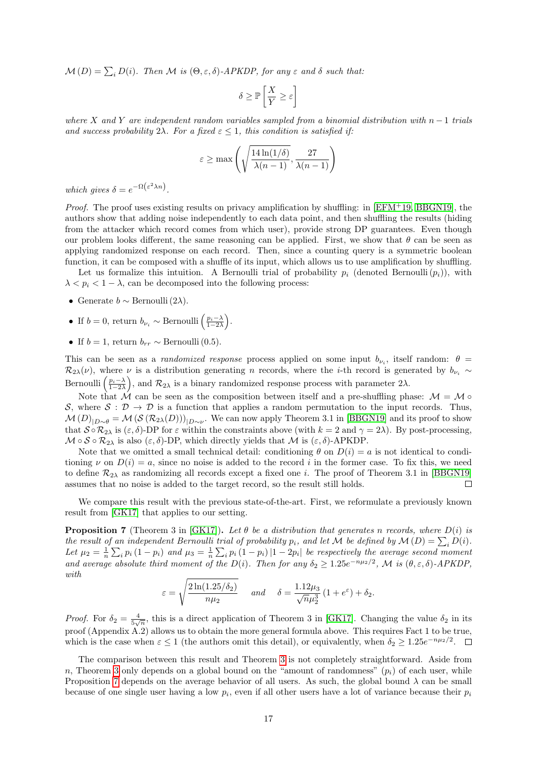$\mathcal{M}(D) = \sum_i D(i)$. *Then* $\mathcal{M}$ *is* $(\Theta, \varepsilon, \delta)$*-APKDP, for any* $\varepsilon$ *and* $\delta$ *such that:*

$$\delta \geq \mathbb{P}\left[\frac{X}{Y} \geq \varepsilon\right]$$

*where* $X$ *and* $Y$ *are independent random variables sampled from a binomial distribution with* $n-1$ *trials and success probability* $2\lambda$*. For a fixed* $\varepsilon \leq 1$*, this condition is satisfied if:*

$$\varepsilon \geq \max\left(\sqrt{\frac{14\ln(1/\delta)}{\lambda(n-1)}}, \frac{27}{\lambda(n-1)}\right)$$

*which gives* $\delta = e^{-\Omega(\varepsilon^2 \lambda n)}$.

*Proof.* The proof uses existing results on privacy amplification by shuffling: in [EFM+19, BBGN19], the authors show that adding noise independently to each data point, and then shuffling the results (hiding from the attacker which record comes from which user), provide strong DP guarantees. Even though our problem looks different, the same reasoning can be applied. First, we show that $\theta$ can be seen as applying randomized response on each record. Then, since a counting query is a symmetric boolean function, it can be composed with a shuffle of its input, which allows us to use amplification by shuffling.

Let us formalize this intuition. A Bernoulli trial of probability $p_i$ (denoted $\text{Bernoulli}(p_i)$), with $\lambda < p_i < 1 - \lambda$, can be decomposed into the following process:

- Generate $b \sim \text{Bernoulli}(2\lambda)$.
- If $b = 0$, return $b_{\nu_i} \sim \text{Bernoulli}\left(\frac{p_i - \lambda}{1 - 2\lambda}\right)$.
- If $b = 1$, return $b_{rr} \sim \text{Bernoulli}(0.5)$.

This can be seen as a *randomized response* process applied on some input $b_{\nu_i}$, itself random: $\theta = \mathcal{R}_{2\lambda}(\nu)$, where $\nu$ is a distribution generating $n$ records, where the $i$-th record is generated by $b_{\nu_i} \sim \text{Bernoulli}\left(\frac{p_i - \lambda}{1 - 2\lambda}\right)$, and $\mathcal{R}_{2\lambda}$ is a binary randomized response process with parameter $2\lambda$.

Note that $\mathcal{M}$ can be seen as the composition between itself and a pre-shuffling phase: $\mathcal{M} = \mathcal{M} \circ \mathcal{S}$, where $\mathcal{S} : \mathcal{D} \to \mathcal{D}$ is a function that applies a random permutation to the input records. Thus, $\mathcal{M}(D)_{|D\sim\theta} = \mathcal{M}(\mathcal{S}(\mathcal{R}_{2\lambda}(D)))_{|D\sim\nu}$. We can now apply Theorem 3.1 in [BBGN19] and its proof to show that $\mathcal{S} \circ \mathcal{R}_{2\lambda}$ is $(\varepsilon, \delta)$-DP for $\varepsilon$ within the constraints above (with $k = 2$ and $\gamma = 2\lambda$). By post-processing, $\mathcal{M} \circ \mathcal{S} \circ \mathcal{R}_{2\lambda}$ is also $(\varepsilon, \delta)$-DP, which directly yields that $\mathcal{M}$ is $(\varepsilon, \delta)$-APKDP.

Note that we omitted a small technical detail: conditioning $\theta$ on $D(i) = a$ is not identical to conditioning $\nu$ on $D(i) = a$, since no noise is added to the record $i$ in the former case. To fix this, we need to define $\mathcal{R}_{2\lambda}$ as randomizing all records except a fixed one $i$. The proof of Theorem 3.1 in [BBGN19] assumes that no noise is added to the target record, so the result still holds. ◻

We compare this result with the previous state-of-the-art. First, we reformulate a previously known result from [GK17] that applies to our setting.

**Proposition 7** (Theorem 3 in [GK17])**.** *Let* $\theta$ *be a distribution that generates* $n$ *records, where* $D(i)$ *is the result of an independent Bernoulli trial of probability* $p_i$*, and let* $\mathcal{M}$ *be defined by* $\mathcal{M}(D) = \sum_i D(i)$*. Let* $\mu_2 = \frac{1}{n}\sum_i p_i(1-p_i)$ *and* $\mu_3 = \frac{1}{n}\sum_i p_i(1-p_i)|1-2p_i|$ *be respectively the average second moment and average absolute third moment of the* $D(i)$*. Then for any* $\delta_2 \geq 1.25e^{-n\mu_2/2}$*,* $\mathcal{M}$ *is* $(\theta, \varepsilon, \delta)$*-APKDP, with*

$$\varepsilon = \sqrt{\frac{2\ln(1.25/\delta_2)}{n\mu_2}} \quad \text{ and } \quad \delta = \frac{1.12\mu_3}{\sqrt{n}\mu_2^3}\left(1 + e^{\varepsilon}\right) + \delta_2.$$

*Proof.* For $\delta_2 = \frac{4}{5\sqrt{n}}$, this is a direct application of Theorem 3 in [GK17]. Changing the value $\delta_2$ in its proof (Appendix A.2) allows us to obtain the more general formula above. This requires Fact 1 to be true, which is the case when $\varepsilon \leq 1$ (the authors omit this detail), or equivalently, when $\delta_2 \geq 1.25e^{-n\mu_2/2}$. ◻

The comparison between this result and Theorem 3 is not completely straightforward. Aside from $n$, Theorem 3 only depends on a global bound on the "amount of randomness" ($p_i$) of each user, while Proposition 7 depends on the average behavior of all users. As such, the global bound $\lambda$ can be small because of one single user having a low $p_i$, even if all other users have a lot of variance because their $p_i$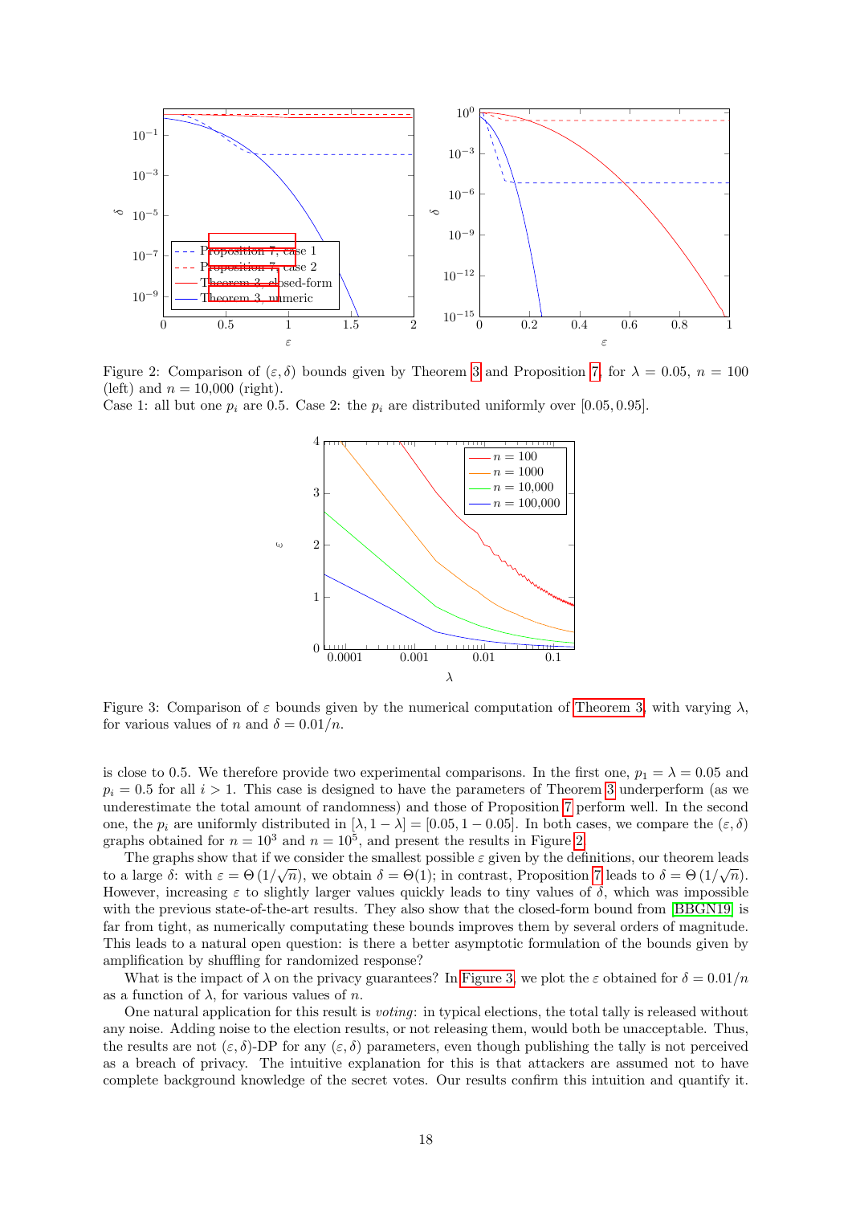Figure 2: Comparison of $(\varepsilon, \delta)$ bounds given by Theorem 3 and Proposition 7, for $\lambda = 0.05$, $n = 100$ (left) and $n = 10{,}000$ (right).
Case 1: all but one $p_i$ are 0.5. Case 2: the $p_i$ are distributed uniformly over $[0.05, 0.95]$.

Figure 3: Comparison of $\varepsilon$ bounds given by the numerical computation of Theorem 3, with varying $\lambda$, for various values of $n$ and $\delta = 0.01/n$.

is close to 0.5. We therefore provide two experimental comparisons. In the first one, $p_1 = \lambda = 0.05$ and $p_i = 0.5$ for all $i > 1$. This case is designed to have the parameters of Theorem 3 underperform (as we underestimate the total amount of randomness) and those of Proposition 7 perform well. In the second one, the $p_i$ are uniformly distributed in $[\lambda, 1-\lambda] = [0.05, 1-0.05]$. In both cases, we compare the $(\varepsilon, \delta)$ graphs obtained for $n = 10^3$ and $n = 10^5$, and present the results in Figure 2.

The graphs show that if we consider the smallest possible $\varepsilon$ given by the definitions, our theorem leads to a large $\delta$: with $\varepsilon = \Theta(1/\sqrt{n})$, we obtain $\delta = \Theta(1)$; in contrast, Proposition 7 leads to $\delta = \Theta(1/\sqrt{n})$. However, increasing $\varepsilon$ to slightly larger values quickly leads to tiny values of $\delta$, which was impossible with the previous state-of-the-art results. They also show that the closed-form bound from [BBGN19] is far from tight, as numerically computating these bounds improves them by several orders of magnitude. This leads to a natural open question: is there a better asymptotic formulation of the bounds given by amplification by shuffling for randomized response?

What is the impact of $\lambda$ on the privacy guarantees? In Figure 3, we plot the $\varepsilon$ obtained for $\delta = 0.01/n$ as a function of $\lambda$, for various values of $n$.

One natural application for this result is *voting*: in typical elections, the total tally is released without any noise. Adding noise to the election results, or not releasing them, would both be unacceptable. Thus, the results are not $(\varepsilon, \delta)$-DP for any $(\varepsilon, \delta)$ parameters, even though publishing the tally is not perceived as a breach of privacy. The intuitive explanation for this is that attackers are assumed not to have complete background knowledge of the secret votes. Our results confirm this intuition and quantify it.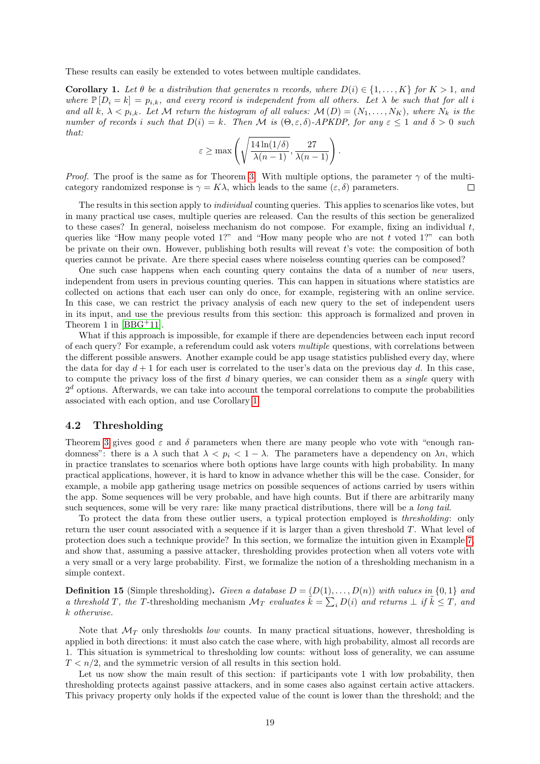These results can easily be extended to votes between multiple candidates.

**Corollary 1.** *Let $\theta$ be a distribution that generates $n$ records, where $D(i) \in \{1, \ldots, K\}$ for $K > 1$, and where $\mathbb{P}[D_i = k] = p_{i,k}$, and every record is independent from all others. Let $\lambda$ be such that for all $i$ and all $k$, $\lambda < p_{i,k}$. Let $\mathcal{M}$ return the histogram of all values: $\mathcal{M}(D) = (N_1, \ldots, N_K)$, where $N_k$ is the number of records $i$ such that $D(i) = k$. Then $\mathcal{M}$ is $(\Theta, \varepsilon, \delta)$-APKDP, for any $\varepsilon \leq 1$ and $\delta > 0$ such that:*

$$\varepsilon \geq \max\left(\sqrt{\frac{14\ln(1/\delta)}{\lambda(n-1)}}, \frac{27}{\lambda(n-1)}\right).$$

*Proof.* The proof is the same as for Theorem 3. With multiple options, the parameter $\gamma$ of the multi-category randomized response is $\gamma = K\lambda$, which leads to the same $(\varepsilon, \delta)$ parameters. ◻

The results in this section apply to *individual* counting queries. This applies to scenarios like votes, but in many practical use cases, multiple queries are released. Can the results of this section be generalized to these cases? In general, noiseless mechanism do not compose. For example, fixing an individual $t$, queries like "How many people voted 1?" and "How many people who are not $t$ voted 1?" can both be private on their own. However, publishing both results will reveat $t$'s vote: the composition of both queries cannot be private. Are there special cases where noiseless counting queries can be composed?

One such case happens when each counting query contains the data of a number of *new* users, independent from users in previous counting queries. This can happen in situations where statistics are collected on actions that each user can only do once, for example, registering with an online service. In this case, we can restrict the privacy analysis of each new query to the set of independent users in its input, and use the previous results from this section: this approach is formalized and proven in Theorem 1 in [BBG+11].

What if this approach is impossible, for example if there are dependencies between each input record of each query? For example, a referendum could ask voters *multiple* questions, with correlations between the different possible answers. Another example could be app usage statistics published every day, where the data for day $d+1$ for each user is correlated to the user's data on the previous day $d$. In this case, to compute the privacy loss of the first $d$ binary queries, we can consider them as a *single* query with $2^d$ options. Afterwards, we can take into account the temporal correlations to compute the probabilities associated with each option, and use Corollary 1.

## 4.2 Thresholding

Theorem 3 gives good $\varepsilon$ and $\delta$ parameters when there are many people who vote with "enough randomness": there is a $\lambda$ such that $\lambda < p_i < 1 - \lambda$. The parameters have a dependency on $\lambda n$, which in practice translates to scenarios where both options have large counts with high probability. In many practical applications, however, it is hard to know in advance whether this will be the case. Consider, for example, a mobile app gathering usage metrics on possible sequences of actions carried by users within the app. Some sequences will be very probable, and have high counts. But if there are arbitrarily many such sequences, some will be very rare: like many practical distributions, there will be a *long tail*.

To protect the data from these outlier users, a typical protection employed is *thresholding*: only return the user count associated with a sequence if it is larger than a given threshold $T$. What level of protection does such a technique provide? In this section, we formalize the intuition given in Example 7, and show that, assuming a passive attacker, thresholding provides protection when all voters vote with a very small or a very large probability. First, we formalize the notion of a thresholding mechanism in a simple context.

**Definition 15** (Simple thresholding)**.** *Given a database $D = (D(1), \ldots, D(n))$ with values in $\{0, 1\}$ and a threshold $T$, the $T$-thresholding mechanism $\mathcal{M}_T$ evaluates $\tilde{k} = \sum_i D(i)$ and returns $\perp$ if $\tilde{k} \leq T$, and $k$ otherwise.*

Note that $\mathcal{M}_T$ only thresholds *low* counts. In many practical situations, however, thresholding is applied in both directions: it must also catch the case where, with high probability, almost all records are 1. This situation is symmetrical to thresholding low counts: without loss of generality, we can assume $T < n/2$, and the symmetric version of all results in this section hold.

Let us now show the main result of this section: if participants vote 1 with low probability, then thresholding protects against passive attackers, and in some cases also against certain active attackers. This privacy property only holds if the expected value of the count is lower than the threshold; and the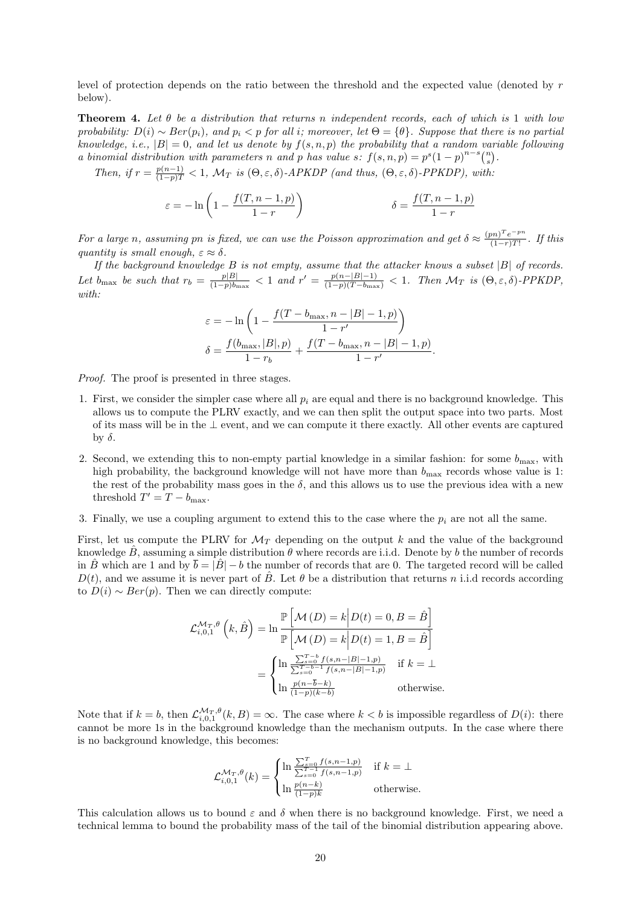level of protection depends on the ratio between the threshold and the expected value (denoted by $r$ below).

**Theorem 4.** *Let $\theta$ be a distribution that returns $n$ independent records, each of which is 1 with low probability: $D(i) \sim Ber(p_i)$, and $p_i < p$ for all $i$; moreover, let $\Theta = \{\theta\}$. Suppose that there is no partial knowledge, i.e., $|B| = 0$, and let us denote by $f(s,n,p)$ the probability that a random variable following a binomial distribution with parameters $n$ and $p$ has value $s$: $f(s,n,p) = p^s(1-p)^{n-s}\binom{n}{s}$.*

*Then, if $r = \frac{p(n-1)}{(1-p)T} < 1$, $\mathcal{M}_T$ is $(\Theta, \varepsilon, \delta)$-APKDP (and thus, $(\Theta, \varepsilon, \delta)$-PPKDP), with:*

$$\varepsilon = -\ln\left(1 - \frac{f(T, n-1, p)}{1-r}\right) \qquad\qquad \delta = \frac{f(T, n-1, p)}{1-r}$$

*For a large $n$, assuming $pn$ is fixed, we can use the Poisson approximation and get $\delta \approx \frac{(pn)^T e^{-pn}}{(1-r)T!}$. If this quantity is small enough, $\varepsilon \approx \delta$.*

*If the background knowledge $B$ is not empty, assume that the attacker knows a subset $|B|$ of records. Let $b_{\max}$ be such that $r_b = \frac{p|B|}{(1-p)b_{\max}} < 1$ and $r' = \frac{p(n-|B|-1)}{(1-p)(T-b_{\max})} < 1$. Then $\mathcal{M}_T$ is $(\Theta, \varepsilon, \delta)$-PPKDP, with:*

$$\varepsilon = -\ln\left(1 - \frac{f(T - b_{\max}, n-|B|-1, p)}{1-r'}\right)$$
$$\delta = \frac{f(b_{\max}, |B|, p)}{1-r_b} + \frac{f(T - b_{\max}, n-|B|-1, p)}{1-r'}.$$

*Proof.* The proof is presented in three stages.

1. First, we consider the simpler case where all $p_i$ are equal and there is no background knowledge. This allows us to compute the PLRV exactly, and we can then split the output space into two parts. Most of its mass will be in the $\bot$ event, and we can compute it there exactly. All other events are captured by $\delta$.
2. Second, we extending this to non-empty partial knowledge in a similar fashion: for some $b_{\max}$, with high probability, the background knowledge will not have more than $b_{\max}$ records whose value is 1: the rest of the probability mass goes in the $\delta$, and this allows us to use the previous idea with a new threshold $T' = T - b_{\max}$.
3. Finally, we use a coupling argument to extend this to the case where the $p_i$ are not all the same.

First, let us compute the PLRV for $\mathcal{M}_T$ depending on the output $k$ and the value of the background knowledge $\hat{B}$, assuming a simple distribution $\theta$ where records are i.i.d. Denote by $b$ the number of records in $\hat{B}$ which are 1 and by $\overline{b} = |\hat{B}| - b$ the number of records that are 0. The targeted record will be called $D(t)$, and we assume it is never part of $\hat{B}$. Let $\theta$ be a distribution that returns $n$ i.i.d records according to $D(i) \sim Ber(p)$. Then we can directly compute:

$$\mathcal{L}_{i,0,1}^{\mathcal{M}_T,\theta}\left(k, \hat{B}\right) = \ln \frac{\mathbb{P}\left[\mathcal{M}(D) = k \middle| D(t) = 0, B = \hat{B}\right]}{\mathbb{P}\left[\mathcal{M}(D) = k \middle| D(t) = 1, B = \hat{B}\right]}$$
$$= \begin{cases} \ln \frac{\sum_{s=0}^{T-b} f(s, n-|B|-1, p)}{\sum_{s=0}^{T-b-1} f(s, n-|B|-1, p)} & \text{if } k = \bot \\ \ln \frac{p(n-\overline{b}-k)}{(1-p)(k-b)} & \text{otherwise.} \end{cases}$$

Note that if $k = b$, then $\mathcal{L}_{i,0,1}^{\mathcal{M}_T,\theta}(k, B) = \infty$. The case where $k < b$ is impossible regardless of $D(i)$: there cannot be more 1s in the background knowledge than the mechanism outputs. In the case where there is no background knowledge, this becomes:

$$\mathcal{L}_{i,0,1}^{\mathcal{M}_T,\theta}(k) = \begin{cases} \ln \frac{\sum_{s=0}^{T} f(s, n-1, p)}{\sum_{s=0}^{T-1} f(s, n-1, p)} & \text{if } k = \bot \\ \ln \frac{p(n-k)}{(1-p)k} & \text{otherwise.} \end{cases}$$

This calculation allows us to bound $\varepsilon$ and $\delta$ when there is no background knowledge. First, we need a technical lemma to bound the probability mass of the tail of the binomial distribution appearing above.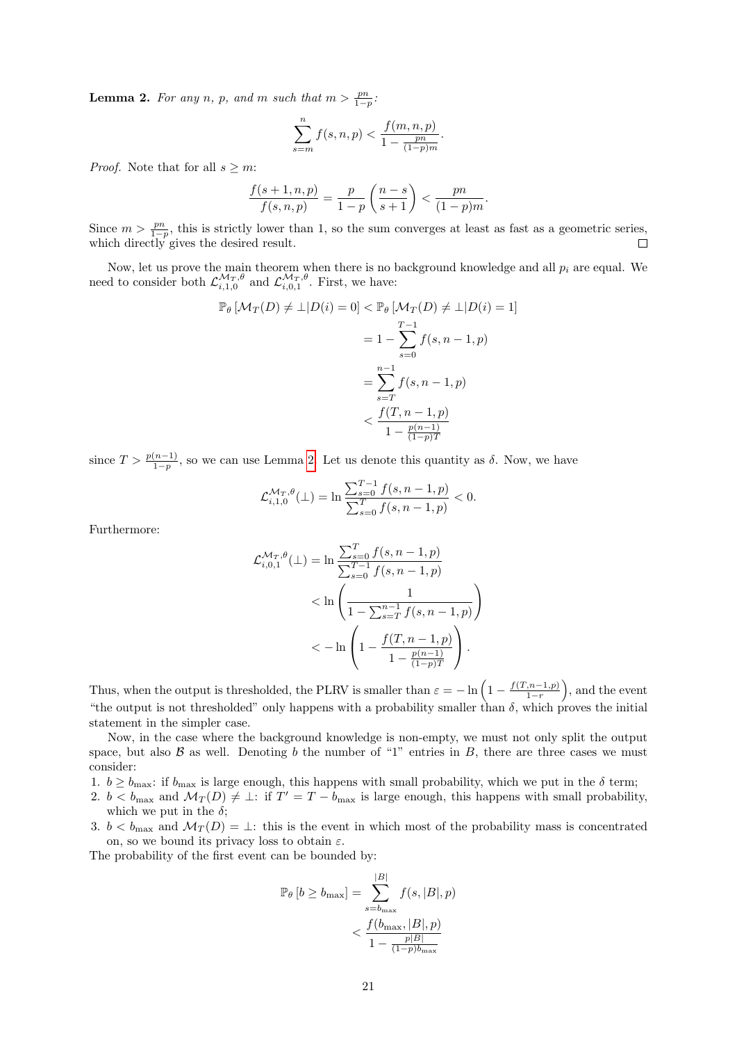**Lemma 2.** *For any $n$, $p$, and $m$ such that $m > \frac{pn}{1-p}$:*

$$\sum_{s=m}^{n} f(s,n,p) < \frac{f(m,n,p)}{1 - \frac{pn}{(1-p)m}}.$$

*Proof.* Note that for all $s \geq m$:

$$\frac{f(s+1,n,p)}{f(s,n,p)} = \frac{p}{1-p}\left(\frac{n-s}{s+1}\right) < \frac{pn}{(1-p)m}.$$

Since $m > \frac{pn}{1-p}$, this is strictly lower than 1, so the sum converges at least as fast as a geometric series, which directly gives the desired result. □

Now, let us prove the main theorem when there is no background knowledge and all $p_i$ are equal. We need to consider both $\mathcal{L}_{i,1,0}^{\mathcal{M}_T,\theta}$ and $\mathcal{L}_{i,0,1}^{\mathcal{M}_T,\theta}$. First, we have:

$$\begin{aligned}
\mathbb{P}_\theta\left[\mathcal{M}_T(D) \neq \bot | D(i) = 0\right] < \mathbb{P}_\theta\left[\mathcal{M}_T(D) \neq \bot | D(i) = 1\right] \\
&= 1 - \sum_{s=0}^{T-1} f(s, n-1, p) \\
&= \sum_{s=T}^{n-1} f(s, n-1, p) \\
&< \frac{f(T, n-1, p)}{1 - \frac{p(n-1)}{(1-p)T}}
\end{aligned}$$

since $T > \frac{p(n-1)}{1-p}$, so we can use Lemma 2. Let us denote this quantity as $\delta$. Now, we have

$$\mathcal{L}_{i,1,0}^{\mathcal{M}_T,\theta}(\bot) = \ln \frac{\sum_{s=0}^{T-1} f(s,n-1,p)}{\sum_{s=0}^{T} f(s,n-1,p)} < 0.$$

Furthermore:

$$\begin{aligned}
\mathcal{L}_{i,0,1}^{\mathcal{M}_T,\theta}(\bot) &= \ln \frac{\sum_{s=0}^{T} f(s,n-1,p)}{\sum_{s=0}^{T-1} f(s,n-1,p)} \\
&< \ln\left(\frac{1}{1 - \sum_{s=T}^{n-1} f(s,n-1,p)}\right) \\
&< -\ln\left(1 - \frac{f(T,n-1,p)}{1 - \frac{p(n-1)}{(1-p)T}}\right).
\end{aligned}$$

Thus, when the output is thresholded, the PLRV is smaller than $\varepsilon = -\ln\left(1 - \frac{f(T,n-1,p)}{1-r}\right)$, and the event "the output is not thresholded" only happens with a probability smaller than $\delta$, which proves the initial statement in the simpler case.

Now, in the case where the background knowledge is non-empty, we must not only split the output space, but also $\mathcal{B}$ as well. Denoting $b$ the number of "1" entries in $B$, there are three cases we must consider:

1. $b \geq b_{\max}$: if $b_{\max}$ is large enough, this happens with small probability, which we put in the $\delta$ term;
2. $b < b_{\max}$ and $\mathcal{M}_T(D) \neq \bot$: if $T' = T - b_{\max}$ is large enough, this happens with small probability, which we put in the $\delta$;
3. $b < b_{\max}$ and $\mathcal{M}_T(D) = \bot$: this is the event in which most of the probability mass is concentrated on, so we bound its privacy loss to obtain $\varepsilon$.

The probability of the first event can be bounded by:

$$\begin{aligned}
\mathbb{P}_\theta\left[b \geq b_{\max}\right] &= \sum_{s=b_{\max}}^{|B|} f(s, |B|, p) \\
&< \frac{f(b_{\max}, |B|, p)}{1 - \frac{p|B|}{(1-p)b_{\max}}}
\end{aligned}$$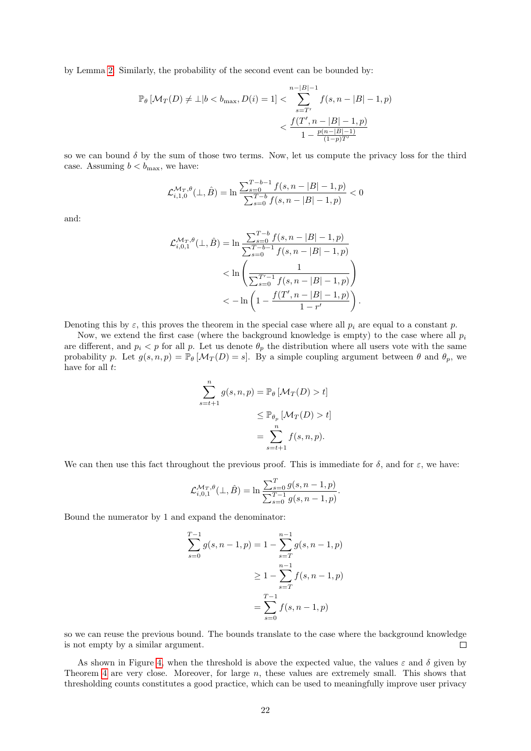by Lemma 2. Similarly, the probability of the second event can be bounded by:

$$\mathbb{P}_\theta\left[\mathcal{M}_T(D) \neq \bot | b < b_{\max}, D(i) = 1\right] < \sum_{s=T'}^{n-|B|-1} f(s, n-|B|-1, p)$$
$$< \frac{f(T', n-|B|-1, p)}{1 - \frac{p(n-|B|-1)}{(1-p)T'}}$$

so we can bound $\delta$ by the sum of those two terms. Now, let us compute the privacy loss for the third case. Assuming $b < b_{\max}$, we have:

$$\mathcal{L}_{i,1,0}^{\mathcal{M}_T,\theta}(\bot, \hat{B}) = \ln \frac{\sum_{s=0}^{T-b-1} f(s, n-|B|-1, p)}{\sum_{s=0}^{T-b} f(s, n-|B|-1, p)} < 0$$

and:

$$\mathcal{L}_{i,0,1}^{\mathcal{M}_T,\theta}(\bot, \hat{B}) = \ln \frac{\sum_{s=0}^{T-b} f(s, n-|B|-1, p)}{\sum_{s=0}^{T-b-1} f(s, n-|B|-1, p)}$$
$$< \ln\left(\frac{1}{\sum_{s=0}^{T'-1} f(s, n-|B|-1, p)}\right)$$
$$< -\ln\left(1 - \frac{f(T', n-|B|-1, p)}{1-r'}\right).$$

Denoting this by $\varepsilon$, this proves the theorem in the special case where all $p_i$ are equal to a constant $p$.

Now, we extend the first case (where the background knowledge is empty) to the case where all $p_i$ are different, and $p_i < p$ for all $p$. Let us denote $\theta_p$ the distribution where all users vote with the same probability $p$. Let $g(s, n, p) = \mathbb{P}_\theta\left[\mathcal{M}_T(D) = s\right]$. By a simple coupling argument between $\theta$ and $\theta_p$, we have for all $t$:

$$\sum_{s=t+1}^{n} g(s, n, p) = \mathbb{P}_\theta\left[\mathcal{M}_T(D) > t\right]$$
$$\leq \mathbb{P}_{\theta_p}\left[\mathcal{M}_T(D) > t\right]$$
$$= \sum_{s=t+1}^{n} f(s, n, p).$$

We can then use this fact throughout the previous proof. This is immediate for $\delta$, and for $\varepsilon$, we have:

$$\mathcal{L}_{i,0,1}^{\mathcal{M}_T,\theta}(\bot, \hat{B}) = \ln \frac{\sum_{s=0}^{T} g(s, n-1, p)}{\sum_{s=0}^{T-1} g(s, n-1, p)}.$$

Bound the numerator by 1 and expand the denominator:

$$\sum_{s=0}^{T-1} g(s, n-1, p) = 1 - \sum_{s=T}^{n-1} g(s, n-1, p)$$
$$\geq 1 - \sum_{s=T}^{n-1} f(s, n-1, p)$$
$$= \sum_{s=0}^{T-1} f(s, n-1, p)$$

so we can reuse the previous bound. The bounds translate to the case where the background knowledge is not empty by a similar argument. □

As shown in Figure 4, when the threshold is above the expected value, the values $\varepsilon$ and $\delta$ given by Theorem 4 are very close. Moreover, for large $n$, these values are extremely small. This shows that thresholding counts constitutes a good practice, which can be used to meaningfully improve user privacy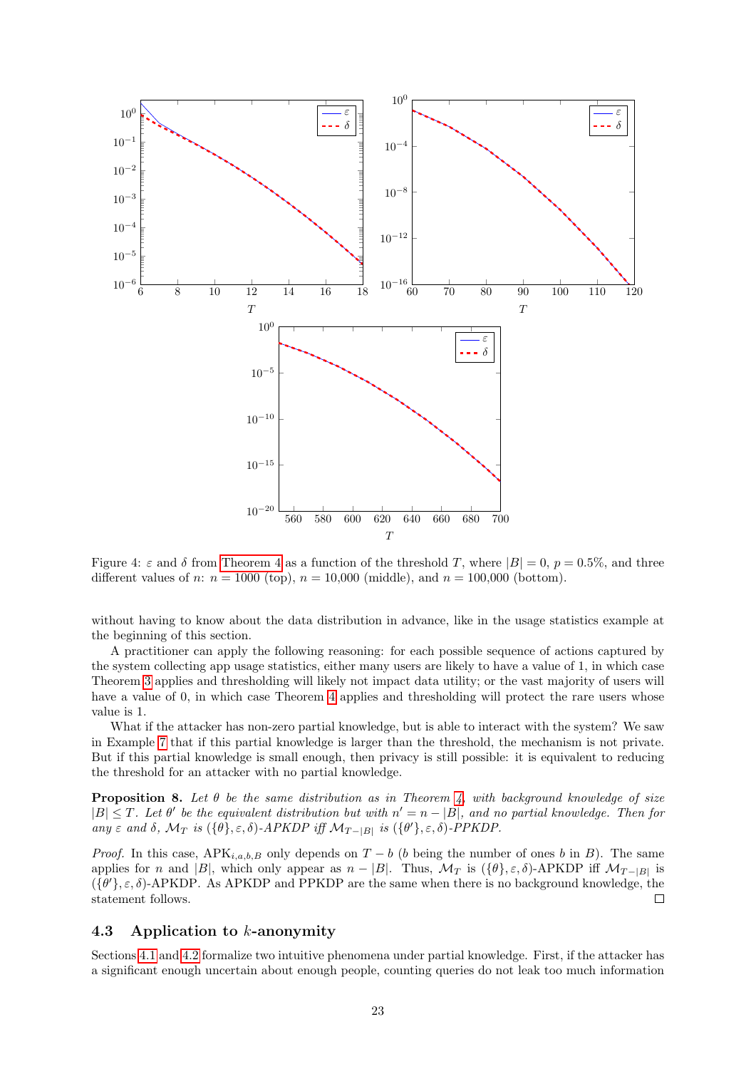Figure 4: $\varepsilon$ and $\delta$ from Theorem 4 as a function of the threshold $T$, where $|B| = 0$, $p = 0.5\%$, and three different values of $n$: $n = 1000$ (top), $n = 10{,}000$ (middle), and $n = 100{,}000$ (bottom).

without having to know about the data distribution in advance, like in the usage statistics example at the beginning of this section.

A practitioner can apply the following reasoning: for each possible sequence of actions captured by the system collecting app usage statistics, either many users are likely to have a value of 1, in which case Theorem 3 applies and thresholding will likely not impact data utility; or the vast majority of users will have a value of 0, in which case Theorem 4 applies and thresholding will protect the rare users whose value is 1.

What if the attacker has non-zero partial knowledge, but is able to interact with the system? We saw in Example 7 that if this partial knowledge is larger than the threshold, the mechanism is not private. But if this partial knowledge is small enough, then privacy is still possible: it is equivalent to reducing the threshold for an attacker with no partial knowledge.

**Proposition 8.** *Let $\theta$ be the same distribution as in Theorem 4, with background knowledge of size $|B| \leq T$. Let $\theta'$ be the equivalent distribution but with $n' = n - |B|$, and no partial knowledge. Then for any $\varepsilon$ and $\delta$, $\mathcal{M}_T$ is $(\{\theta\}, \varepsilon, \delta)$-APKDP iff $\mathcal{M}_{T-|B|}$ is $(\{\theta'\}, \varepsilon, \delta)$-PPKDP.*

*Proof.* In this case, $\text{APK}_{i,a,b,B}$ only depends on $T - b$ ($b$ being the number of ones $b$ in $B$). The same applies for $n$ and $|B|$, which only appear as $n - |B|$. Thus, $\mathcal{M}_T$ is $(\{\theta\}, \varepsilon, \delta)$-APKDP iff $\mathcal{M}_{T-|B|}$ is $(\{\theta'\}, \varepsilon, \delta)$-APKDP. As APKDP and PPKDP are the same when there is no background knowledge, the statement follows. □

### 4.3 Application to $k$-anonymity

Sections 4.1 and 4.2 formalize two intuitive phenomena under partial knowledge. First, if the attacker has a significant enough uncertain about enough people, counting queries do not leak too much information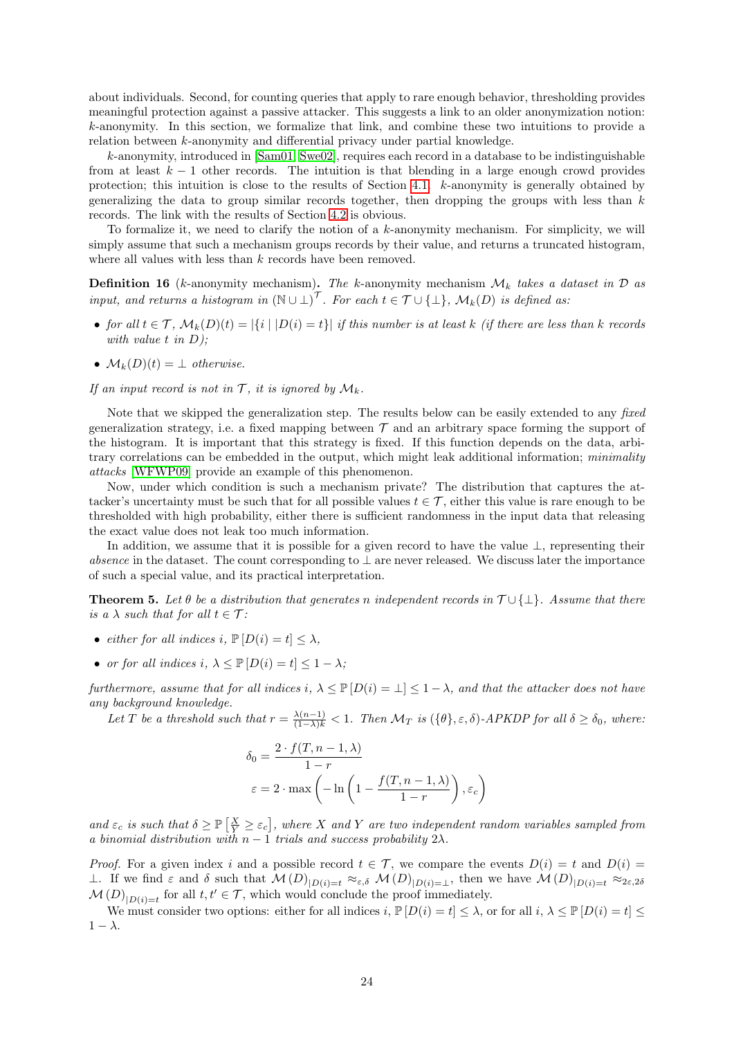about individuals. Second, for counting queries that apply to rare enough behavior, thresholding provides meaningful protection against a passive attacker. This suggests a link to an older anonymization notion: $k$-anonymity. In this section, we formalize that link, and combine these two intuitions to provide a relation between $k$-anonymity and differential privacy under partial knowledge.

$k$-anonymity, introduced in [Sam01, Swe02], requires each record in a database to be indistinguishable from at least $k-1$ other records. The intuition is that blending in a large enough crowd provides protection; this intuition is close to the results of Section 4.1. $k$-anonymity is generally obtained by generalizing the data to group similar records together, then dropping the groups with less than $k$ records. The link with the results of Section 4.2 is obvious.

To formalize it, we need to clarify the notion of a $k$-anonymity mechanism. For simplicity, we will simply assume that such a mechanism groups records by their value, and returns a truncated histogram, where all values with less than $k$ records have been removed.

**Definition 16** ($k$-anonymity mechanism)**.** *The $k$-anonymity mechanism $\mathcal{M}_k$ takes a dataset in $\mathcal{D}$ as input, and returns a histogram in $(\mathbb{N} \cup \bot)^{\mathcal{T}}$. For each $t \in \mathcal{T} \cup \{\bot\}$, $\mathcal{M}_k(D)$ is defined as:*

- *for all $t \in \mathcal{T}$, $\mathcal{M}_k(D)(t) = |\{i \mid |D(i) = t\}|$ if this number is at least $k$ (if there are less than $k$ records with value $t$ in $D$);*
- *$\mathcal{M}_k(D)(t) = \bot$ otherwise.*

*If an input record is not in $\mathcal{T}$, it is ignored by $\mathcal{M}_k$.*

Note that we skipped the generalization step. The results below can be easily extended to any *fixed* generalization strategy, i.e. a fixed mapping between $\mathcal{T}$ and an arbitrary space forming the support of the histogram. It is important that this strategy is fixed. If this function depends on the data, arbitrary correlations can be embedded in the output, which might leak additional information; *minimality attacks* [WFWP09] provide an example of this phenomenon.

Now, under which condition is such a mechanism private? The distribution that captures the attacker's uncertainty must be such that for all possible values $t \in \mathcal{T}$, either this value is rare enough to be thresholded with high probability, either there is sufficient randomness in the input data that releasing the exact value does not leak too much information.

In addition, we assume that it is possible for a given record to have the value $\bot$, representing their *absence* in the dataset. The count corresponding to $\bot$ are never released. We discuss later the importance of such a special value, and its practical interpretation.

**Theorem 5.** *Let $\theta$ be a distribution that generates $n$ independent records in $\mathcal{T} \cup \{\bot\}$. Assume that there is a $\lambda$ such that for all $t \in \mathcal{T}$:*

- *either for all indices $i$, $\mathbb{P}[D(i) = t] \leq \lambda$,*
- *or for all indices $i$, $\lambda \leq \mathbb{P}[D(i) = t] \leq 1 - \lambda$;*

*furthermore, assume that for all indices $i$, $\lambda \leq \mathbb{P}[D(i) = \bot] \leq 1 - \lambda$, and that the attacker does not have any background knowledge.*

*Let $T$ be a threshold such that $r = \frac{\lambda(n-1)}{(1-\lambda)k} < 1$. Then $\mathcal{M}_T$ is $(\{\theta\}, \varepsilon, \delta)$-APKDP for all $\delta \geq \delta_0$, where:*

$$\delta_0 = \frac{2 \cdot f(T, n-1, \lambda)}{1-r}$$

$$\varepsilon = 2 \cdot \max\left(-\ln\left(1 - \frac{f(T, n-1, \lambda)}{1-r}\right), \varepsilon_c\right)$$

*and $\varepsilon_c$ is such that $\delta \geq \mathbb{P}\left[\frac{X}{Y} \geq \varepsilon_c\right]$, where $X$ and $Y$ are two independent random variables sampled from a binomial distribution with $n-1$ trials and success probability $2\lambda$.*

*Proof.* For a given index $i$ and a possible record $t \in \mathcal{T}$, we compare the events $D(i) = t$ and $D(i) = \bot$. If we find $\varepsilon$ and $\delta$ such that $\mathcal{M}(D)_{|D(i)=t} \approx_{\varepsilon,\delta} \mathcal{M}(D)_{|D(i)=\bot}$, then we have $\mathcal{M}(D)_{|D(i)=t} \approx_{2\varepsilon,2\delta} \mathcal{M}(D)_{|D(i)=t}$ for all $t, t' \in \mathcal{T}$, which would conclude the proof immediately.

We must consider two options: either for all indices $i$, $\mathbb{P}[D(i) = t] \leq \lambda$, or for all $i$, $\lambda \leq \mathbb{P}[D(i) = t] \leq 1 - \lambda$.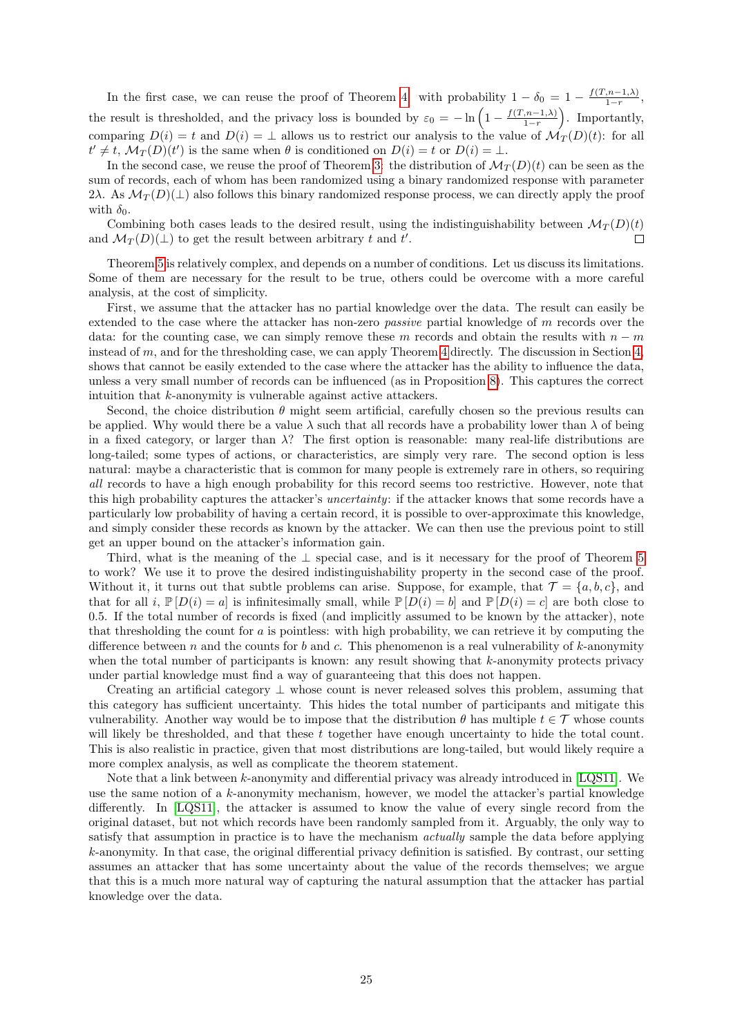In the first case, we can reuse the proof of Theorem 4: with probability $1-\delta_0 = 1-\frac{f(T,n-1,\lambda)}{1-r}$, the result is thresholded, and the privacy loss is bounded by $\varepsilon_0 = -\ln\left(1-\frac{f(T,n-1,\lambda)}{1-r}\right)$. Importantly, comparing $D(i) = t$ and $D(i) = \perp$ allows us to restrict our analysis to the value of $\mathcal{M}_T(D)(t)$: for all $t' \neq t$, $\mathcal{M}_T(D)(t')$ is the same when $\theta$ is conditioned on $D(i) = t$ or $D(i) = \perp$.

In the second case, we reuse the proof of Theorem 3: the distribution of $\mathcal{M}_T(D)(t)$ can be seen as the sum of records, each of whom has been randomized using a binary randomized response with parameter $2\lambda$. As $\mathcal{M}_T(D)(\perp)$ also follows this binary randomized response process, we can directly apply the proof with $\delta_0$.

Combining both cases leads to the desired result, using the indistinguishability between $\mathcal{M}_T(D)(t)$ and $\mathcal{M}_T(D)(\perp)$ to get the result between arbitrary $t$ and $t'$. □

Theorem 5 is relatively complex, and depends on a number of conditions. Let us discuss its limitations. Some of them are necessary for the result to be true, others could be overcome with a more careful analysis, at the cost of simplicity.

First, we assume that the attacker has no partial knowledge over the data. The result can easily be extended to the case where the attacker has non-zero *passive* partial knowledge of $m$ records over the data: for the counting case, we can simply remove these $m$ records and obtain the results with $n-m$ instead of $m$, and for the thresholding case, we can apply Theorem 4 directly. The discussion in Section 4, shows that cannot be easily extended to the case where the attacker has the ability to influence the data, unless a very small number of records can be influenced (as in Proposition 8). This captures the correct intuition that $k$-anonymity is vulnerable against active attackers.

Second, the choice distribution $\theta$ might seem artificial, carefully chosen so the previous results can be applied. Why would there be a value $\lambda$ such that all records have a probability lower than $\lambda$ of being in a fixed category, or larger than $\lambda$? The first option is reasonable: many real-life distributions are long-tailed; some types of actions, or characteristics, are simply very rare. The second option is less natural: maybe a characteristic that is common for many people is extremely rare in others, so requiring *all* records to have a high enough probability for this record seems too restrictive. However, note that this high probability captures the attacker's *uncertainty*: if the attacker knows that some records have a particularly low probability of having a certain record, it is possible to over-approximate this knowledge, and simply consider these records as known by the attacker. We can then use the previous point to still get an upper bound on the attacker's information gain.

Third, what is the meaning of the $\perp$ special case, and is it necessary for the proof of Theorem 5 to work? We use it to prove the desired indistinguishability property in the second case of the proof. Without it, it turns out that subtle problems can arise. Suppose, for example, that $\mathcal{T} = \{a,b,c\}$, and that for all $i$, $\mathbb{P}[D(i) = a]$ is infinitesimally small, while $\mathbb{P}[D(i) = b]$ and $\mathbb{P}[D(i) = c]$ are both close to 0.5. If the total number of records is fixed (and implicitly assumed to be known by the attacker), note that thresholding the count for $a$ is pointless: with high probability, we can retrieve it by computing the difference between $n$ and the counts for $b$ and $c$. This phenomenon is a real vulnerability of $k$-anonymity when the total number of participants is known: any result showing that $k$-anonymity protects privacy under partial knowledge must find a way of guaranteeing that this does not happen.

Creating an artificial category $\perp$ whose count is never released solves this problem, assuming that this category has sufficient uncertainty. This hides the total number of participants and mitigate this vulnerability. Another way would be to impose that the distribution $\theta$ has multiple $t \in \mathcal{T}$ whose counts will likely be thresholded, and that these $t$ together have enough uncertainty to hide the total count. This is also realistic in practice, given that most distributions are long-tailed, but would likely require a more complex analysis, as well as complicate the theorem statement.

Note that a link between $k$-anonymity and differential privacy was already introduced in [LQS11]. We use the same notion of a $k$-anonymity mechanism, however, we model the attacker's partial knowledge differently. In [LQS11], the attacker is assumed to know the value of every single record from the original dataset, but not which records have been randomly sampled from it. Arguably, the only way to satisfy that assumption in practice is to have the mechanism *actually* sample the data before applying $k$-anonymity. In that case, the original differential privacy definition is satisfied. By contrast, our setting assumes an attacker that has some uncertainty about the value of the records themselves; we argue that this is a much more natural way of capturing the natural assumption that the attacker has partial knowledge over the data.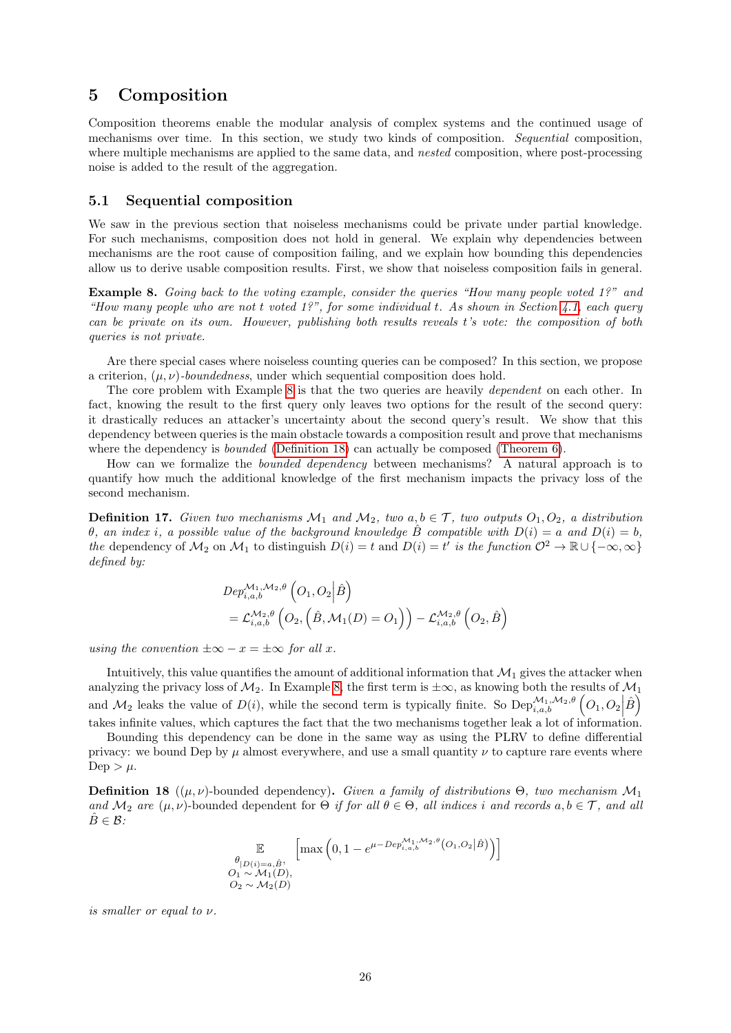# 5 Composition

Composition theorems enable the modular analysis of complex systems and the continued usage of mechanisms over time. In this section, we study two kinds of composition. *Sequential* composition, where multiple mechanisms are applied to the same data, and *nested* composition, where post-processing noise is added to the result of the aggregation.

## 5.1 Sequential composition

We saw in the previous section that noiseless mechanisms could be private under partial knowledge. For such mechanisms, composition does not hold in general. We explain why dependencies between mechanisms are the root cause of composition failing, and we explain how bounding this dependencies allow us to derive usable composition results. First, we show that noiseless composition fails in general.

**Example 8.** *Going back to the voting example, consider the queries "How many people voted 1?" and "How many people who are not t voted 1?", for some individual t. As shown in Section 4.1, each query can be private on its own. However, publishing both results reveals t's vote: the composition of both queries is not private.*

Are there special cases where noiseless counting queries can be composed? In this section, we propose a criterion, $(\mu,\nu)$-*boundedness*, under which sequential composition does hold.

The core problem with Example 8 is that the two queries are heavily *dependent* on each other. In fact, knowing the result to the first query only leaves two options for the result of the second query: it drastically reduces an attacker's uncertainty about the second query's result. We show that this dependency between queries is the main obstacle towards a composition result and prove that mechanisms where the dependency is *bounded* (Definition 18) can actually be composed (Theorem 6).

How can we formalize the *bounded dependency* between mechanisms? A natural approach is to quantify how much the additional knowledge of the first mechanism impacts the privacy loss of the second mechanism.

**Definition 17.** *Given two mechanisms $\mathcal{M}_1$ and $\mathcal{M}_2$, two $a,b\in\mathcal{T}$, two outputs $O_1,O_2$, a distribution $\theta$, an index $i$, a possible value of the background knowledge $\hat{B}$ compatible with $D(i)=a$ and $D(i)=b$, the* dependency of $\mathcal{M}_2$ on $\mathcal{M}_1$ to distinguish $D(i)=t$ and $D(i)=t'$ *is the function $\mathcal{O}^2\rightarrow\mathbb{R}\cup\{-\infty,\infty\}$ defined by:*

$$
\begin{aligned}
&Dep_{i,a,b}^{\mathcal{M}_1,\mathcal{M}_2,\theta}\left(O_1,O_2\middle|\hat{B}\right)\\
&=\mathcal{L}_{i,a,b}^{\mathcal{M}_2,\theta}\left(O_2,\left(\hat{B},\mathcal{M}_1(D)=O_1\right)\right)-\mathcal{L}_{i,a,b}^{\mathcal{M}_2,\theta}\left(O_2,\hat{B}\right)
\end{aligned}
$$

*using the convention $\pm\infty-x=\pm\infty$ for all $x$.*

Intuitively, this value quantifies the amount of additional information that $\mathcal{M}_1$ gives the attacker when analyzing the privacy loss of $\mathcal{M}_2$. In Example 8, the first term is $\pm\infty$, as knowing both the results of $\mathcal{M}_1$ and $\mathcal{M}_2$ leaks the value of $D(i)$, while the second term is typically finite. So $\mathrm{Dep}_{i,a,b}^{\mathcal{M}_1,\mathcal{M}_2,\theta}\left(O_1,O_2\middle|\hat{B}\right)$ takes infinite values, which captures the fact that the two mechanisms together leak a lot of information.

Bounding this dependency can be done in the same way as using the PLRV to define differential privacy: we bound Dep by $\mu$ almost everywhere, and use a small quantity $\nu$ to capture rare events where $\mathrm{Dep}>\mu$.

**Definition 18** ($(\mu,\nu)$-bounded dependency)**.** *Given a family of distributions $\Theta$, two mechanism $\mathcal{M}_1$ and $\mathcal{M}_2$ are $(\mu,\nu)$-bounded dependent for $\Theta$ if for all $\theta\in\Theta$, all indices $i$ and records $a,b\in\mathcal{T}$, and all $\hat{B}\in\mathcal{B}$:*

$$
\mathop{\mathbb{E}}_{\substack{\theta_{|D(i)=a,\hat{B}},\\ O_1\sim\mathcal{M}_1(D),\\ O_2\sim\mathcal{M}_2(D)}}\left[\max\left(0,1-e^{\mu-Dep_{i,a,b}^{\mathcal{M}_1,\mathcal{M}_2,\theta}\left(O_1,O_2|\hat{B}\right)}\right)\right]
$$

*is smaller or equal to $\nu$.*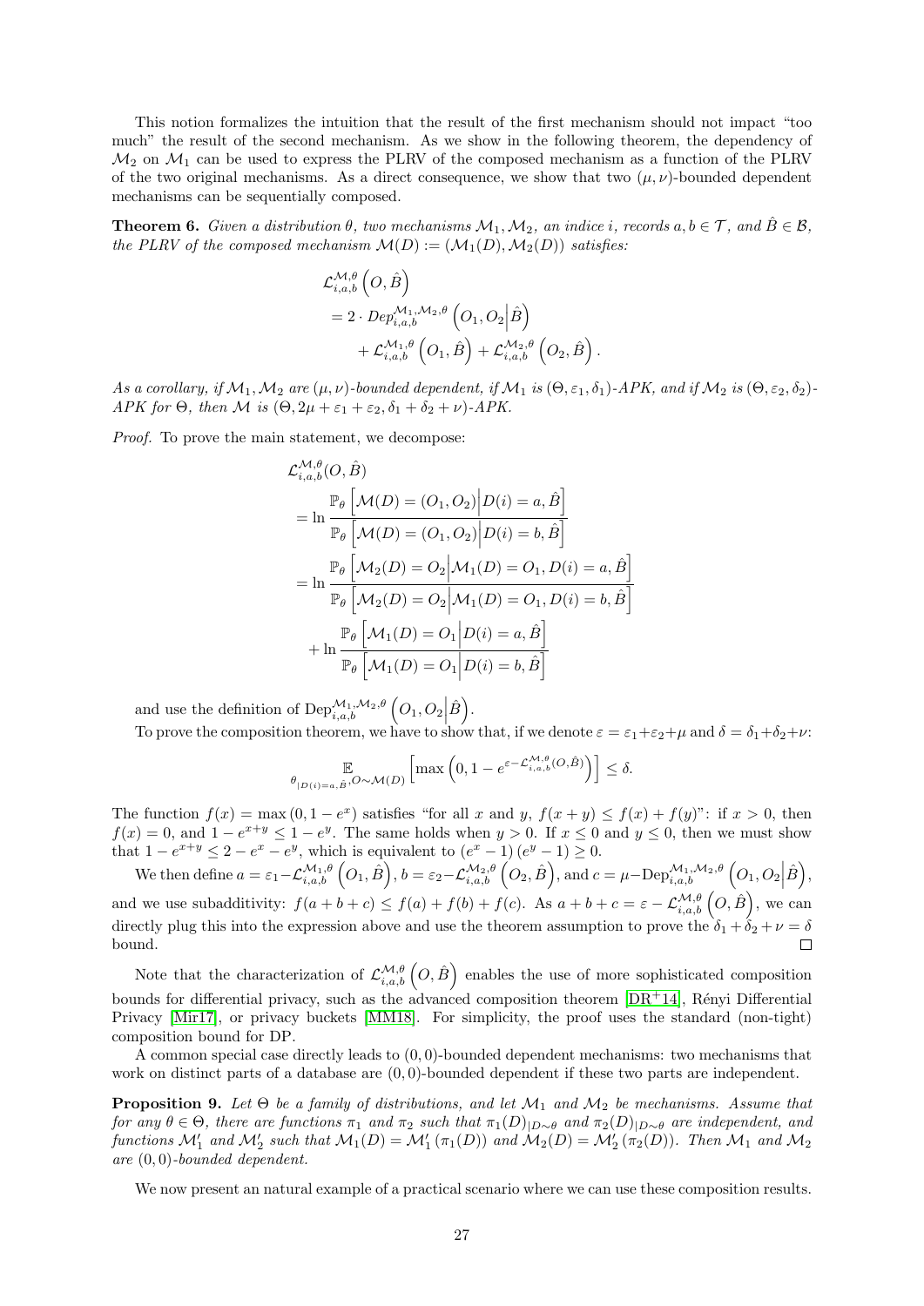This notion formalizes the intuition that the result of the first mechanism should not impact "too much" the result of the second mechanism. As we show in the following theorem, the dependency of $\mathcal{M}_2$ on $\mathcal{M}_1$ can be used to express the PLRV of the composed mechanism as a function of the PLRV of the two original mechanisms. As a direct consequence, we show that two $(\mu, \nu)$-bounded dependent mechanisms can be sequentially composed.

**Theorem 6.** *Given a distribution $\theta$, two mechanisms $\mathcal{M}_1, \mathcal{M}_2$, an indice $i$, records $a, b \in \mathcal{T}$, and $\hat{B} \in \mathcal{B}$, the PLRV of the composed mechanism $\mathcal{M}(D) := (\mathcal{M}_1(D), \mathcal{M}_2(D))$ satisfies:*

$$
\begin{aligned}
&\mathcal{L}_{i,a,b}^{\mathcal{M},\theta}\left(O, \hat{B}\right) \\
&= 2 \cdot \mathit{Dep}_{i,a,b}^{\mathcal{M}_1,\mathcal{M}_2,\theta}\left(O_1, O_2 \middle| \hat{B}\right) \\
&\quad + \mathcal{L}_{i,a,b}^{\mathcal{M}_1,\theta}\left(O_1, \hat{B}\right) + \mathcal{L}_{i,a,b}^{\mathcal{M}_2,\theta}\left(O_2, \hat{B}\right).
\end{aligned}
$$

*As a corollary, if $\mathcal{M}_1, \mathcal{M}_2$ are $(\mu, \nu)$-bounded dependent, if $\mathcal{M}_1$ is $(\Theta, \varepsilon_1, \delta_1)$-APK, and if $\mathcal{M}_2$ is $(\Theta, \varepsilon_2, \delta_2)$-APK for $\Theta$, then $\mathcal{M}$ is $(\Theta, 2\mu + \varepsilon_1 + \varepsilon_2, \delta_1 + \delta_2 + \nu)$-APK.*

*Proof.* To prove the main statement, we decompose:

$$
\begin{aligned}
&\mathcal{L}_{i,a,b}^{\mathcal{M},\theta}(O, \hat{B}) \\
&= \ln \frac{\mathbb{P}_\theta\left[\mathcal{M}(D) = (O_1, O_2) \middle| D(i) = a, \hat{B}\right]}{\mathbb{P}_\theta\left[\mathcal{M}(D) = (O_1, O_2) \middle| D(i) = b, \hat{B}\right]} \\
&= \ln \frac{\mathbb{P}_\theta\left[\mathcal{M}_2(D) = O_2 \middle| \mathcal{M}_1(D) = O_1, D(i) = a, \hat{B}\right]}{\mathbb{P}_\theta\left[\mathcal{M}_2(D) = O_2 \middle| \mathcal{M}_1(D) = O_1, D(i) = b, \hat{B}\right]} \\
&\quad + \ln \frac{\mathbb{P}_\theta\left[\mathcal{M}_1(D) = O_1 \middle| D(i) = a, \hat{B}\right]}{\mathbb{P}_\theta\left[\mathcal{M}_1(D) = O_1 \middle| D(i) = b, \hat{B}\right]}
\end{aligned}
$$

and use the definition of $\mathrm{Dep}_{i,a,b}^{\mathcal{M}_1,\mathcal{M}_2,\theta}\left(O_1, O_2 \middle| \hat{B}\right)$.

To prove the composition theorem, we have to show that, if we denote $\varepsilon = \varepsilon_1 + \varepsilon_2 + \mu$ and $\delta = \delta_1 + \delta_2 + \nu$:

$$
\mathop{\mathbb{E}}_{\theta_{|D(i)=a,\hat{B}}, O \sim \mathcal{M}(D)}\left[\max\left(0, 1 - e^{\varepsilon - \mathcal{L}_{i,a,b}^{\mathcal{M},\theta}(O,\hat{B})}\right)\right] \leq \delta.
$$

The function $f(x) = \max(0, 1 - e^x)$ satisfies "for all $x$ and $y$, $f(x+y) \leq f(x) + f(y)$": if $x > 0$, then $f(x) = 0$, and $1 - e^{x+y} \leq 1 - e^y$. The same holds when $y > 0$. If $x \leq 0$ and $y \leq 0$, then we must show that $1 - e^{x+y} \leq 2 - e^x - e^y$, which is equivalent to $(e^x - 1)(e^y - 1) \geq 0$.

We then define $a = \varepsilon_1 - \mathcal{L}_{i,a,b}^{\mathcal{M}_1,\theta}\left(O_1, \hat{B}\right)$, $b = \varepsilon_2 - \mathcal{L}_{i,a,b}^{\mathcal{M}_2,\theta}\left(O_2, \hat{B}\right)$, and $c = \mu - \mathrm{Dep}_{i,a,b}^{\mathcal{M}_1,\mathcal{M}_2,\theta}\left(O_1, O_2 \middle| \hat{B}\right)$, and we use subadditivity: $f(a+b+c) \leq f(a) + f(b) + f(c)$. As $a + b + c = \varepsilon - \mathcal{L}_{i,a,b}^{\mathcal{M},\theta}\left(O, \hat{B}\right)$, we can directly plug this into the expression above and use the theorem assumption to prove the $\delta_1 + \delta_2 + \nu = \delta$ bound. ◻

Note that the characterization of $\mathcal{L}_{i,a,b}^{\mathcal{M},\theta}\left(O, \hat{B}\right)$ enables the use of more sophisticated composition bounds for differential privacy, such as the advanced composition theorem [DR+14], Rényi Differential Privacy [Mir17], or privacy buckets [MM18]. For simplicity, the proof uses the standard (non-tight) composition bound for DP.

A common special case directly leads to $(0,0)$-bounded dependent mechanisms: two mechanisms that work on distinct parts of a database are $(0,0)$-bounded dependent if these two parts are independent.

**Proposition 9.** *Let $\Theta$ be a family of distributions, and let $\mathcal{M}_1$ and $\mathcal{M}_2$ be mechanisms. Assume that for any $\theta \in \Theta$, there are functions $\pi_1$ and $\pi_2$ such that $\pi_1(D)_{|D\sim\theta}$ and $\pi_2(D)_{|D\sim\theta}$ are independent, and functions $\mathcal{M}_1'$ and $\mathcal{M}_2'$ such that $\mathcal{M}_1(D) = \mathcal{M}_1'(\pi_1(D))$ and $\mathcal{M}_2(D) = \mathcal{M}_2'(\pi_2(D))$. Then $\mathcal{M}_1$ and $\mathcal{M}_2$ are $(0,0)$-bounded dependent.*

We now present an natural example of a practical scenario where we can use these composition results.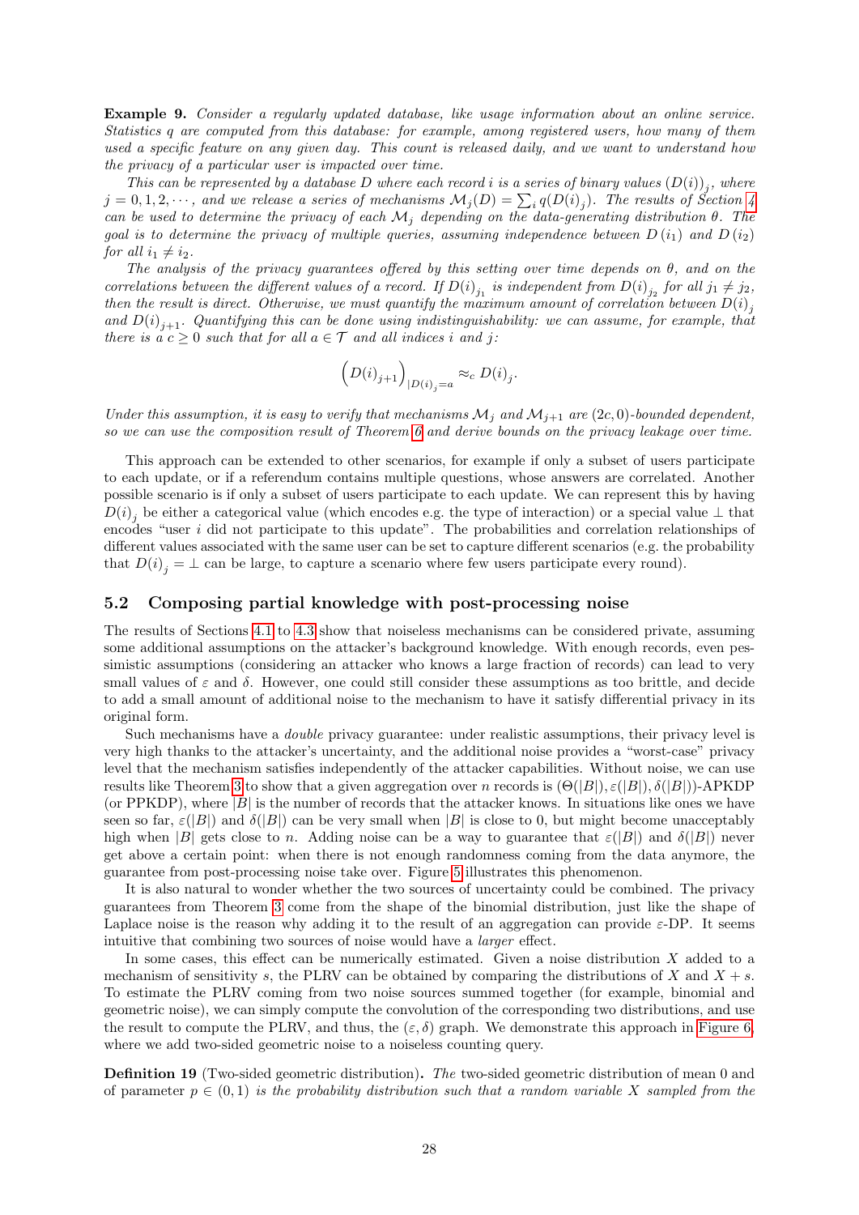**Example 9.** *Consider a regularly updated database, like usage information about an online service. Statistics q are computed from this database: for example, among registered users, how many of them used a specific feature on any given day. This count is released daily, and we want to understand how the privacy of a particular user is impacted over time.*

*This can be represented by a database D where each record i is a series of binary values $(D(i))_j$, where $j = 0, 1, 2, \cdots$, and we release a series of mechanisms $\mathcal{M}_j(D) = \sum_i q(D(i)_j)$. The results of Section 4 can be used to determine the privacy of each $\mathcal{M}_j$ depending on the data-generating distribution $\theta$. The goal is to determine the privacy of multiple queries, assuming independence between $D(i_1)$ and $D(i_2)$ for all $i_1 \neq i_2$.*

*The analysis of the privacy guarantees offered by this setting over time depends on $\theta$, and on the correlations between the different values of a record. If $D(i)_{j_1}$ is independent from $D(i)_{j_2}$ for all $j_1 \neq j_2$, then the result is direct. Otherwise, we must quantify the maximum amount of correlation between $D(i)_j$ and $D(i)_{j+1}$. Quantifying this can be done using indistinguishability: we can assume, for example, that there is a $c \geq 0$ such that for all $a \in \mathcal{T}$ and all indices i and j:*

$$\left(D(i)_{j+1}\right)_{|D(i)_j = a} \approx_c D(i)_j.$$

*Under this assumption, it is easy to verify that mechanisms $\mathcal{M}_j$ and $\mathcal{M}_{j+1}$ are $(2c, 0)$-bounded dependent, so we can use the composition result of Theorem 6 and derive bounds on the privacy leakage over time.*

This approach can be extended to other scenarios, for example if only a subset of users participate to each update, or if a referendum contains multiple questions, whose answers are correlated. Another possible scenario is if only a subset of users participate to each update. We can represent this by having $D(i)_j$ be either a categorical value (which encodes e.g. the type of interaction) or a special value $\perp$ that encodes "user $i$ did not participate to this update". The probabilities and correlation relationships of different values associated with the same user can be set to capture different scenarios (e.g. the probability that $D(i)_j = \perp$ can be large, to capture a scenario where few users participate every round).

## 5.2 Composing partial knowledge with post-processing noise

The results of Sections 4.1 to 4.3 show that noiseless mechanisms can be considered private, assuming some additional assumptions on the attacker's background knowledge. With enough records, even pessimistic assumptions (considering an attacker who knows a large fraction of records) can lead to very small values of $\varepsilon$ and $\delta$. However, one could still consider these assumptions as too brittle, and decide to add a small amount of additional noise to the mechanism to have it satisfy differential privacy in its original form.

Such mechanisms have a *double* privacy guarantee: under realistic assumptions, their privacy level is very high thanks to the attacker's uncertainty, and the additional noise provides a "worst-case" privacy level that the mechanism satisfies independently of the attacker capabilities. Without noise, we can use results like Theorem 3 to show that a given aggregation over $n$ records is $(\Theta(|B|), \varepsilon(|B|), \delta(|B|))$-APKDP (or PPKDP), where $|B|$ is the number of records that the attacker knows. In situations like ones we have seen so far, $\varepsilon(|B|)$ and $\delta(|B|)$ can be very small when $|B|$ is close to 0, but might become unacceptably high when $|B|$ gets close to $n$. Adding noise can be a way to guarantee that $\varepsilon(|B|)$ and $\delta(|B|)$ never get above a certain point: when there is not enough randomness coming from the data anymore, the guarantee from post-processing noise take over. Figure 5 illustrates this phenomenon.

It is also natural to wonder whether the two sources of uncertainty could be combined. The privacy guarantees from Theorem 3 come from the shape of the binomial distribution, just like the shape of Laplace noise is the reason why adding it to the result of an aggregation can provide $\varepsilon$-DP. It seems intuitive that combining two sources of noise would have a *larger* effect.

In some cases, this effect can be numerically estimated. Given a noise distribution $X$ added to a mechanism of sensitivity $s$, the PLRV can be obtained by comparing the distributions of $X$ and $X + s$. To estimate the PLRV coming from two noise sources summed together (for example, binomial and geometric noise), we can simply compute the convolution of the corresponding two distributions, and use the result to compute the PLRV, and thus, the $(\varepsilon, \delta)$ graph. We demonstrate this approach in Figure 6, where we add two-sided geometric noise to a noiseless counting query.

**Definition 19** (Two-sided geometric distribution)**.** *The* two-sided geometric distribution of mean 0 and of parameter $p \in (0, 1)$ *is the probability distribution such that a random variable X sampled from the*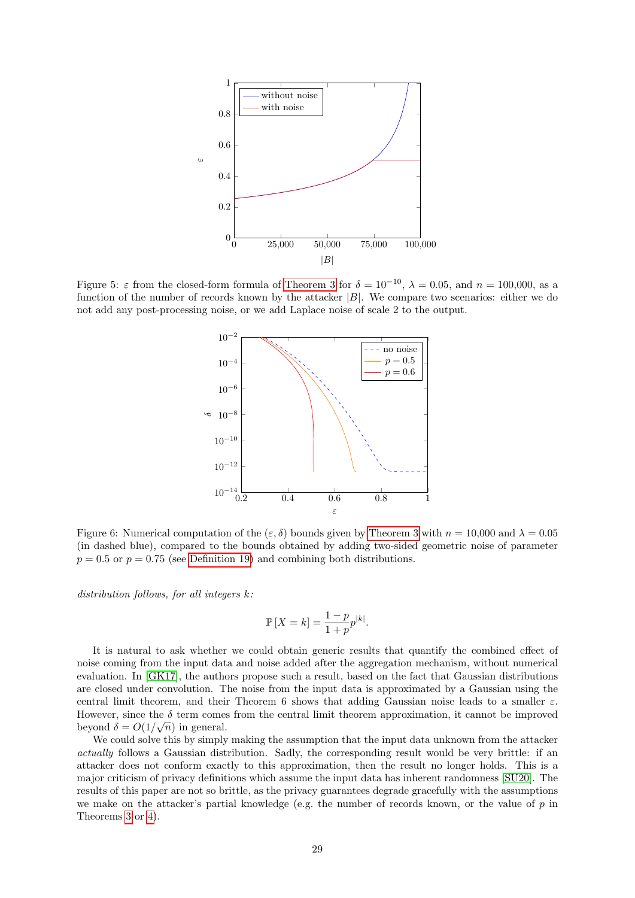Figure 5: $\varepsilon$ from the closed-form formula of Theorem 3 for $\delta = 10^{-10}$, $\lambda = 0.05$, and $n = 100{,}000$, as a function of the number of records known by the attacker $|B|$. We compare two scenarios: either we do not add any post-processing noise, or we add Laplace noise of scale 2 to the output.

Figure 6: Numerical computation of the $(\varepsilon, \delta)$ bounds given by Theorem 3 with $n = 10{,}000$ and $\lambda = 0.05$ (in dashed blue), compared to the bounds obtained by adding two-sided geometric noise of parameter $p = 0.5$ or $p = 0.75$ (see Definition 19) and combining both distributions.

*distribution follows, for all integers k:*

$$\mathbb{P}\left[X = k\right] = \frac{1-p}{1+p}p^{|k|}.$$

It is natural to ask whether we could obtain generic results that quantify the combined effect of noise coming from the input data and noise added after the aggregation mechanism, without numerical evaluation. In [GK17], the authors propose such a result, based on the fact that Gaussian distributions are closed under convolution. The noise from the input data is approximated by a Gaussian using the central limit theorem, and their Theorem 6 shows that adding Gaussian noise leads to a smaller $\varepsilon$. However, since the $\delta$ term comes from the central limit theorem approximation, it cannot be improved beyond $\delta = O(1/\sqrt{n})$ in general.

We could solve this by simply making the assumption that the input data unknown from the attacker *actually* follows a Gaussian distribution. Sadly, the corresponding result would be very brittle: if an attacker does not conform exactly to this approximation, then the result no longer holds. This is a major criticism of privacy definitions which assume the input data has inherent randomness [SU20]. The results of this paper are not so brittle, as the privacy guarantees degrade gracefully with the assumptions we make on the attacker's partial knowledge (e.g. the number of records known, or the value of $p$ in Theorems 3 or 4).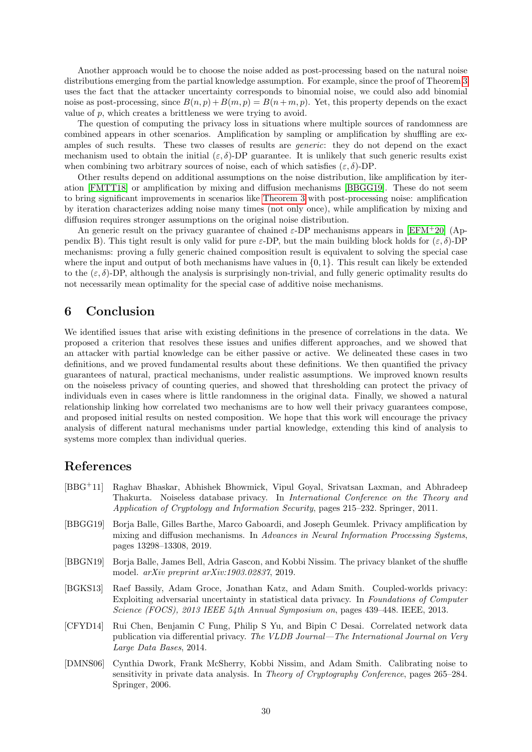Another approach would be to choose the noise added as post-processing based on the natural noise distributions emerging from the partial knowledge assumption. For example, since the proof of Theorem 3 uses the fact that the attacker uncertainty corresponds to binomial noise, we could also add binomial noise as post-processing, since $B(n,p)+B(m,p)=B(n+m,p)$. Yet, this property depends on the exact value of $p$, which creates a brittleness we were trying to avoid.

The question of computing the privacy loss in situations where multiple sources of randomness are combined appears in other scenarios. Amplification by sampling or amplification by shuffling are examples of such results. These two classes of results are *generic*: they do not depend on the exact mechanism used to obtain the initial $(\varepsilon,\delta)$-DP guarantee. It is unlikely that such generic results exist when combining two arbitrary sources of noise, each of which satisfies $(\varepsilon,\delta)$-DP.

Other results depend on additional assumptions on the noise distribution, like amplification by iteration [FMTT18] or amplification by mixing and diffusion mechanisms [BBGG19]. These do not seem to bring significant improvements in scenarios like Theorem 3 with post-processing noise: amplification by iteration characterizes adding noise many times (not only once), while amplification by mixing and diffusion requires stronger assumptions on the original noise distribution.

An generic result on the privacy guarantee of chained $\varepsilon$-DP mechanisms appears in [EFM+20] (Appendix B). This tight result is only valid for pure $\varepsilon$-DP, but the main building block holds for $(\varepsilon,\delta)$-DP mechanisms: proving a fully generic chained composition result is equivalent to solving the special case where the input and output of both mechanisms have values in $\{0,1\}$. This result can likely be extended to the $(\varepsilon,\delta)$-DP, although the analysis is surprisingly non-trivial, and fully generic optimality results do not necessarily mean optimality for the special case of additive noise mechanisms.

# 6 Conclusion

We identified issues that arise with existing definitions in the presence of correlations in the data. We proposed a criterion that resolves these issues and unifies different approaches, and we showed that an attacker with partial knowledge can be either passive or active. We delineated these cases in two definitions, and we proved fundamental results about these definitions. We then quantified the privacy guarantees of natural, practical mechanisms, under realistic assumptions. We improved known results on the noiseless privacy of counting queries, and showed that thresholding can protect the privacy of individuals even in cases where is little randomness in the original data. Finally, we showed a natural relationship linking how correlated two mechanisms are to how well their privacy guarantees compose, and proposed initial results on nested composition. We hope that this work will encourage the privacy analysis of different natural mechanisms under partial knowledge, extending this kind of analysis to systems more complex than individual queries.

# References

[BBG+11] Raghav Bhaskar, Abhishek Bhowmick, Vipul Goyal, Srivatsan Laxman, and Abhradeep Thakurta. Noiseless database privacy. In *International Conference on the Theory and Application of Cryptology and Information Security*, pages 215–232. Springer, 2011.

[BBGG19] Borja Balle, Gilles Barthe, Marco Gaboardi, and Joseph Geumlek. Privacy amplification by mixing and diffusion mechanisms. In *Advances in Neural Information Processing Systems*, pages 13298–13308, 2019.

[BBGN19] Borja Balle, James Bell, Adria Gascon, and Kobbi Nissim. The privacy blanket of the shuffle model. *arXiv preprint arXiv:1903.02837*, 2019.

[BGKS13] Raef Bassily, Adam Groce, Jonathan Katz, and Adam Smith. Coupled-worlds privacy: Exploiting adversarial uncertainty in statistical data privacy. In *Foundations of Computer Science (FOCS), 2013 IEEE 54th Annual Symposium on*, pages 439–448. IEEE, 2013.

[CFYD14] Rui Chen, Benjamin C Fung, Philip S Yu, and Bipin C Desai. Correlated network data publication via differential privacy. *The VLDB Journal—The International Journal on Very Large Data Bases*, 2014.

[DMNS06] Cynthia Dwork, Frank McSherry, Kobbi Nissim, and Adam Smith. Calibrating noise to sensitivity in private data analysis. In *Theory of Cryptography Conference*, pages 265–284. Springer, 2006.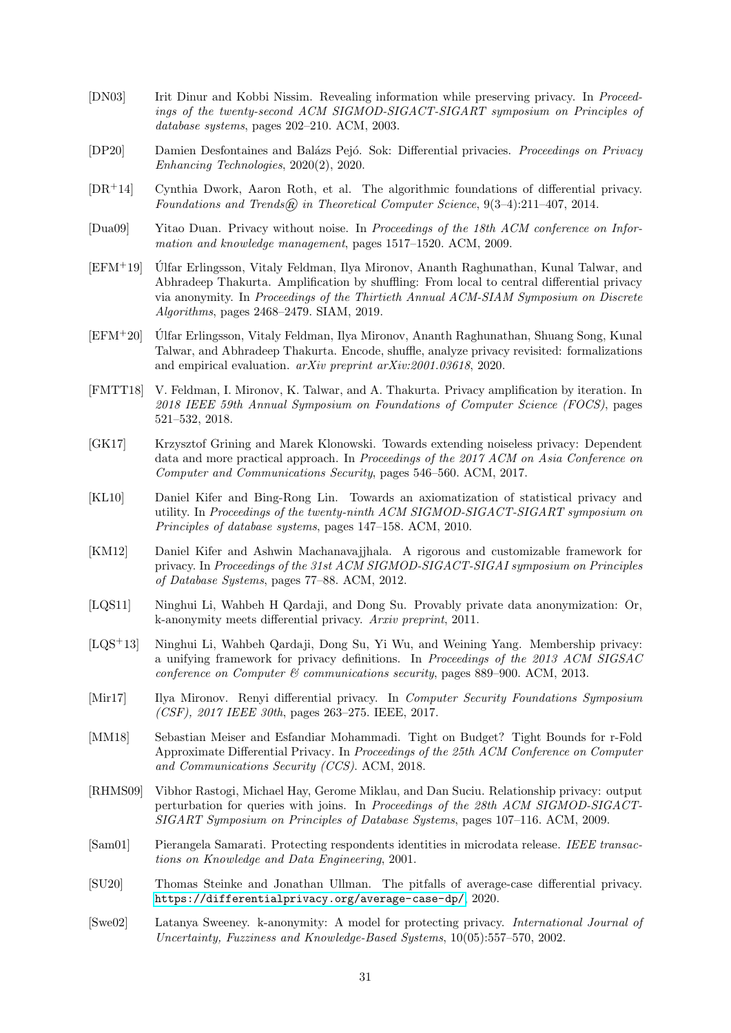[DN03] Irit Dinur and Kobbi Nissim. Revealing information while preserving privacy. In *Proceedings of the twenty-second ACM SIGMOD-SIGACT-SIGART symposium on Principles of database systems*, pages 202–210. ACM, 2003.

[DP20] Damien Desfontaines and Balázs Pejó. Sok: Differential privacies. *Proceedings on Privacy Enhancing Technologies*, 2020(2), 2020.

[DR+14] Cynthia Dwork, Aaron Roth, et al. The algorithmic foundations of differential privacy. *Foundations and Trends® in Theoretical Computer Science*, 9(3–4):211–407, 2014.

[Dua09] Yitao Duan. Privacy without noise. In *Proceedings of the 18th ACM conference on Information and knowledge management*, pages 1517–1520. ACM, 2009.

[EFM+19] Úlfar Erlingsson, Vitaly Feldman, Ilya Mironov, Ananth Raghunathan, Kunal Talwar, and Abhradeep Thakurta. Amplification by shuffling: From local to central differential privacy via anonymity. In *Proceedings of the Thirtieth Annual ACM-SIAM Symposium on Discrete Algorithms*, pages 2468–2479. SIAM, 2019.

[EFM+20] Úlfar Erlingsson, Vitaly Feldman, Ilya Mironov, Ananth Raghunathan, Shuang Song, Kunal Talwar, and Abhradeep Thakurta. Encode, shuffle, analyze privacy revisited: formalizations and empirical evaluation. *arXiv preprint arXiv:2001.03618*, 2020.

[FMTT18] V. Feldman, I. Mironov, K. Talwar, and A. Thakurta. Privacy amplification by iteration. In *2018 IEEE 59th Annual Symposium on Foundations of Computer Science (FOCS)*, pages 521–532, 2018.

[GK17] Krzysztof Grining and Marek Klonowski. Towards extending noiseless privacy: Dependent data and more practical approach. In *Proceedings of the 2017 ACM on Asia Conference on Computer and Communications Security*, pages 546–560. ACM, 2017.

[KL10] Daniel Kifer and Bing-Rong Lin. Towards an axiomatization of statistical privacy and utility. In *Proceedings of the twenty-ninth ACM SIGMOD-SIGACT-SIGART symposium on Principles of database systems*, pages 147–158. ACM, 2010.

[KM12] Daniel Kifer and Ashwin Machanavajjhala. A rigorous and customizable framework for privacy. In *Proceedings of the 31st ACM SIGMOD-SIGACT-SIGAI symposium on Principles of Database Systems*, pages 77–88. ACM, 2012.

[LQS11] Ninghui Li, Wahbeh H Qardaji, and Dong Su. Provably private data anonymization: Or, k-anonymity meets differential privacy. *Arxiv preprint*, 2011.

[LQS+13] Ninghui Li, Wahbeh Qardaji, Dong Su, Yi Wu, and Weining Yang. Membership privacy: a unifying framework for privacy definitions. In *Proceedings of the 2013 ACM SIGSAC conference on Computer & communications security*, pages 889–900. ACM, 2013.

[Mir17] Ilya Mironov. Renyi differential privacy. In *Computer Security Foundations Symposium (CSF), 2017 IEEE 30th*, pages 263–275. IEEE, 2017.

[MM18] Sebastian Meiser and Esfandiar Mohammadi. Tight on Budget? Tight Bounds for r-Fold Approximate Differential Privacy. In *Proceedings of the 25th ACM Conference on Computer and Communications Security (CCS)*. ACM, 2018.

[RHMS09] Vibhor Rastogi, Michael Hay, Gerome Miklau, and Dan Suciu. Relationship privacy: output perturbation for queries with joins. In *Proceedings of the 28th ACM SIGMOD-SIGACT-SIGART Symposium on Principles of Database Systems*, pages 107–116. ACM, 2009.

[Sam01] Pierangela Samarati. Protecting respondents identities in microdata release. *IEEE transactions on Knowledge and Data Engineering*, 2001.

[SU20] Thomas Steinke and Jonathan Ullman. The pitfalls of average-case differential privacy. https://differentialprivacy.org/average-case-dp/, 2020.

[Swe02] Latanya Sweeney. k-anonymity: A model for protecting privacy. *International Journal of Uncertainty, Fuzziness and Knowledge-Based Systems*, 10(05):557–570, 2002.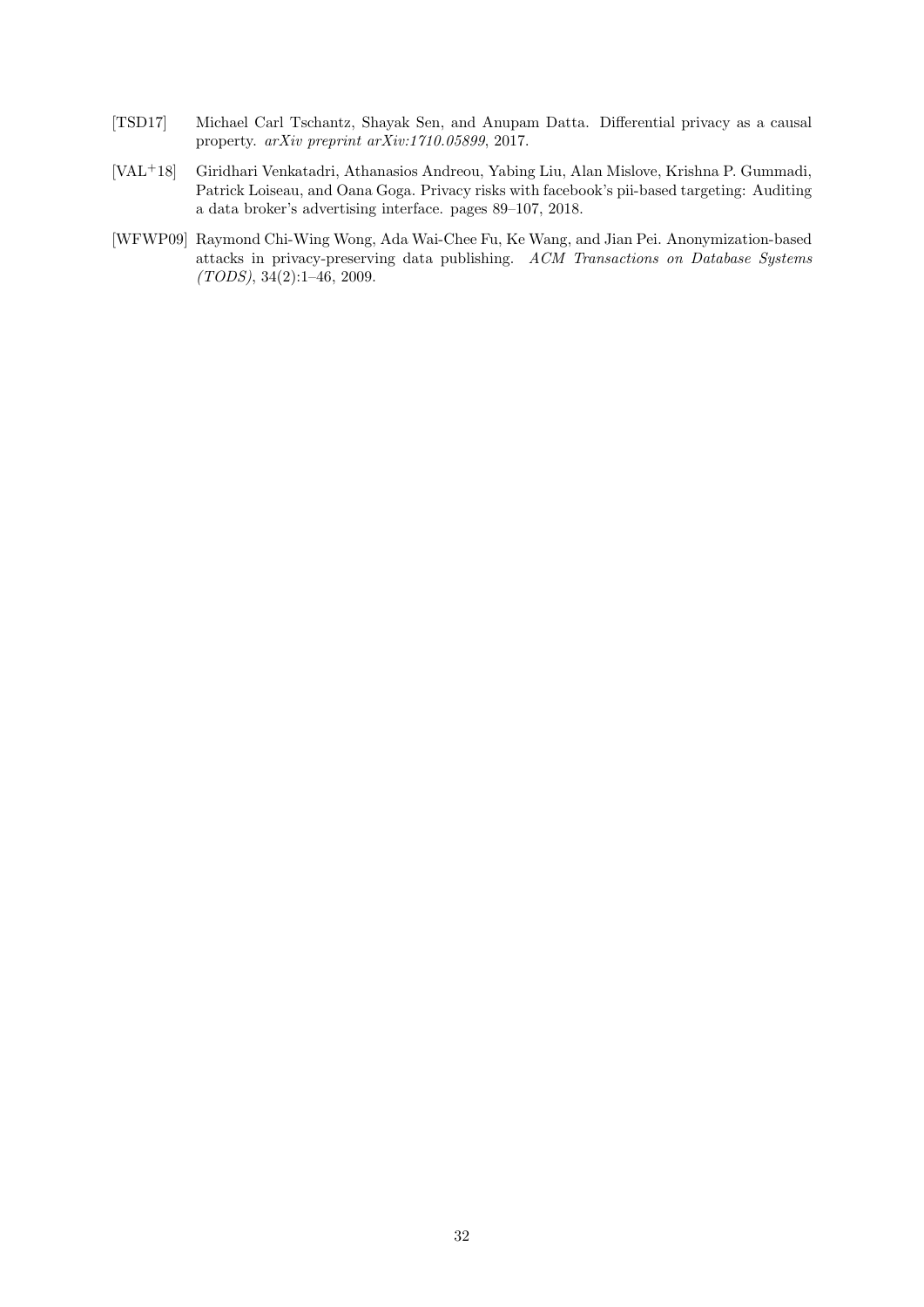[TSD17] Michael Carl Tschantz, Shayak Sen, and Anupam Datta. Differential privacy as a causal property. *arXiv preprint arXiv:1710.05899*, 2017.

[VAL+18] Giridhari Venkatadri, Athanasios Andreou, Yabing Liu, Alan Mislove, Krishna P. Gummadi, Patrick Loiseau, and Oana Goga. Privacy risks with facebook's pii-based targeting: Auditing a data broker's advertising interface. pages 89–107, 2018.

[WFWP09] Raymond Chi-Wing Wong, Ada Wai-Chee Fu, Ke Wang, and Jian Pei. Anonymization-based attacks in privacy-preserving data publishing. *ACM Transactions on Database Systems (TODS)*, 34(2):1–46, 2009.